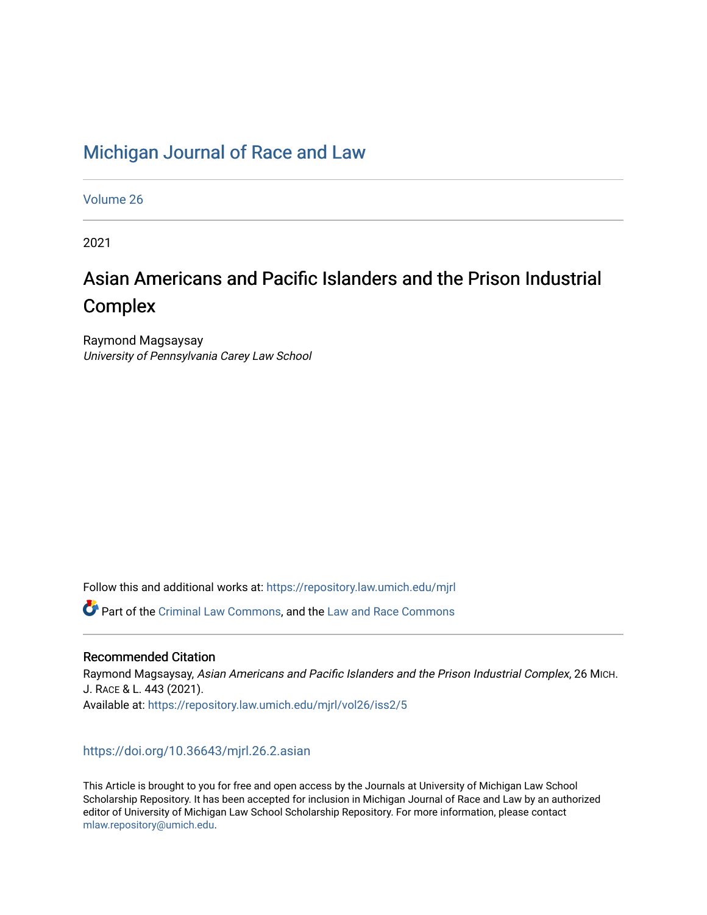# Michigan Journal of Race and Law

Volume 26

2021

## Asian Americans and Pacific Islanders and the Prison Industrial Complex

Raymond Magsaysay
*University of Pennsylvania Carey Law School*

Follow this and additional works at: https://repository.law.umich.edu/mjrl

Part of the Criminal Law Commons, and the Law and Race Commons

### Recommended Citation

Raymond Magsaysay, *Asian Americans and Pacific Islanders and the Prison Industrial Complex*, 26 MICH. J. RACE & L. 443 (2021).
Available at: https://repository.law.umich.edu/mjrl/vol26/iss2/5

https://doi.org/10.36643/mjrl.26.2.asian

This Article is brought to you for free and open access by the Journals at University of Michigan Law School Scholarship Repository. It has been accepted for inclusion in Michigan Journal of Race and Law by an authorized editor of University of Michigan Law School Scholarship Repository. For more information, please contact mlaw.repository@umich.edu.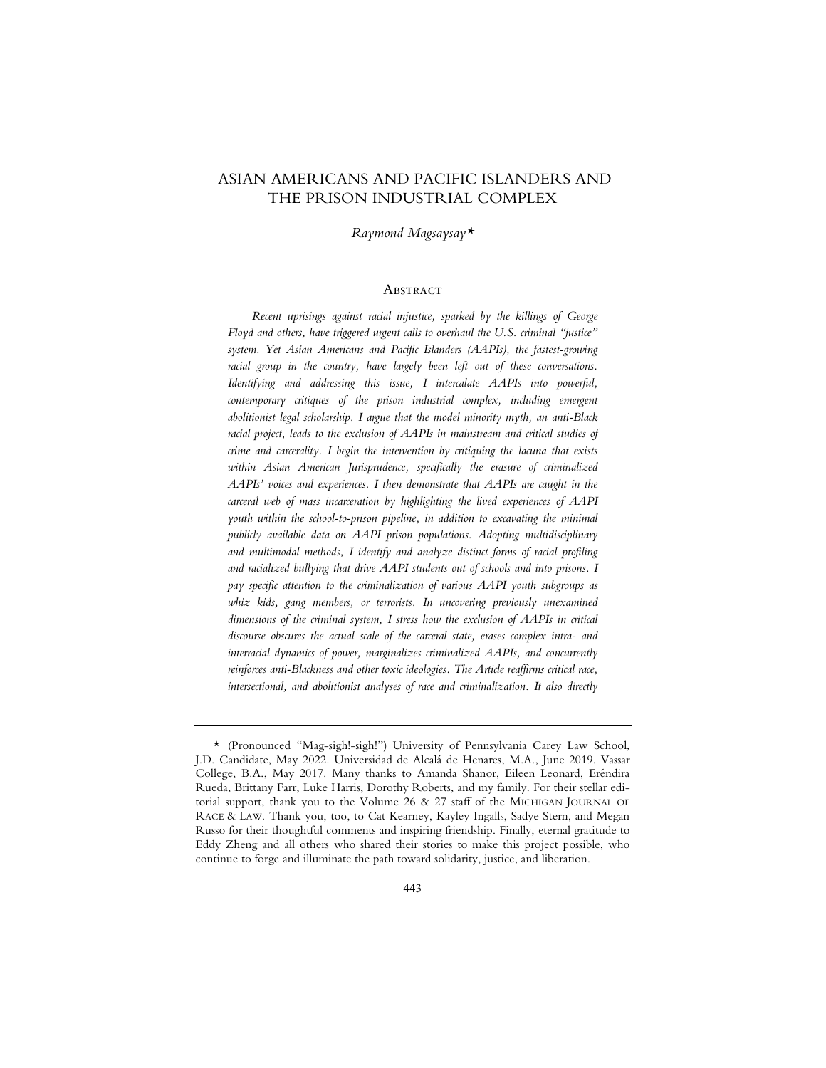# ASIAN AMERICANS AND PACIFIC ISLANDERS AND THE PRISON INDUSTRIAL COMPLEX

*Raymond Magsaysay*\*

## Abstract

*Recent uprisings against racial injustice, sparked by the killings of George Floyd and others, have triggered urgent calls to overhaul the U.S. criminal "justice" system. Yet Asian Americans and Pacific Islanders (AAPIs), the fastest-growing racial group in the country, have largely been left out of these conversations. Identifying and addressing this issue, I intercalate AAPIs into powerful, contemporary critiques of the prison industrial complex, including emergent abolitionist legal scholarship. I argue that the model minority myth, an anti-Black racial project, leads to the exclusion of AAPIs in mainstream and critical studies of crime and carcerality. I begin the intervention by critiquing the lacuna that exists within Asian American Jurisprudence, specifically the erasure of criminalized AAPIs' voices and experiences. I then demonstrate that AAPIs are caught in the carceral web of mass incarceration by highlighting the lived experiences of AAPI youth within the school-to-prison pipeline, in addition to excavating the minimal publicly available data on AAPI prison populations. Adopting multidisciplinary and multimodal methods, I identify and analyze distinct forms of racial profiling and racialized bullying that drive AAPI students out of schools and into prisons. I pay specific attention to the criminalization of various AAPI youth subgroups as whiz kids, gang members, or terrorists. In uncovering previously unexamined dimensions of the criminal system, I stress how the exclusion of AAPIs in critical discourse obscures the actual scale of the carceral state, erases complex intra- and interracial dynamics of power, marginalizes criminalized AAPIs, and concurrently reinforces anti-Blackness and other toxic ideologies. The Article reaffirms critical race, intersectional, and abolitionist analyses of race and criminalization. It also directly*

---

\* (Pronounced "Mag-sigh!-sigh!") University of Pennsylvania Carey Law School, J.D. Candidate, May 2022. Universidad de Alcalá de Henares, M.A., June 2019. Vassar College, B.A., May 2017. Many thanks to Amanda Shanor, Eileen Leonard, Eréndira Rueda, Brittany Farr, Luke Harris, Dorothy Roberts, and my family. For their stellar editorial support, thank you to the Volume 26 & 27 staff of the MICHIGAN JOURNAL OF RACE & LAW. Thank you, too, to Cat Kearney, Kayley Ingalls, Sadye Stern, and Megan Russo for their thoughtful comments and inspiring friendship. Finally, eternal gratitude to Eddy Zheng and all others who shared their stories to make this project possible, who continue to forge and illuminate the path toward solidarity, justice, and liberation.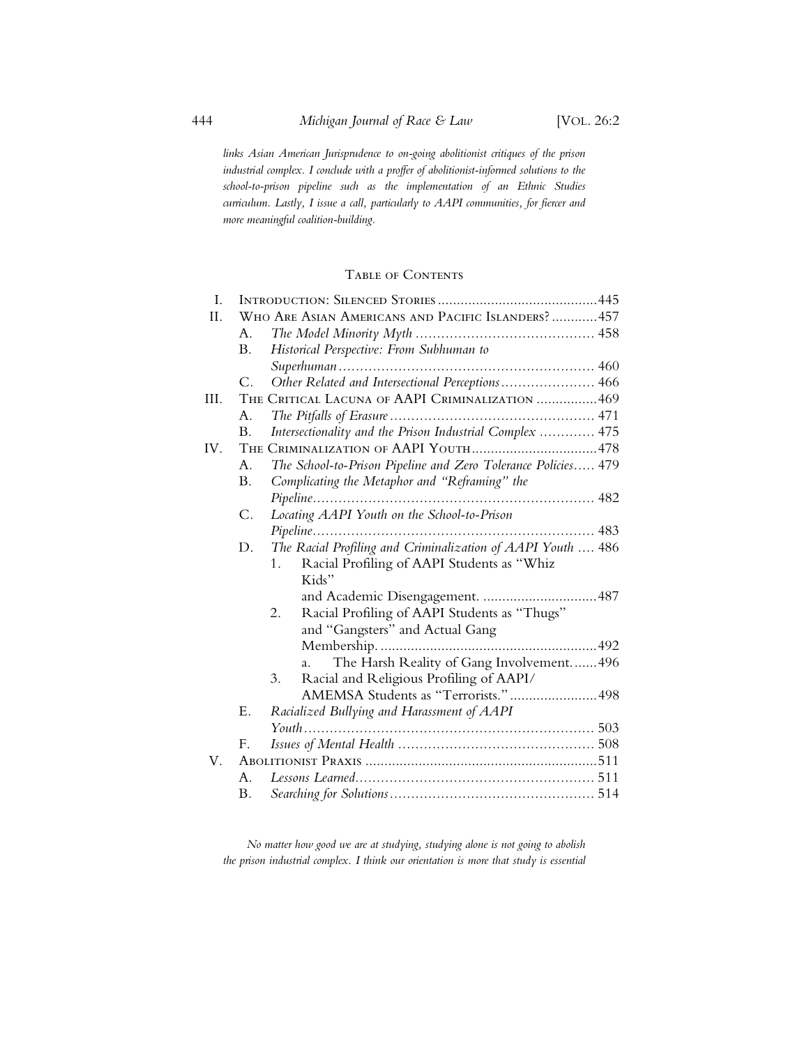*links Asian American Jurisprudence to on-going abolitionist critiques of the prison industrial complex. I conclude with a proffer of abolitionist-informed solutions to the school-to-prison pipeline such as the implementation of an Ethnic Studies curriculum. Lastly, I issue a call, particularly to AAPI communities, for fiercer and more meaningful coalition-building.*

## Table of Contents

- I. Introduction: Silenced Stories .......... 445
- II. Who Are Asian Americans and Pacific Islanders? .......... 457
  - A. *The Model Minority Myth* .......... 458
  - B. *Historical Perspective: From Subhuman to Superhuman* .......... 460
  - C. *Other Related and Intersectional Perceptions* .......... 466
- III. The Critical Lacuna of AAPI Criminalization .......... 469
  - A. *The Pitfalls of Erasure* .......... 471
  - B. *Intersectionality and the Prison Industrial Complex* .......... 475
- IV. The Criminalization of AAPI Youth .......... 478
  - A. *The School-to-Prison Pipeline and Zero Tolerance Policies* .......... 479
  - B. *Complicating the Metaphor and "Reframing" the Pipeline* .......... 482
  - C. *Locating AAPI Youth on the School-to-Prison Pipeline* .......... 483
  - D. *The Racial Profiling and Criminalization of AAPI Youth* .......... 486
    - 1. Racial Profiling of AAPI Students as "Whiz Kids" and Academic Disengagement. .......... 487
    - 2. Racial Profiling of AAPI Students as "Thugs" and "Gangsters" and Actual Gang Membership. .......... 492
      - a. The Harsh Reality of Gang Involvement. .......... 496
    - 3. Racial and Religious Profiling of AAPI/AMEMSA Students as "Terrorists." .......... 498
  - E. *Racialized Bullying and Harassment of AAPI Youth* .......... 503
  - F. *Issues of Mental Health* .......... 508
- V. Abolitionist Praxis .......... 511
  - A. *Lessons Learned* .......... 511
  - B. *Searching for Solutions* .......... 514

*No matter how good we are at studying, studying alone is not going to abolish the prison industrial complex. I think our orientation is more that study is essential*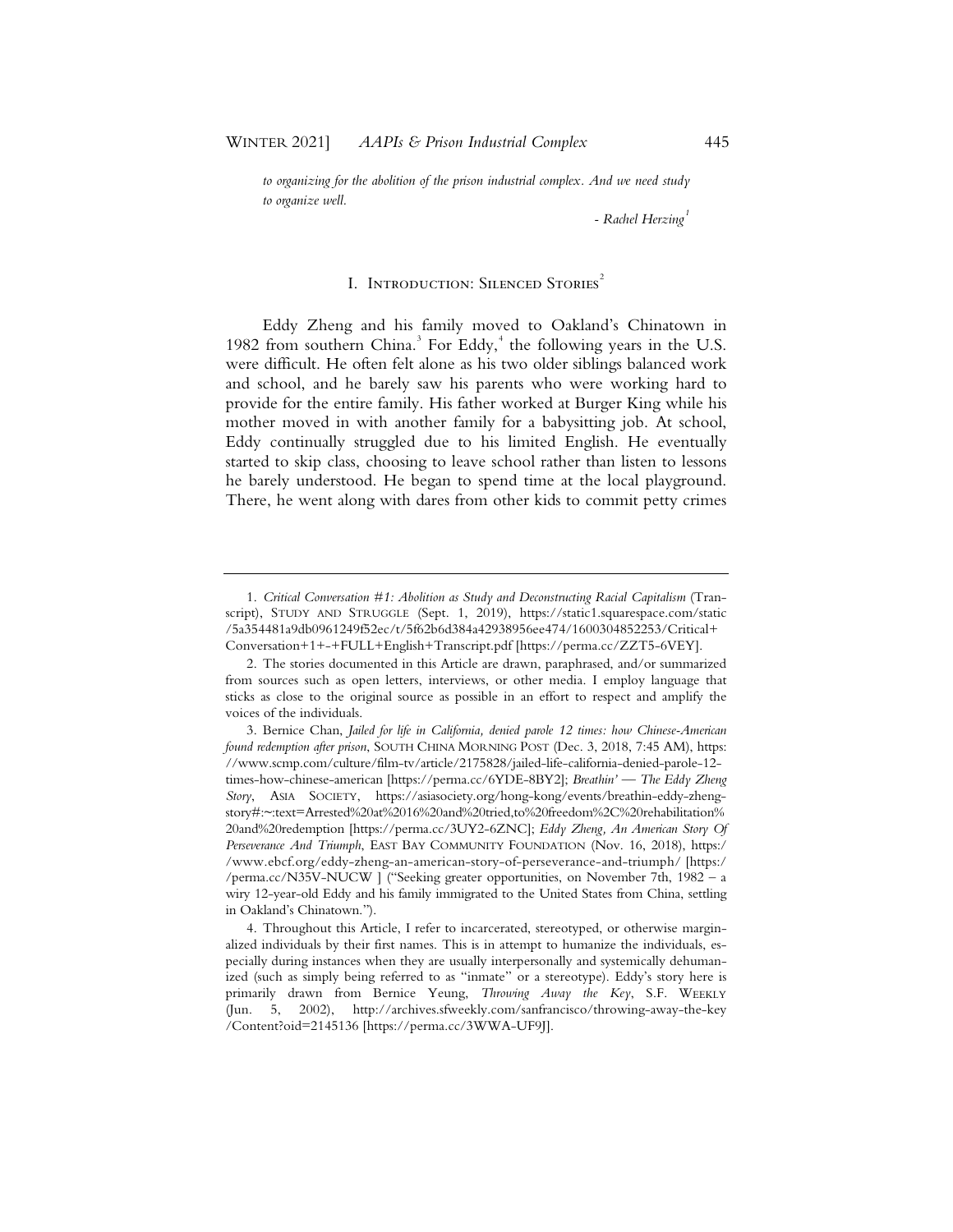*to organizing for the abolition of the prison industrial complex. And we need study to organize well.*

*- Rachel Herzing*[1]

## I. Introduction: Silenced Stories[2]

Eddy Zheng and his family moved to Oakland's Chinatown in 1982 from southern China.[3] For Eddy,[4] the following years in the U.S. were difficult. He often felt alone as his two older siblings balanced work and school, and he barely saw his parents who were working hard to provide for the entire family. His father worked at Burger King while his mother moved in with another family for a babysitting job. At school, Eddy continually struggled due to his limited English. He eventually started to skip class, choosing to leave school rather than listen to lessons he barely understood. He began to spend time at the local playground. There, he went along with dares from other kids to commit petty crimes

---

1. *Critical Conversation #1: Abolition as Study and Deconstructing Racial Capitalism* (Transcript), Study and Struggle (Sept. 1, 2019), https://static1.squarespace.com/static/5a354481a9db0961249f52ec/t/5f62b6d384a42938956ee474/1600304852253/Critical+Conversation+1+-+FULL+English+Transcript.pdf [https://perma.cc/ZZT5-6VEY].

2. The stories documented in this Article are drawn, paraphrased, and/or summarized from sources such as open letters, interviews, or other media. I employ language that sticks as close to the original source as possible in an effort to respect and amplify the voices of the individuals.

3. Bernice Chan, *Jailed for life in California, denied parole 12 times: how Chinese-American found redemption after prison*, South China Morning Post (Dec. 3, 2018, 7:45 AM), https://www.scmp.com/culture/film-tv/article/2175828/jailed-life-california-denied-parole-12-times-how-chinese-american [https://perma.cc/6YDE-8BY2]; *Breathin' — The Eddy Zheng Story*, Asia Society, https://asiasociety.org/hong-kong/events/breathin-eddy-zheng-story#:~:text=Arrested%20at%2016%20and%20tried,to%20freedom%2C%20rehabilitation%20and%20redemption [https://perma.cc/3UY2-6ZNC]; *Eddy Zheng, An American Story Of Perseverance And Triumph*, East Bay Community Foundation (Nov. 16, 2018), https://www.ebcf.org/eddy-zheng-an-american-story-of-perseverance-and-triumph/ [https://perma.cc/N35V-NUCW ] ("Seeking greater opportunities, on November 7th, 1982 – a wiry 12-year-old Eddy and his family immigrated to the United States from China, settling in Oakland's Chinatown.").

4. Throughout this Article, I refer to incarcerated, stereotyped, or otherwise marginalized individuals by their first names. This is in attempt to humanize the individuals, especially during instances when they are usually interpersonally and systemically dehumanized (such as simply being referred to as "inmate" or a stereotype). Eddy's story here is primarily drawn from Bernice Yeung, *Throwing Away the Key*, S.F. Weekly (Jun. 5, 2002), http://archives.sfweekly.com/sanfrancisco/throwing-away-the-key/Content?oid=2145136 [https://perma.cc/3WWA-UF9J].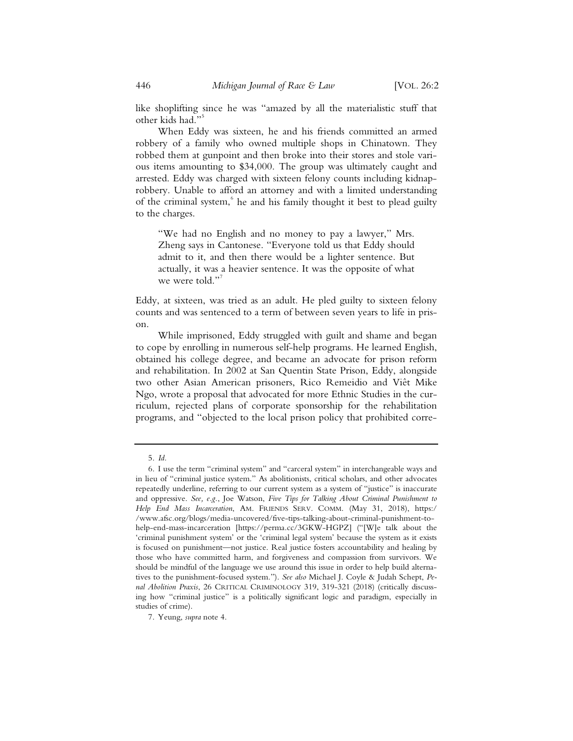like shoplifting since he was "amazed by all the materialistic stuff that other kids had."[5]

When Eddy was sixteen, he and his friends committed an armed robbery of a family who owned multiple shops in Chinatown. They robbed them at gunpoint and then broke into their stores and stole various items amounting to $34,000. The group was ultimately caught and arrested. Eddy was charged with sixteen felony counts including kidnap-robbery. Unable to afford an attorney and with a limited understanding of the criminal system,[6] he and his family thought it best to plead guilty to the charges.

> "We had no English and no money to pay a lawyer," Mrs. Zheng says in Cantonese. "Everyone told us that Eddy should admit to it, and then there would be a lighter sentence. But actually, it was a heavier sentence. It was the opposite of what we were told."[7]

Eddy, at sixteen, was tried as an adult. He pled guilty to sixteen felony counts and was sentenced to a term of between seven years to life in prison.

While imprisoned, Eddy struggled with guilt and shame and began to cope by enrolling in numerous self-help programs. He learned English, obtained his college degree, and became an advocate for prison reform and rehabilitation. In 2002 at San Quentin State Prison, Eddy, alongside two other Asian American prisoners, Rico Remeidio and Viêt Mike Ngo, wrote a proposal that advocated for more Ethnic Studies in the curriculum, rejected plans of corporate sponsorship for the rehabilitation programs, and "objected to the local prison policy that prohibited corre-

---

5. *Id.*

6. I use the term "criminal system" and "carceral system" in interchangeable ways and in lieu of "criminal justice system." As abolitionists, critical scholars, and other advocates repeatedly underline, referring to our current system as a system of "justice" is inaccurate and oppressive. *See, e.g.*, Joe Watson, *Five Tips for Talking About Criminal Punishment to Help End Mass Incarceration*, AM. FRIENDS SERV. COMM. (May 31, 2018), https://www.afsc.org/blogs/media-uncovered/five-tips-talking-about-criminal-punishment-to-help-end-mass-incarceration [https://perma.cc/3GKW-HGPZ] ("[W]e talk about the 'criminal punishment system' or the 'criminal legal system' because the system as it exists is focused on punishment—not justice. Real justice fosters accountability and healing by those who have committed harm, and forgiveness and compassion from survivors. We should be mindful of the language we use around this issue in order to help build alternatives to the punishment-focused system."). *See also* Michael J. Coyle & Judah Schept, *Penal Abolition Praxis*, 26 CRITICAL CRIMINOLOGY 319, 319-321 (2018) (critically discussing how "criminal justice" is a politically significant logic and paradigm, especially in studies of crime).

7. Yeung, *supra* note 4.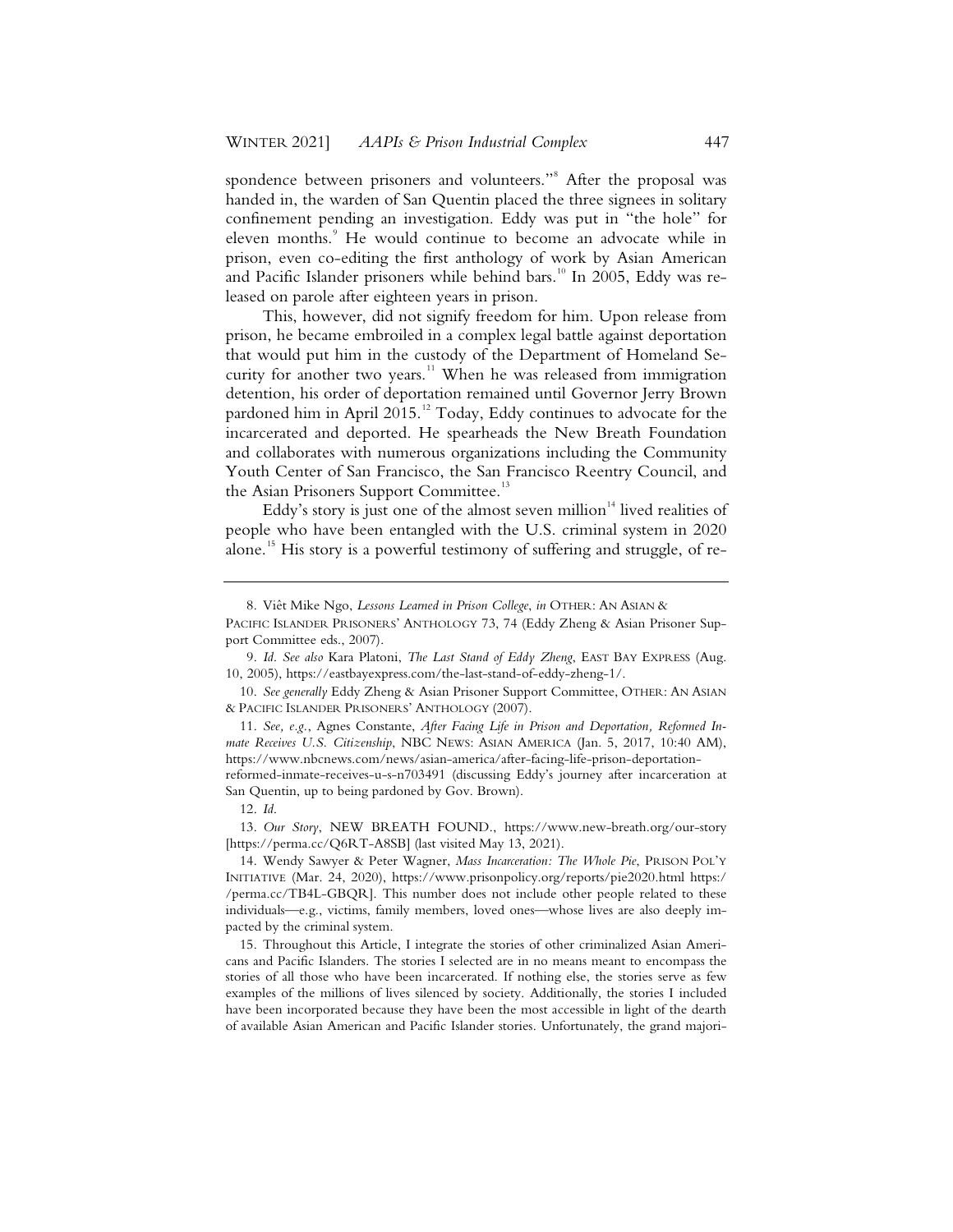spondence between prisoners and volunteers."[8] After the proposal was handed in, the warden of San Quentin placed the three signees in solitary confinement pending an investigation. Eddy was put in "the hole" for eleven months.[9] He would continue to become an advocate while in prison, even co-editing the first anthology of work by Asian American and Pacific Islander prisoners while behind bars.[10] In 2005, Eddy was released on parole after eighteen years in prison.

This, however, did not signify freedom for him. Upon release from prison, he became embroiled in a complex legal battle against deportation that would put him in the custody of the Department of Homeland Security for another two years.[11] When he was released from immigration detention, his order of deportation remained until Governor Jerry Brown pardoned him in April 2015.[12] Today, Eddy continues to advocate for the incarcerated and deported. He spearheads the New Breath Foundation and collaborates with numerous organizations including the Community Youth Center of San Francisco, the San Francisco Reentry Council, and the Asian Prisoners Support Committee.[13]

Eddy's story is just one of the almost seven million[14] lived realities of people who have been entangled with the U.S. criminal system in 2020 alone.[15] His story is a powerful testimony of suffering and struggle, of re-

---

8. Viêt Mike Ngo, *Lessons Learned in Prison College*, *in* OTHER: AN ASIAN & PACIFIC ISLANDER PRISONERS' ANTHOLOGY 73, 74 (Eddy Zheng & Asian Prisoner Support Committee eds., 2007).

9. *Id. See also* Kara Platoni, *The Last Stand of Eddy Zheng*, EAST BAY EXPRESS (Aug. 10, 2005), https://eastbayexpress.com/the-last-stand-of-eddy-zheng-1/.

10. *See generally* Eddy Zheng & Asian Prisoner Support Committee, OTHER: AN ASIAN & PACIFIC ISLANDER PRISONERS' ANTHOLOGY (2007).

11. *See, e.g.*, Agnes Constante, *After Facing Life in Prison and Deportation, Reformed Inmate Receives U.S. Citizenship*, NBC NEWS: ASIAN AMERICA (Jan. 5, 2017, 10:40 AM), https://www.nbcnews.com/news/asian-america/after-facing-life-prison-deportation-reformed-inmate-receives-u-s-n703491 (discussing Eddy's journey after incarceration at San Quentin, up to being pardoned by Gov. Brown).

12. *Id.*

13. *Our Story*, NEW BREATH FOUND., https://www.new-breath.org/our-story [https://perma.cc/Q6RT-A8SB] (last visited May 13, 2021).

14. Wendy Sawyer & Peter Wagner, *Mass Incarceration: The Whole Pie*, PRISON POL'Y INITIATIVE (Mar. 24, 2020), https://www.prisonpolicy.org/reports/pie2020.html https://perma.cc/TB4L-GBQR]. This number does not include other people related to these individuals—e.g., victims, family members, loved ones—whose lives are also deeply impacted by the criminal system.

15. Throughout this Article, I integrate the stories of other criminalized Asian Americans and Pacific Islanders. The stories I selected are in no means meant to encompass the stories of all those who have been incarcerated. If nothing else, the stories serve as few examples of the millions of lives silenced by society. Additionally, the stories I included have been incorporated because they have been the most accessible in light of the dearth of available Asian American and Pacific Islander stories. Unfortunately, the grand majori-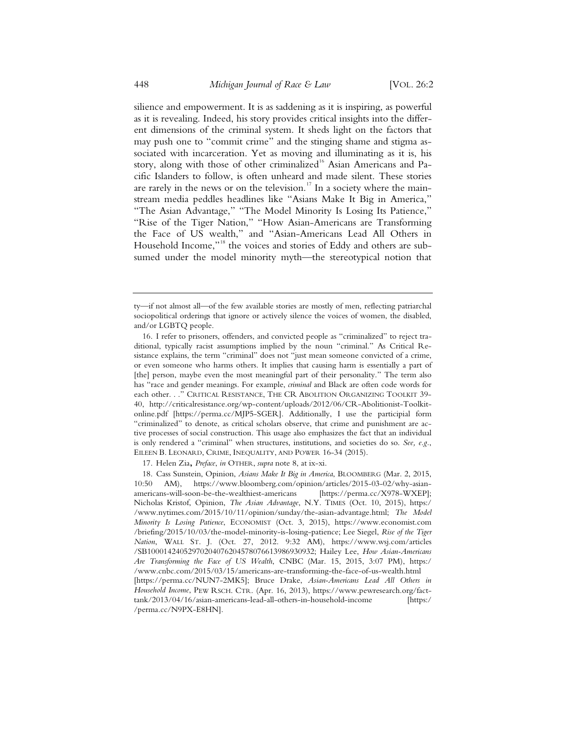silience and empowerment. It is as saddening as it is inspiring, as powerful as it is revealing. Indeed, his story provides critical insights into the different dimensions of the criminal system. It sheds light on the factors that may push one to "commit crime" and the stinging shame and stigma associated with incarceration. Yet as moving and illuminating as it is, his story, along with those of other criminalized[16] Asian Americans and Pacific Islanders to follow, is often unheard and made silent. These stories are rarely in the news or on the television.[17] In a society where the mainstream media peddles headlines like "Asians Make It Big in America," "The Asian Advantage," "The Model Minority Is Losing Its Patience," "Rise of the Tiger Nation," "How Asian-Americans are Transforming the Face of US wealth," and "Asian-Americans Lead All Others in Household Income,"[18] the voices and stories of Eddy and others are subsumed under the model minority myth—the stereotypical notion that

---

ty—if not almost all—of the few available stories are mostly of men, reflecting patriarchal sociopolitical orderings that ignore or actively silence the voices of women, the disabled, and/or LGBTQ people.

16. I refer to prisoners, offenders, and convicted people as "criminalized" to reject traditional, typically racist assumptions implied by the noun "criminal." As Critical Resistance explains, the term "criminal" does not "just mean someone convicted of a crime, or even someone who harms others. It implies that causing harm is essentially a part of [the] person, maybe even the most meaningful part of their personality." The term also has "race and gender meanings. For example, *criminal* and Black are often code words for each other. . ." CRITICAL RESISTANCE, THE CR ABOLITION ORGANIZING TOOLKIT 39-40, http://criticalresistance.org/wp-content/uploads/2012/06/CR-Abolitionist-Toolkit-online.pdf [https://perma.cc/MJP5-SGER]. Additionally, I use the participial form "criminalized" to denote, as critical scholars observe, that crime and punishment are active processes of social construction. This usage also emphasizes the fact that an individual is only rendered a "criminal" when structures, institutions, and societies do so. *See, e.g.*, EILEEN B. LEONARD, CRIME, INEQUALITY, AND POWER 16-34 (2015).

17. Helen Zia, *Preface*, *in* OTHER, *supra* note 8, at ix-xi.

18. Cass Sunstein, Opinion, *Asians Make It Big in America*, BLOOMBERG (Mar. 2, 2015, 10:50 AM), https://www.bloomberg.com/opinion/articles/2015-03-02/why-asian-americans-will-soon-be-the-wealthiest-americans [https://perma.cc/X978-WXEP]; Nicholas Kristof, Opinion, *The Asian Advantage*, N.Y. TIMES (Oct. 10, 2015), https://www.nytimes.com/2015/10/11/opinion/sunday/the-asian-advantage.html; *The Model Minority Is Losing Patience*, ECONOMIST (Oct. 3, 2015), https://www.economist.com/briefing/2015/10/03/the-model-minority-is-losing-patience; Lee Siegel, *Rise of the Tiger Nation*, WALL ST. J. (Oct. 27, 2012. 9:32 AM), https://www.wsj.com/articles/SB10001424052970204076204578076613986930932; Hailey Lee, *How Asian-Americans Are Transforming the Face of US Wealth*, CNBC (Mar. 15, 2015, 3:07 PM), https://www.cnbc.com/2015/03/15/americans-are-transforming-the-face-of-us-wealth.html [https://perma.cc/NUN7-2MK5]; Bruce Drake, *Asian-Americans Lead All Others in Household Income*, PEW RSCH. CTR. (Apr. 16, 2013), https://www.pewresearch.org/fact-tank/2013/04/16/asian-americans-lead-all-others-in-household-income [https://perma.cc/N9PX-E8HN].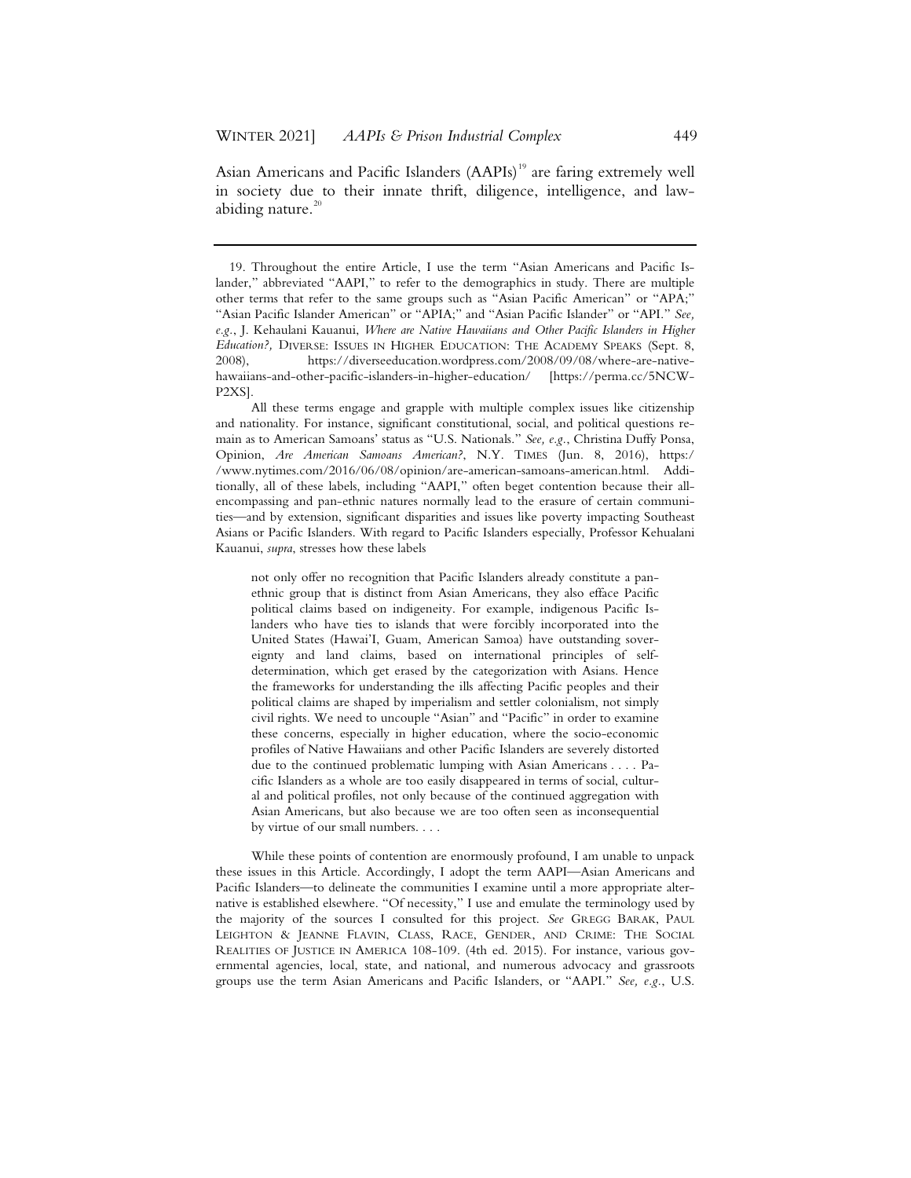Asian Americans and Pacific Islanders (AAPIs)[19] are faring extremely well in society due to their innate thrift, diligence, intelligence, and law-abiding nature.[20]

---

19. Throughout the entire Article, I use the term "Asian Americans and Pacific Islander," abbreviated "AAPI," to refer to the demographics in study. There are multiple other terms that refer to the same groups such as "Asian Pacific American" or "APA;" "Asian Pacific Islander American" or "APIA;" and "Asian Pacific Islander" or "API." *See, e.g.*, J. Kehaulani Kauanui, *Where are Native Hawaiians and Other Pacific Islanders in Higher Education?,* DIVERSE: ISSUES IN HIGHER EDUCATION: THE ACADEMY SPEAKS (Sept. 8, 2008), https://diverseeducation.wordpress.com/2008/09/08/where-are-native-hawaiians-and-other-pacific-islanders-in-higher-education/ [https://perma.cc/5NCW-P2XS].

All these terms engage and grapple with multiple complex issues like citizenship and nationality. For instance, significant constitutional, social, and political questions remain as to American Samoans' status as "U.S. Nationals." *See, e.g.*, Christina Duffy Ponsa, Opinion, *Are American Samoans American?*, N.Y. TIMES (Jun. 8, 2016), https://www.nytimes.com/2016/06/08/opinion/are-american-samoans-american.html. Additionally, all of these labels, including "AAPI," often beget contention because their all-encompassing and pan-ethnic natures normally lead to the erasure of certain communities—and by extension, significant disparities and issues like poverty impacting Southeast Asians or Pacific Islanders. With regard to Pacific Islanders especially, Professor Kehualani Kauanui, *supra*, stresses how these labels

> not only offer no recognition that Pacific Islanders already constitute a pan-ethnic group that is distinct from Asian Americans, they also efface Pacific political claims based on indigeneity. For example, indigenous Pacific Islanders who have ties to islands that were forcibly incorporated into the United States (Hawai'I, Guam, American Samoa) have outstanding sovereignty and land claims, based on international principles of self-determination, which get erased by the categorization with Asians. Hence the frameworks for understanding the ills affecting Pacific peoples and their political claims are shaped by imperialism and settler colonialism, not simply civil rights. We need to uncouple "Asian" and "Pacific" in order to examine these concerns, especially in higher education, where the socio-economic profiles of Native Hawaiians and other Pacific Islanders are severely distorted due to the continued problematic lumping with Asian Americans . . . . Pacific Islanders as a whole are too easily disappeared in terms of social, cultural and political profiles, not only because of the continued aggregation with Asian Americans, but also because we are too often seen as inconsequential by virtue of our small numbers. . . .

While these points of contention are enormously profound, I am unable to unpack these issues in this Article. Accordingly, I adopt the term AAPI—Asian Americans and Pacific Islanders—to delineate the communities I examine until a more appropriate alternative is established elsewhere. "Of necessity," I use and emulate the terminology used by the majority of the sources I consulted for this project. *See* GREGG BARAK, PAUL LEIGHTON & JEANNE FLAVIN, CLASS, RACE, GENDER, AND CRIME: THE SOCIAL REALITIES OF JUSTICE IN AMERICA 108-109. (4th ed. 2015). For instance, various governmental agencies, local, state, and national, and numerous advocacy and grassroots groups use the term Asian Americans and Pacific Islanders, or "AAPI." *See, e.g.*, U.S.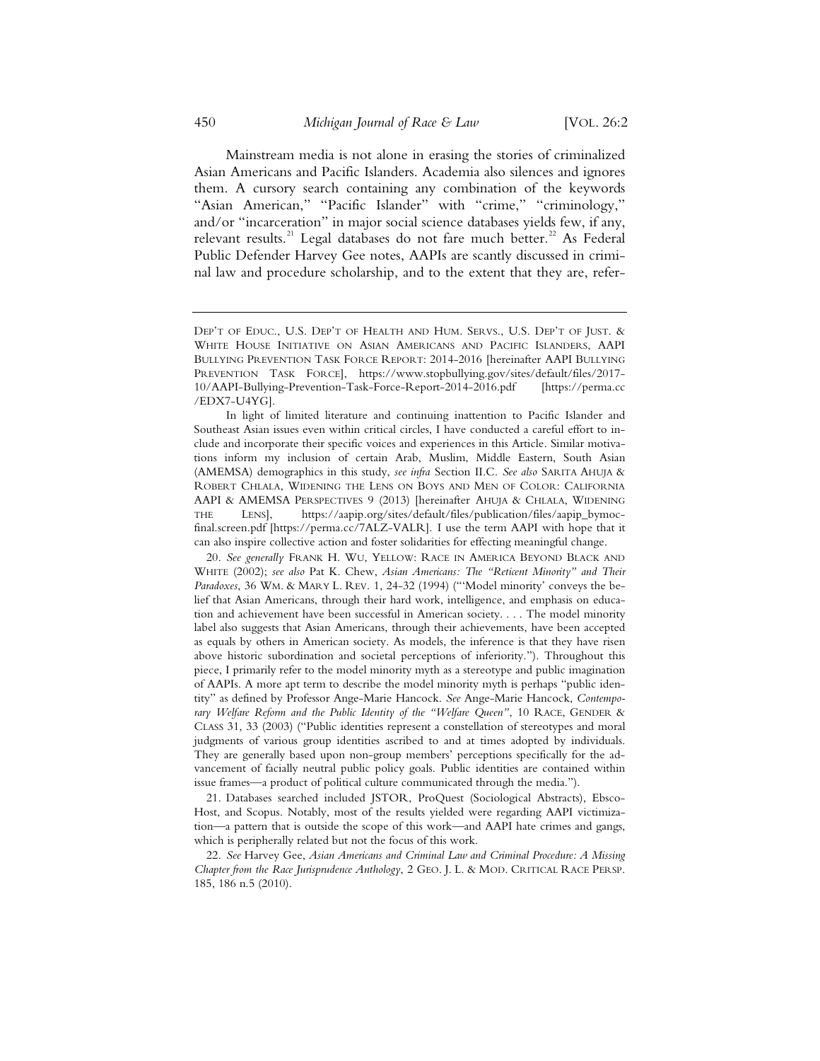Mainstream media is not alone in erasing the stories of criminalized Asian Americans and Pacific Islanders. Academia also silences and ignores them. A cursory search containing any combination of the keywords "Asian American," "Pacific Islander" with "crime," "criminology," and/or "incarceration" in major social science databases yields few, if any, relevant results.[21] Legal databases do not fare much better.[22] As Federal Public Defender Harvey Gee notes, AAPIs are scantly discussed in criminal law and procedure scholarship, and to the extent that they are, refer-

---

DEP'T OF EDUC., U.S. DEP'T OF HEALTH AND HUM. SERVS., U.S. DEP'T OF JUST. & WHITE HOUSE INITIATIVE ON ASIAN AMERICANS AND PACIFIC ISLANDERS, AAPI BULLYING PREVENTION TASK FORCE REPORT: 2014-2016 [hereinafter AAPI BULLYING PREVENTION TASK FORCE], https://www.stopbullying.gov/sites/default/files/2017-10/AAPI-Bullying-Prevention-Task-Force-Report-2014-2016.pdf [https://perma.cc/EDX7-U4YG].

In light of limited literature and continuing inattention to Pacific Islander and Southeast Asian issues even within critical circles, I have conducted a careful effort to include and incorporate their specific voices and experiences in this Article. Similar motivations inform my inclusion of certain Arab, Muslim, Middle Eastern, South Asian (AMEMSA) demographics in this study, *see infra* Section II.C. *See also* SARITA AHUJA & ROBERT CHLALA, WIDENING THE LENS ON BOYS AND MEN OF COLOR: CALIFORNIA AAPI & AMEMSA PERSPECTIVES 9 (2013) [hereinafter AHUJA & CHLALA, WIDENING THE LENS], https://aapip.org/sites/default/files/publication/files/aapip_bymoc-final.screen.pdf [https://perma.cc/7ALZ-VALR]. I use the term AAPI with hope that it can also inspire collective action and foster solidarities for effecting meaningful change.

20. *See generally* FRANK H. WU, YELLOW: RACE IN AMERICA BEYOND BLACK AND WHITE (2002); *see also* Pat K. Chew, *Asian Americans: The "Reticent Minority" and Their Paradoxes*, 36 WM. & MARY L. REV. 1, 24-32 (1994) ("'Model minority' conveys the belief that Asian Americans, through their hard work, intelligence, and emphasis on education and achievement have been successful in American society. . . . The model minority label also suggests that Asian Americans, through their achievements, have been accepted as equals by others in American society. As models, the inference is that they have risen above historic subordination and societal perceptions of inferiority."). Throughout this piece, I primarily refer to the model minority myth as a stereotype and public imagination of AAPIs. A more apt term to describe the model minority myth is perhaps "public identity" as defined by Professor Ange-Marie Hancock. *See* Ange-Marie Hancock, *Contemporary Welfare Reform and the Public Identity of the "Welfare Queen"*, 10 RACE, GENDER & CLASS 31, 33 (2003) ("Public identities represent a constellation of stereotypes and moral judgments of various group identities ascribed to and at times adopted by individuals. They are generally based upon non-group members' perceptions specifically for the advancement of facially neutral public policy goals. Public identities are contained within issue frames—a product of political culture communicated through the media.").

21. Databases searched included JSTOR, ProQuest (Sociological Abstracts), Ebsco-Host, and Scopus. Notably, most of the results yielded were regarding AAPI victimization—a pattern that is outside the scope of this work—and AAPI hate crimes and gangs, which is peripherally related but not the focus of this work.

22. *See* Harvey Gee, *Asian Americans and Criminal Law and Criminal Procedure: A Missing Chapter from the Race Jurisprudence Anthology*, 2 GEO. J. L. & MOD. CRITICAL RACE PERSP. 185, 186 n.5 (2010).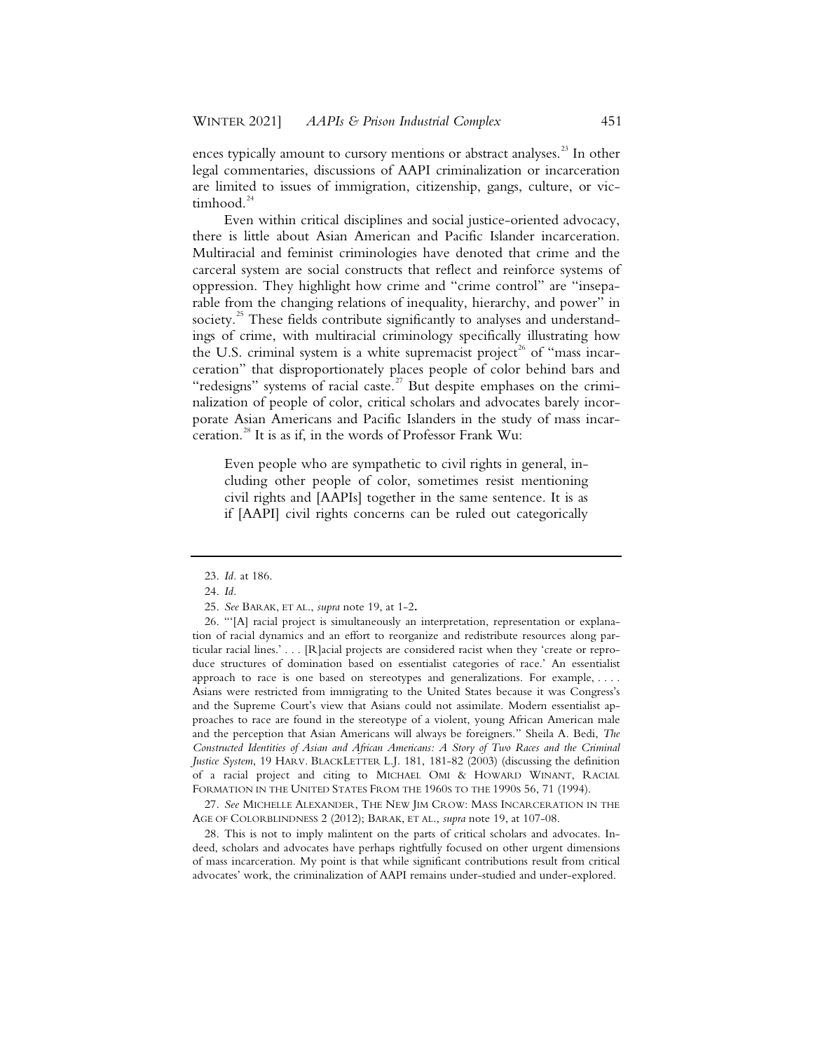ences typically amount to cursory mentions or abstract analyses.[23] In other legal commentaries, discussions of AAPI criminalization or incarceration are limited to issues of immigration, citizenship, gangs, culture, or victimhood.[24]

Even within critical disciplines and social justice-oriented advocacy, there is little about Asian American and Pacific Islander incarceration. Multiracial and feminist criminologies have denoted that crime and the carceral system are social constructs that reflect and reinforce systems of oppression. They highlight how crime and "crime control" are "inseparable from the changing relations of inequality, hierarchy, and power" in society.[25] These fields contribute significantly to analyses and understandings of crime, with multiracial criminology specifically illustrating how the U.S. criminal system is a white supremacist project[26] of "mass incarceration" that disproportionately places people of color behind bars and "redesigns" systems of racial caste.[27] But despite emphases on the criminalization of people of color, critical scholars and advocates barely incorporate Asian Americans and Pacific Islanders in the study of mass incarceration.[28] It is as if, in the words of Professor Frank Wu:

> Even people who are sympathetic to civil rights in general, including other people of color, sometimes resist mentioning civil rights and [AAPIs] together in the same sentence. It is as if [AAPI] civil rights concerns can be ruled out categorically

---

23. *Id.* at 186.

24. *Id.*

25. *See* BARAK, ET AL., *supra* note 19, at 1-2.

26. "'[A] racial project is simultaneously an interpretation, representation or explanation of racial dynamics and an effort to reorganize and redistribute resources along particular racial lines.' . . . [R]acial projects are considered racist when they 'create or reproduce structures of domination based on essentialist categories of race.' An essentialist approach to race is one based on stereotypes and generalizations. For example, . . . . Asians were restricted from immigrating to the United States because it was Congress's and the Supreme Court's view that Asians could not assimilate. Modern essentialist approaches to race are found in the stereotype of a violent, young African American male and the perception that Asian Americans will always be foreigners." Sheila A. Bedi, *The Constructed Identities of Asian and African Americans: A Story of Two Races and the Criminal Justice System*, 19 HARV. BLACKLETTER L.J. 181, 181-82 (2003) (discussing the definition of a racial project and citing to MICHAEL OMI & HOWARD WINANT, RACIAL FORMATION IN THE UNITED STATES FROM THE 1960S TO THE 1990S 56, 71 (1994).

27. *See* MICHELLE ALEXANDER, THE NEW JIM CROW: MASS INCARCERATION IN THE AGE OF COLORBLINDNESS 2 (2012); BARAK, ET AL., *supra* note 19, at 107-08.

28. This is not to imply malintent on the parts of critical scholars and advocates. Indeed, scholars and advocates have perhaps rightfully focused on other urgent dimensions of mass incarceration. My point is that while significant contributions result from critical advocates' work, the criminalization of AAPI remains under-studied and under-explored.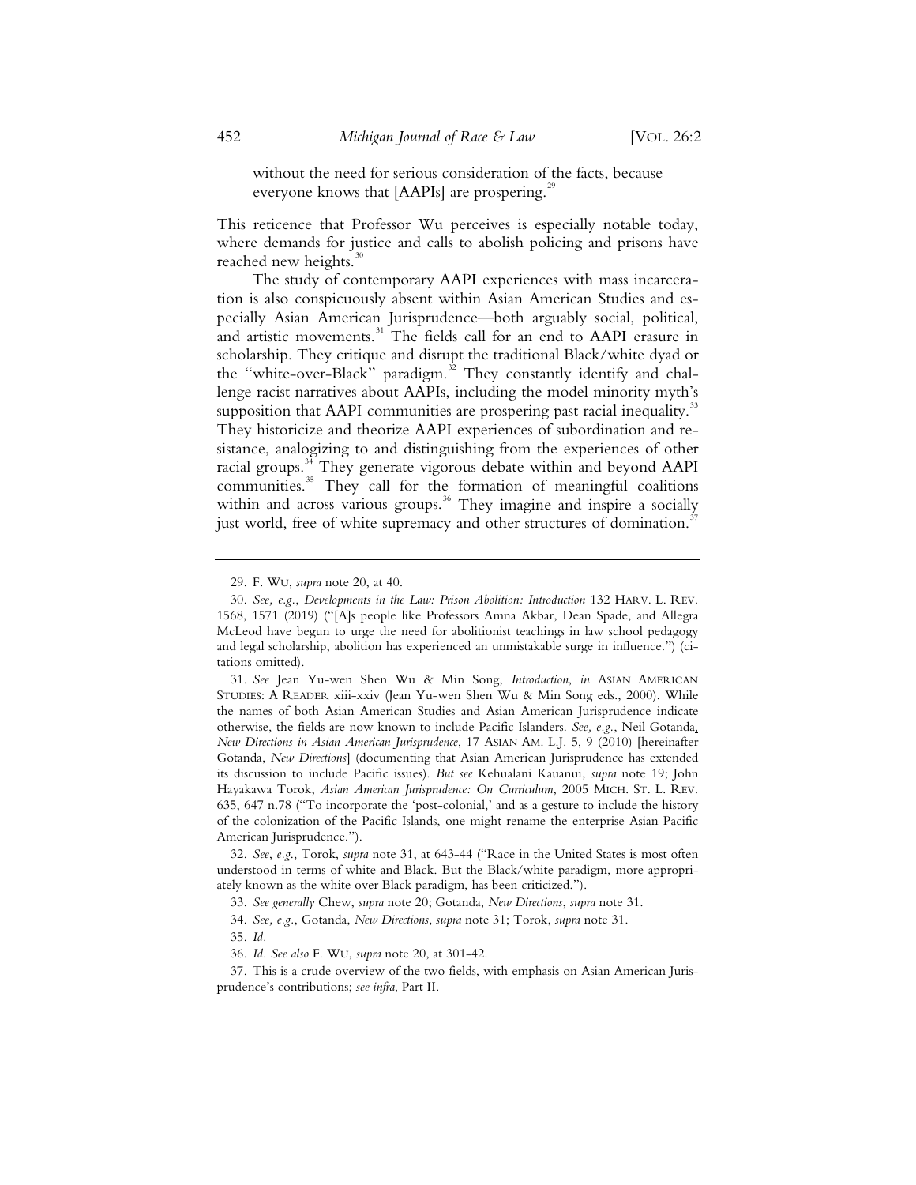without the need for serious consideration of the facts, because everyone knows that [AAPIs] are prospering.[29]

This reticence that Professor Wu perceives is especially notable today, where demands for justice and calls to abolish policing and prisons have reached new heights.[30]

The study of contemporary AAPI experiences with mass incarceration is also conspicuously absent within Asian American Studies and especially Asian American Jurisprudence—both arguably social, political, and artistic movements.[31] The fields call for an end to AAPI erasure in scholarship. They critique and disrupt the traditional Black/white dyad or the "white-over-Black" paradigm.[32] They constantly identify and challenge racist narratives about AAPIs, including the model minority myth's supposition that AAPI communities are prospering past racial inequality.[33] They historicize and theorize AAPI experiences of subordination and resistance, analogizing to and distinguishing from the experiences of other racial groups.[34] They generate vigorous debate within and beyond AAPI communities.[35] They call for the formation of meaningful coalitions within and across various groups.[36] They imagine and inspire a socially just world, free of white supremacy and other structures of domination.[37]

---

29. F. WU, *supra* note 20, at 40.

30. *See, e.g.*, *Developments in the Law: Prison Abolition: Introduction* 132 HARV. L. REV. 1568, 1571 (2019) ("[A]s people like Professors Amna Akbar, Dean Spade, and Allegra McLeod have begun to urge the need for abolitionist teachings in law school pedagogy and legal scholarship, abolition has experienced an unmistakable surge in influence.") (citations omitted).

31. *See* Jean Yu-wen Shen Wu & Min Song, *Introduction*, *in* ASIAN AMERICAN STUDIES: A READER xiii-xxiv (Jean Yu-wen Shen Wu & Min Song eds., 2000). While the names of both Asian American Studies and Asian American Jurisprudence indicate otherwise, the fields are now known to include Pacific Islanders. *See, e.g.*, Neil Gotanda, *New Directions in Asian American Jurisprudence*, 17 ASIAN AM. L.J. 5, 9 (2010) [hereinafter Gotanda, *New Directions*] (documenting that Asian American Jurisprudence has extended its discussion to include Pacific issues). *But see* Kehualani Kauanui, *supra* note 19; John Hayakawa Torok, *Asian American Jurisprudence: On Curriculum*, 2005 MICH. ST. L. REV. 635, 647 n.78 ("To incorporate the 'post-colonial,' and as a gesture to include the history of the colonization of the Pacific Islands, one might rename the enterprise Asian Pacific American Jurisprudence.").

32. *See*, *e.g.*, Torok, *supra* note 31, at 643-44 ("Race in the United States is most often understood in terms of white and Black. But the Black/white paradigm, more appropriately known as the white over Black paradigm, has been criticized.").

33. *See generally* Chew, *supra* note 20; Gotanda, *New Directions*, *supra* note 31.

34. *See, e.g.*, Gotanda, *New Directions*, *supra* note 31; Torok, *supra* note 31.

35. *Id.*

36. *Id. See also* F. WU, *supra* note 20, at 301-42.

37. This is a crude overview of the two fields, with emphasis on Asian American Jurisprudence's contributions; *see infra*, Part II.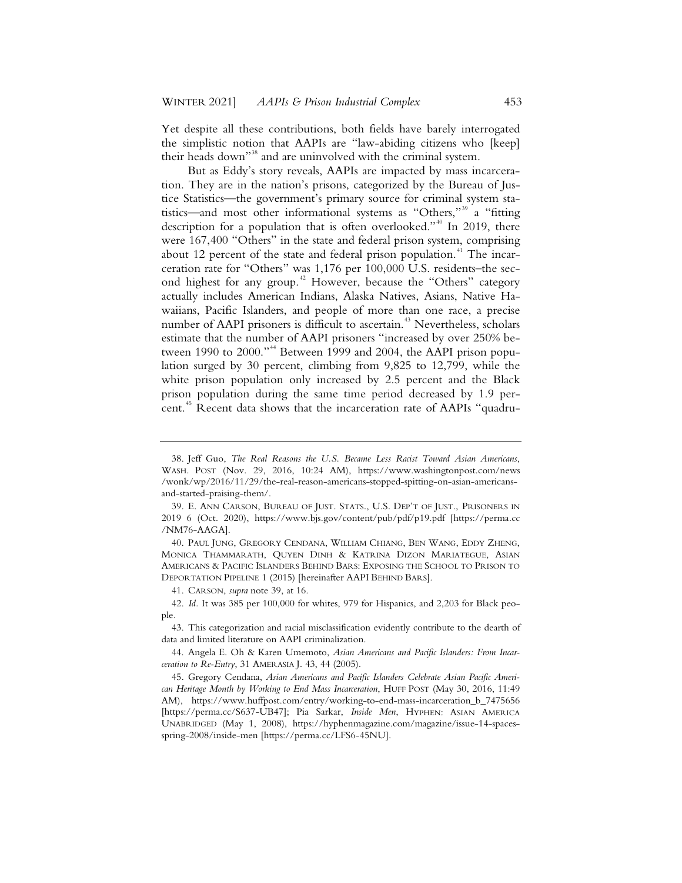Yet despite all these contributions, both fields have barely interrogated the simplistic notion that AAPIs are "law-abiding citizens who [keep] their heads down"[38] and are uninvolved with the criminal system.

But as Eddy's story reveals, AAPIs are impacted by mass incarceration. They are in the nation's prisons, categorized by the Bureau of Justice Statistics—the government's primary source for criminal system statistics—and most other informational systems as "Others,"[39] a "fitting description for a population that is often overlooked."[40] In 2019, there were 167,400 "Others" in the state and federal prison system, comprising about 12 percent of the state and federal prison population.[41] The incarceration rate for "Others" was 1,176 per 100,000 U.S. residents–the second highest for any group.[42] However, because the "Others" category actually includes American Indians, Alaska Natives, Asians, Native Hawaiians, Pacific Islanders, and people of more than one race, a precise number of AAPI prisoners is difficult to ascertain.[43] Nevertheless, scholars estimate that the number of AAPI prisoners "increased by over 250% between 1990 to 2000."[44] Between 1999 and 2004, the AAPI prison population surged by 30 percent, climbing from 9,825 to 12,799, while the white prison population only increased by 2.5 percent and the Black prison population during the same time period decreased by 1.9 percent.[45] Recent data shows that the incarceration rate of AAPIs "quadru-

---

38. Jeff Guo, *The Real Reasons the U.S. Became Less Racist Toward Asian Americans*, WASH. POST (Nov. 29, 2016, 10:24 AM), https://www.washingtonpost.com/news/wonk/wp/2016/11/29/the-real-reason-americans-stopped-spitting-on-asian-americans-and-started-praising-them/.

39. E. ANN CARSON, BUREAU OF JUST. STATS., U.S. DEP'T OF JUST., PRISONERS IN 2019 6 (Oct. 2020), https://www.bjs.gov/content/pub/pdf/p19.pdf [https://perma.cc/NM76-AAGA].

40. PAUL JUNG, GREGORY CENDANA, WILLIAM CHIANG, BEN WANG, EDDY ZHENG, MONICA THAMMARATH, QUYEN DINH & KATRINA DIZON MARIATEGUE, ASIAN AMERICANS & PACIFIC ISLANDERS BEHIND BARS: EXPOSING THE SCHOOL TO PRISON TO DEPORTATION PIPELINE 1 (2015) [hereinafter AAPI BEHIND BARS].

41. CARSON, *supra* note 39, at 16.

42. *Id*. It was 385 per 100,000 for whites, 979 for Hispanics, and 2,203 for Black people.

43. This categorization and racial misclassification evidently contribute to the dearth of data and limited literature on AAPI criminalization.

44. Angela E. Oh & Karen Umemoto, *Asian Americans and Pacific Islanders: From Incarceration to Re-Entry*, 31 AMERASIA J. 43, 44 (2005).

45. Gregory Cendana, *Asian Americans and Pacific Islanders Celebrate Asian Pacific American Heritage Month by Working to End Mass Incarceration*, HUFF POST (May 30, 2016, 11:49 AM), https://www.huffpost.com/entry/working-to-end-mass-incarceration_b_7475656 [https://perma.cc/S637-UB47]; Pia Sarkar, *Inside Men*, HYPHEN: ASIAN AMERICA UNABRIDGED (May 1, 2008), https://hyphenmagazine.com/magazine/issue-14-spaces-spring-2008/inside-men [https://perma.cc/LFS6-45NU].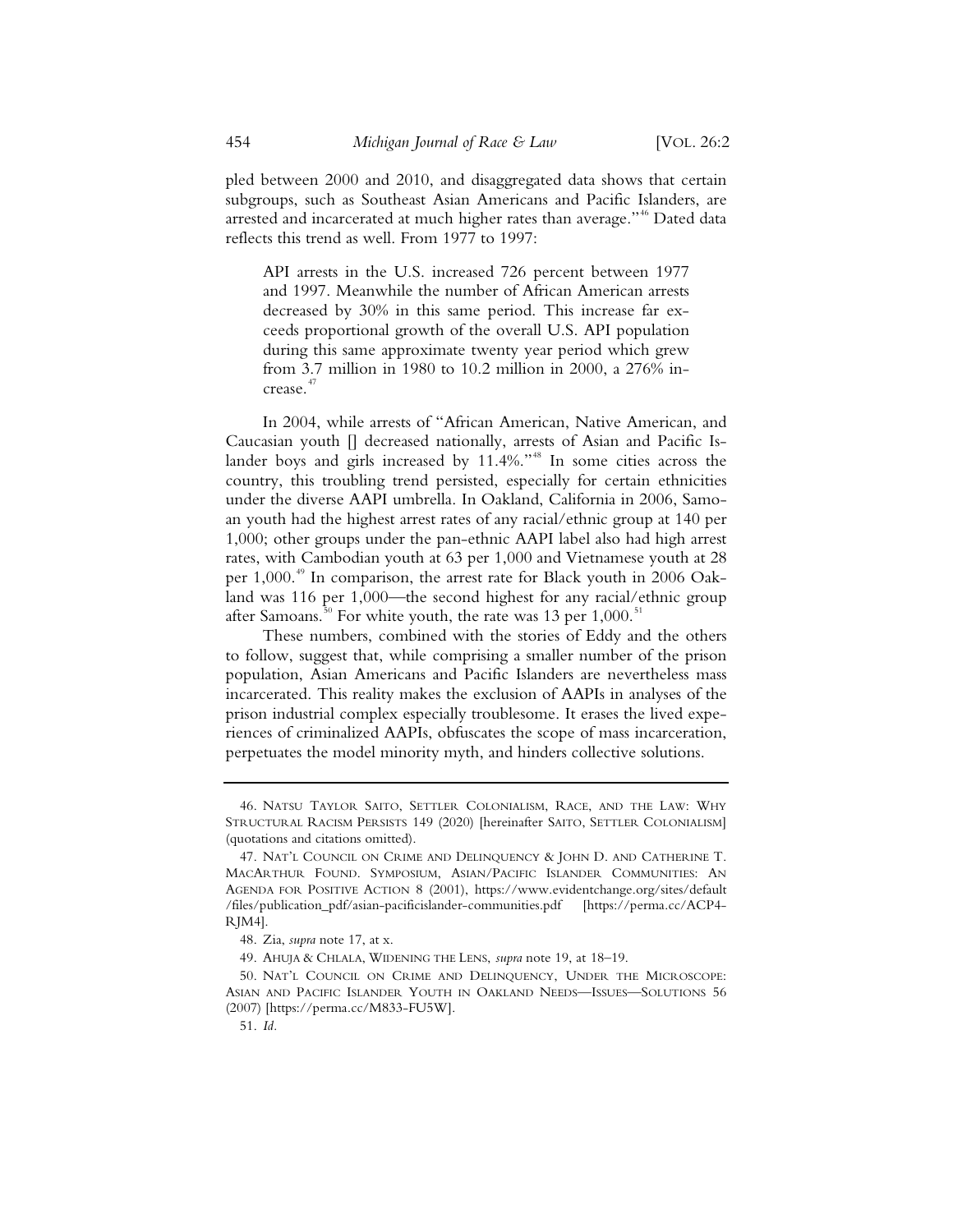pled between 2000 and 2010, and disaggregated data shows that certain subgroups, such as Southeast Asian Americans and Pacific Islanders, are arrested and incarcerated at much higher rates than average."[46] Dated data reflects this trend as well. From 1977 to 1997:

> API arrests in the U.S. increased 726 percent between 1977 and 1997. Meanwhile the number of African American arrests decreased by 30% in this same period. This increase far exceeds proportional growth of the overall U.S. API population during this same approximate twenty year period which grew from 3.7 million in 1980 to 10.2 million in 2000, a 276% increase.[47]

In 2004, while arrests of "African American, Native American, and Caucasian youth [] decreased nationally, arrests of Asian and Pacific Islander boys and girls increased by 11.4%."[48] In some cities across the country, this troubling trend persisted, especially for certain ethnicities under the diverse AAPI umbrella. In Oakland, California in 2006, Samoan youth had the highest arrest rates of any racial/ethnic group at 140 per 1,000; other groups under the pan-ethnic AAPI label also had high arrest rates, with Cambodian youth at 63 per 1,000 and Vietnamese youth at 28 per 1,000.[49] In comparison, the arrest rate for Black youth in 2006 Oakland was 116 per 1,000—the second highest for any racial/ethnic group after Samoans.[50] For white youth, the rate was 13 per 1,000.[51]

These numbers, combined with the stories of Eddy and the others to follow, suggest that, while comprising a smaller number of the prison population, Asian Americans and Pacific Islanders are nevertheless mass incarcerated. This reality makes the exclusion of AAPIs in analyses of the prison industrial complex especially troublesome. It erases the lived experiences of criminalized AAPIs, obfuscates the scope of mass incarceration, perpetuates the model minority myth, and hinders collective solutions.

---

46. NATSU TAYLOR SAITO, SETTLER COLONIALISM, RACE, AND THE LAW: WHY STRUCTURAL RACISM PERSISTS 149 (2020) [hereinafter SAITO, SETTLER COLONIALISM] (quotations and citations omitted).

47. NAT'L COUNCIL ON CRIME AND DELINQUENCY & JOHN D. AND CATHERINE T. MACARTHUR FOUND. SYMPOSIUM, ASIAN/PACIFIC ISLANDER COMMUNITIES: AN AGENDA FOR POSITIVE ACTION 8 (2001), https://www.evidentchange.org/sites/default/files/publication_pdf/asian-pacificislander-communities.pdf [https://perma.cc/ACP4-RJM4].

48. Zia, *supra* note 17, at x.

49. AHUJA & CHLALA, WIDENING THE LENS, *supra* note 19, at 18–19.

50. NAT'L COUNCIL ON CRIME AND DELINQUENCY, UNDER THE MICROSCOPE: ASIAN AND PACIFIC ISLANDER YOUTH IN OAKLAND NEEDS—ISSUES—SOLUTIONS 56 (2007) [https://perma.cc/M833-FU5W].

51. *Id.*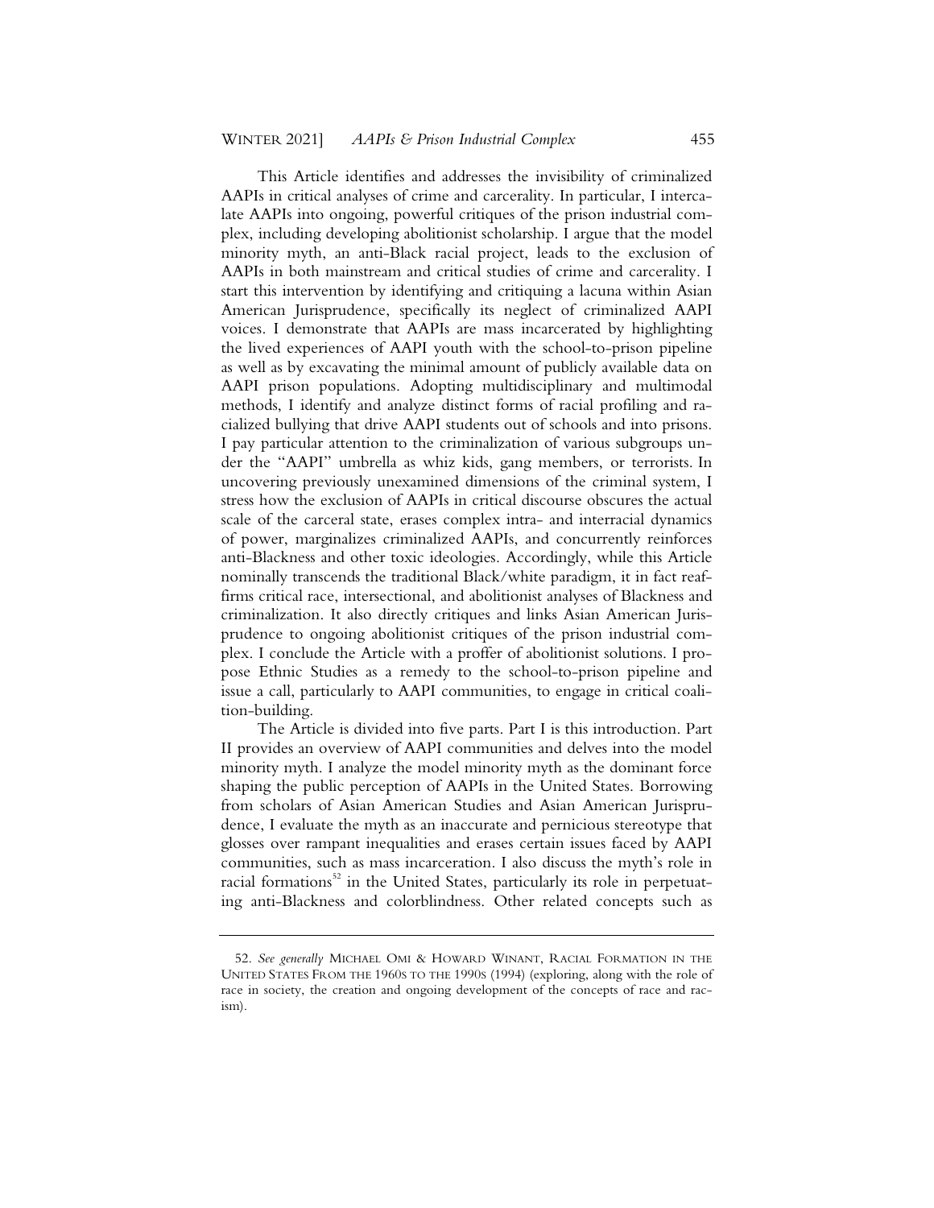This Article identifies and addresses the invisibility of criminalized AAPIs in critical analyses of crime and carcerality. In particular, I intercalate AAPIs into ongoing, powerful critiques of the prison industrial complex, including developing abolitionist scholarship. I argue that the model minority myth, an anti-Black racial project, leads to the exclusion of AAPIs in both mainstream and critical studies of crime and carcerality. I start this intervention by identifying and critiquing a lacuna within Asian American Jurisprudence, specifically its neglect of criminalized AAPI voices. I demonstrate that AAPIs are mass incarcerated by highlighting the lived experiences of AAPI youth with the school-to-prison pipeline as well as by excavating the minimal amount of publicly available data on AAPI prison populations. Adopting multidisciplinary and multimodal methods, I identify and analyze distinct forms of racial profiling and racialized bullying that drive AAPI students out of schools and into prisons. I pay particular attention to the criminalization of various subgroups under the "AAPI" umbrella as whiz kids, gang members, or terrorists. In uncovering previously unexamined dimensions of the criminal system, I stress how the exclusion of AAPIs in critical discourse obscures the actual scale of the carceral state, erases complex intra- and interracial dynamics of power, marginalizes criminalized AAPIs, and concurrently reinforces anti-Blackness and other toxic ideologies. Accordingly, while this Article nominally transcends the traditional Black/white paradigm, it in fact reaffirms critical race, intersectional, and abolitionist analyses of Blackness and criminalization. It also directly critiques and links Asian American Jurisprudence to ongoing abolitionist critiques of the prison industrial complex. I conclude the Article with a proffer of abolitionist solutions. I propose Ethnic Studies as a remedy to the school-to-prison pipeline and issue a call, particularly to AAPI communities, to engage in critical coalition-building.

The Article is divided into five parts. Part I is this introduction. Part II provides an overview of AAPI communities and delves into the model minority myth. I analyze the model minority myth as the dominant force shaping the public perception of AAPIs in the United States. Borrowing from scholars of Asian American Studies and Asian American Jurisprudence, I evaluate the myth as an inaccurate and pernicious stereotype that glosses over rampant inequalities and erases certain issues faced by AAPI communities, such as mass incarceration. I also discuss the myth's role in racial formations[52] in the United States, particularly its role in perpetuating anti-Blackness and colorblindness. Other related concepts such as

---

52. *See generally* MICHAEL OMI & HOWARD WINANT, RACIAL FORMATION IN THE UNITED STATES FROM THE 1960S TO THE 1990S (1994) (exploring, along with the role of race in society, the creation and ongoing development of the concepts of race and racism).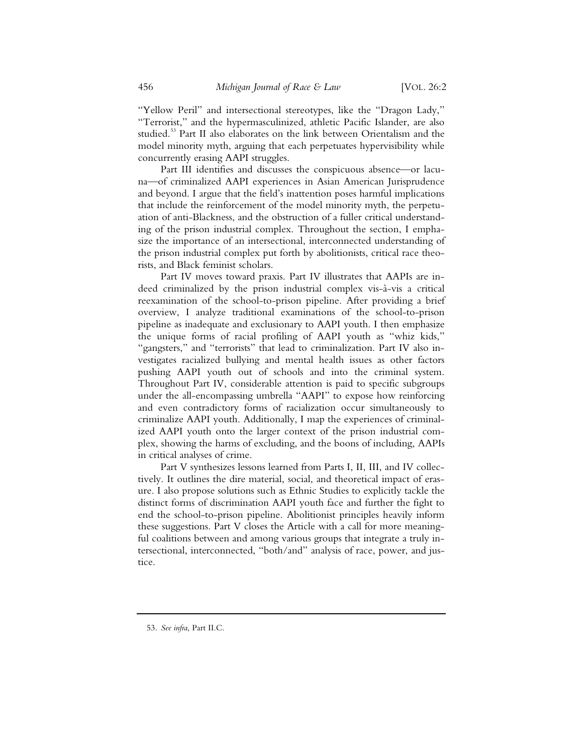"Yellow Peril" and intersectional stereotypes, like the "Dragon Lady," "Terrorist," and the hypermasculinized, athletic Pacific Islander, are also studied.[53] Part II also elaborates on the link between Orientalism and the model minority myth, arguing that each perpetuates hypervisibility while concurrently erasing AAPI struggles.

Part III identifies and discusses the conspicuous absence—or lacuna—of criminalized AAPI experiences in Asian American Jurisprudence and beyond. I argue that the field's inattention poses harmful implications that include the reinforcement of the model minority myth, the perpetuation of anti-Blackness, and the obstruction of a fuller critical understanding of the prison industrial complex. Throughout the section, I emphasize the importance of an intersectional, interconnected understanding of the prison industrial complex put forth by abolitionists, critical race theorists, and Black feminist scholars.

Part IV moves toward praxis. Part IV illustrates that AAPIs are indeed criminalized by the prison industrial complex vis-à-vis a critical reexamination of the school-to-prison pipeline. After providing a brief overview, I analyze traditional examinations of the school-to-prison pipeline as inadequate and exclusionary to AAPI youth. I then emphasize the unique forms of racial profiling of AAPI youth as "whiz kids," "gangsters," and "terrorists" that lead to criminalization. Part IV also investigates racialized bullying and mental health issues as other factors pushing AAPI youth out of schools and into the criminal system. Throughout Part IV, considerable attention is paid to specific subgroups under the all-encompassing umbrella "AAPI" to expose how reinforcing and even contradictory forms of racialization occur simultaneously to criminalize AAPI youth. Additionally, I map the experiences of criminalized AAPI youth onto the larger context of the prison industrial complex, showing the harms of excluding, and the boons of including, AAPIs in critical analyses of crime.

Part V synthesizes lessons learned from Parts I, II, III, and IV collectively. It outlines the dire material, social, and theoretical impact of erasure. I also propose solutions such as Ethnic Studies to explicitly tackle the distinct forms of discrimination AAPI youth face and further the fight to end the school-to-prison pipeline. Abolitionist principles heavily inform these suggestions. Part V closes the Article with a call for more meaningful coalitions between and among various groups that integrate a truly intersectional, interconnected, "both/and" analysis of race, power, and justice.

---

53. *See infra*, Part II.C.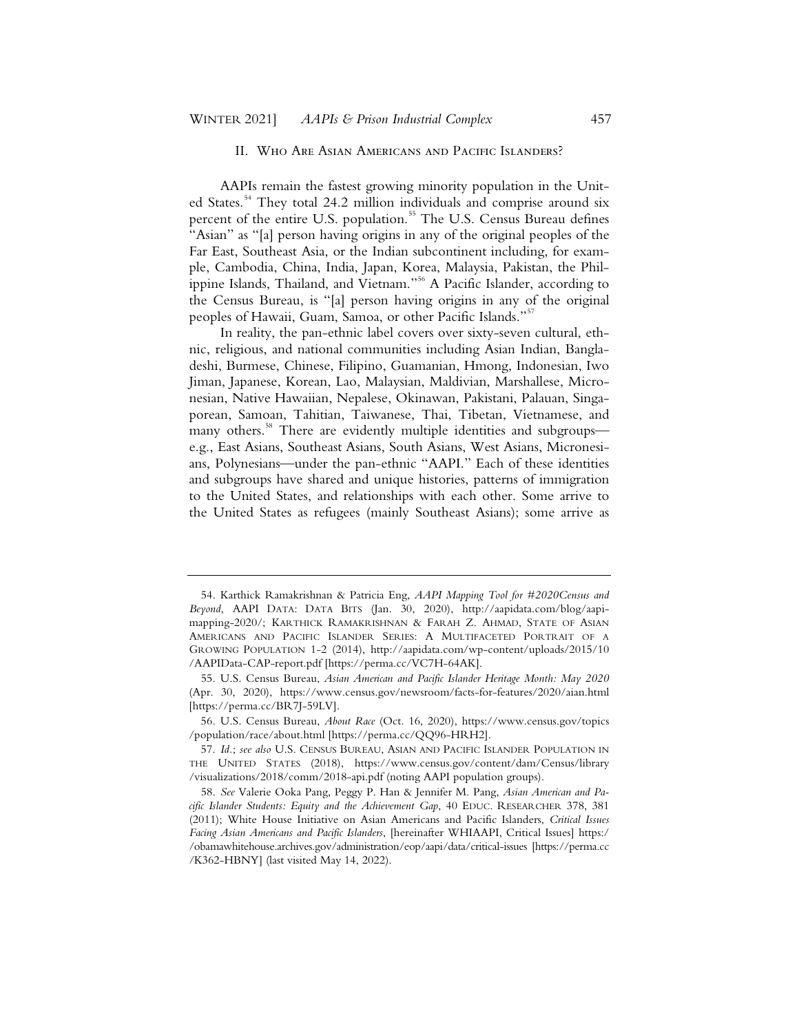## II. Who Are Asian Americans and Pacific Islanders?

AAPIs remain the fastest growing minority population in the United States.[54] They total 24.2 million individuals and comprise around six percent of the entire U.S. population.[55] The U.S. Census Bureau defines "Asian" as "[a] person having origins in any of the original peoples of the Far East, Southeast Asia, or the Indian subcontinent including, for example, Cambodia, China, India, Japan, Korea, Malaysia, Pakistan, the Philippine Islands, Thailand, and Vietnam."[56] A Pacific Islander, according to the Census Bureau, is "[a] person having origins in any of the original peoples of Hawaii, Guam, Samoa, or other Pacific Islands."[57]

In reality, the pan-ethnic label covers over sixty-seven cultural, ethnic, religious, and national communities including Asian Indian, Bangladeshi, Burmese, Chinese, Filipino, Guamanian, Hmong, Indonesian, Iwo Jiman, Japanese, Korean, Lao, Malaysian, Maldivian, Marshallese, Micronesian, Native Hawaiian, Nepalese, Okinawan, Pakistani, Palauan, Singaporean, Samoan, Tahitian, Taiwanese, Thai, Tibetan, Vietnamese, and many others.[58] There are evidently multiple identities and subgroups—e.g., East Asians, Southeast Asians, South Asians, West Asians, Micronesians, Polynesians—under the pan-ethnic "AAPI." Each of these identities and subgroups have shared and unique histories, patterns of immigration to the United States, and relationships with each other. Some arrive to the United States as refugees (mainly Southeast Asians); some arrive as

---

54. Karthick Ramakrishnan & Patricia Eng, *AAPI Mapping Tool for #2020Census and Beyond*, AAPI Data: Data Bits (Jan. 30, 2020), http://aapidata.com/blog/aapi-mapping-2020/; Karthick Ramakrishnan & Farah Z. Ahmad, State of Asian Americans and Pacific Islander Series: A Multifaceted Portrait of a Growing Population 1-2 (2014), http://aapidata.com/wp-content/uploads/2015/10/AAPIData-CAP-report.pdf [https://perma.cc/VC7H-64AK].

55. U.S. Census Bureau, *Asian American and Pacific Islander Heritage Month: May 2020* (Apr. 30, 2020), https://www.census.gov/newsroom/facts-for-features/2020/aian.html [https://perma.cc/BR7J-59LV].

56. U.S. Census Bureau, *About Race* (Oct. 16, 2020), https://www.census.gov/topics/population/race/about.html [https://perma.cc/QQ96-HRH2].

57. *Id.*; *see also* U.S. Census Bureau, Asian and Pacific Islander Population in the United States (2018), https://www.census.gov/content/dam/Census/library/visualizations/2018/comm/2018-api.pdf (noting AAPI population groups).

58. *See* Valerie Ooka Pang, Peggy P. Han & Jennifer M. Pang, *Asian American and Pacific Islander Students: Equity and the Achievement Gap*, 40 Educ. Researcher 378, 381 (2011); White House Initiative on Asian Americans and Pacific Islanders, *Critical Issues Facing Asian Americans and Pacific Islanders*, [hereinafter WHIAAPI, Critical Issues] https://obamawhitehouse.archives.gov/administration/eop/aapi/data/critical-issues [https://perma.cc/K362-HBNY] (last visited May 14, 2022).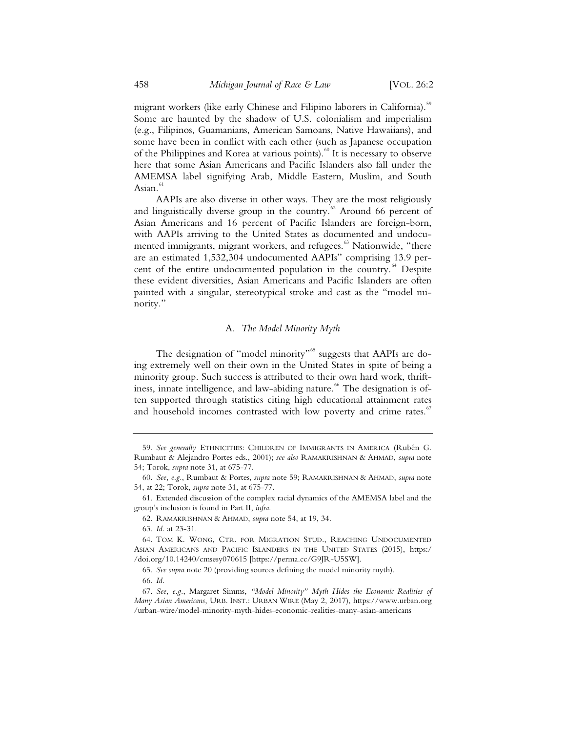migrant workers (like early Chinese and Filipino laborers in California).[59] Some are haunted by the shadow of U.S. colonialism and imperialism (e.g., Filipinos, Guamanians, American Samoans, Native Hawaiians), and some have been in conflict with each other (such as Japanese occupation of the Philippines and Korea at various points).[60] It is necessary to observe here that some Asian Americans and Pacific Islanders also fall under the AMEMSA label signifying Arab, Middle Eastern, Muslim, and South Asian.[61]

AAPIs are also diverse in other ways. They are the most religiously and linguistically diverse group in the country.[62] Around 66 percent of Asian Americans and 16 percent of Pacific Islanders are foreign-born, with AAPIs arriving to the United States as documented and undocumented immigrants, migrant workers, and refugees.[63] Nationwide, "there are an estimated 1,532,304 undocumented AAPIs" comprising 13.9 percent of the entire undocumented population in the country.[64] Despite these evident diversities, Asian Americans and Pacific Islanders are often painted with a singular, stereotypical stroke and cast as the "model minority."

### A. *The Model Minority Myth*

The designation of "model minority"[65] suggests that AAPIs are doing extremely well on their own in the United States in spite of being a minority group. Such success is attributed to their own hard work, thriftiness, innate intelligence, and law-abiding nature.[66] The designation is often supported through statistics citing high educational attainment rates and household incomes contrasted with low poverty and crime rates.[67]

---

59. *See generally* ETHNICITIES: CHILDREN OF IMMIGRANTS IN AMERICA (Rubén G. Rumbaut & Alejandro Portes eds., 2001); *see also* RAMAKRISHNAN & AHMAD, *supra* note 54; Torok, *supra* note 31, at 675-77.

60. *See, e.g.*, Rumbaut & Portes, *supra* note 59; RAMAKRISHNAN & AHMAD, *supra* note 54, at 22; Torok, *supra* note 31, at 675-77.

61. Extended discussion of the complex racial dynamics of the AMEMSA label and the group's inclusion is found in Part II, *infra*.

62. RAMAKRISHNAN & AHMAD, *supra* note 54, at 19, 34.

63. *Id.* at 23-31.

64. TOM K. WONG, CTR. FOR MIGRATION STUD., REACHING UNDOCUMENTED ASIAN AMERICANS AND PACIFIC ISLANDERS IN THE UNITED STATES (2015), https://doi.org/10.14240/cmsesy070615 [https://perma.cc/G9JR-U5SW].

65. *See supra* note 20 (providing sources defining the model minority myth).

66. *Id.*

67. *See, e.g.*, Margaret Simms, *"Model Minority" Myth Hides the Economic Realities of Many Asian Americans*, URB. INST.: URBAN WIRE (May 2, 2017), https://www.urban.org/urban-wire/model-minority-myth-hides-economic-realities-many-asian-americans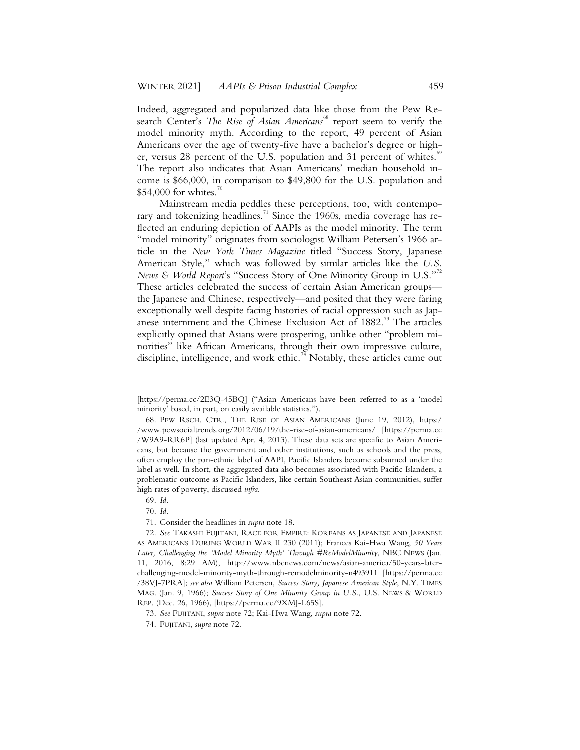Indeed, aggregated and popularized data like those from the Pew Research Center's *The Rise of Asian Americans*[68] report seem to verify the model minority myth. According to the report, 49 percent of Asian Americans over the age of twenty-five have a bachelor's degree or higher, versus 28 percent of the U.S. population and 31 percent of whites.[69] The report also indicates that Asian Americans' median household income is $66,000, in comparison to $49,800 for the U.S. population and $54,000 for whites.[70]

Mainstream media peddles these perceptions, too, with contemporary and tokenizing headlines.[71] Since the 1960s, media coverage has reflected an enduring depiction of AAPIs as the model minority. The term "model minority" originates from sociologist William Petersen's 1966 article in the *New York Times Magazine* titled "Success Story, Japanese American Style," which was followed by similar articles like the *U.S. News & World Report*'s "Success Story of One Minority Group in U.S."[72] These articles celebrated the success of certain Asian American groups—the Japanese and Chinese, respectively—and posited that they were faring exceptionally well despite facing histories of racial oppression such as Japanese internment and the Chinese Exclusion Act of 1882.[73] The articles explicitly opined that Asians were prospering, unlike other "problem minorities" like African Americans, through their own impressive culture, discipline, intelligence, and work ethic.[74] Notably, these articles came out

---

[https://perma.cc/2E3Q-45BQ] ("Asian Americans have been referred to as a 'model minority' based, in part, on easily available statistics.").

68. PEW RSCH. CTR., THE RISE OF ASIAN AMERICANS (June 19, 2012), https://www.pewsocialtrends.org/2012/06/19/the-rise-of-asian-americans/ [https://perma.cc/W9A9-RR6P] (last updated Apr. 4, 2013). These data sets are specific to Asian Americans, but because the government and other institutions, such as schools and the press, often employ the pan-ethnic label of AAPI, Pacific Islanders become subsumed under the label as well. In short, the aggregated data also becomes associated with Pacific Islanders, a problematic outcome as Pacific Islanders, like certain Southeast Asian communities, suffer high rates of poverty, discussed *infra*.

69. *Id.*

70. *Id.*

71. Consider the headlines in *supra* note 18.

72. *See* TAKASHI FUJITANI, RACE FOR EMPIRE: KOREANS AS JAPANESE AND JAPANESE AS AMERICANS DURING WORLD WAR II 230 (2011); Frances Kai-Hwa Wang, *50 Years Later, Challenging the 'Model Minority Myth' Through #ReModelMinority*, NBC NEWS (Jan. 11, 2016, 8:29 AM), http://www.nbcnews.com/news/asian-america/50-years-later-challenging-model-minority-myth-through-remodelminority-n493911 [https://perma.cc/38VJ-7PRA]; *see also* William Petersen, *Success Story, Japanese American Style*, N.Y. TIMES MAG. (Jan. 9, 1966); *Success Story of One Minority Group in U.S.*, U.S. NEWS & WORLD REP. (Dec. 26, 1966), [https://perma.cc/9XMJ-L65S].

73. *See* FUJITANI, *supra* note 72; Kai-Hwa Wang, *supra* note 72.

74. FUJITANI, *supra* note 72.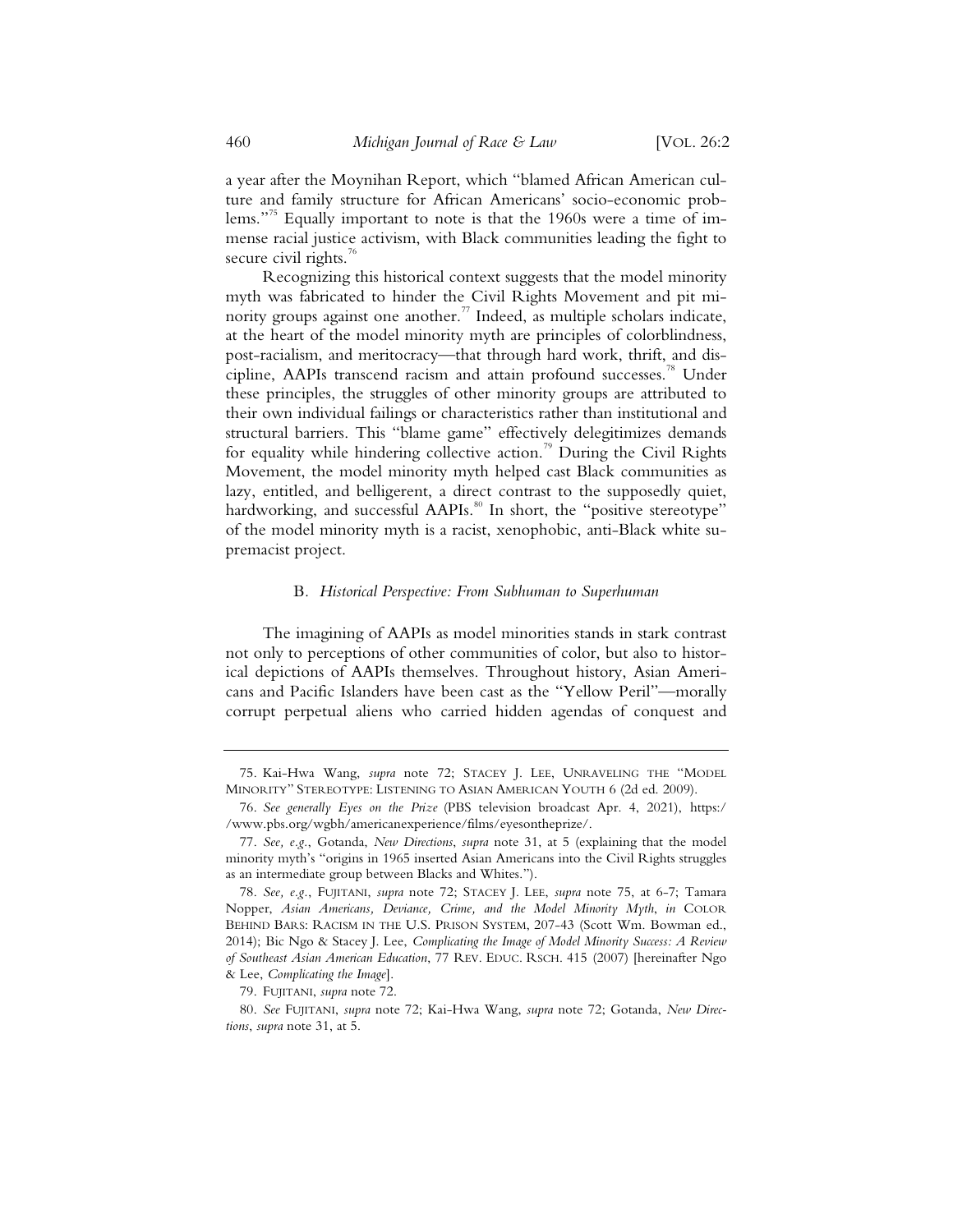a year after the Moynihan Report, which "blamed African American culture and family structure for African Americans' socio-economic problems."[75] Equally important to note is that the 1960s were a time of immense racial justice activism, with Black communities leading the fight to secure civil rights.[76]

Recognizing this historical context suggests that the model minority myth was fabricated to hinder the Civil Rights Movement and pit minority groups against one another.[77] Indeed, as multiple scholars indicate, at the heart of the model minority myth are principles of colorblindness, post-racialism, and meritocracy—that through hard work, thrift, and discipline, AAPIs transcend racism and attain profound successes.[78] Under these principles, the struggles of other minority groups are attributed to their own individual failings or characteristics rather than institutional and structural barriers. This "blame game" effectively delegitimizes demands for equality while hindering collective action.[79] During the Civil Rights Movement, the model minority myth helped cast Black communities as lazy, entitled, and belligerent, a direct contrast to the supposedly quiet, hardworking, and successful AAPIs.[80] In short, the "positive stereotype" of the model minority myth is a racist, xenophobic, anti-Black white supremacist project.

### B. *Historical Perspective: From Subhuman to Superhuman*

The imagining of AAPIs as model minorities stands in stark contrast not only to perceptions of other communities of color, but also to historical depictions of AAPIs themselves. Throughout history, Asian Americans and Pacific Islanders have been cast as the "Yellow Peril"—morally corrupt perpetual aliens who carried hidden agendas of conquest and

---

75. Kai-Hwa Wang, *supra* note 72; STACEY J. LEE, UNRAVELING THE "MODEL MINORITY" STEREOTYPE: LISTENING TO ASIAN AMERICAN YOUTH 6 (2d ed. 2009).

76. *See generally Eyes on the Prize* (PBS television broadcast Apr. 4, 2021), https://www.pbs.org/wgbh/americanexperience/films/eyesontheprize/.

77. *See, e.g.*, Gotanda, *New Directions*, *supra* note 31, at 5 (explaining that the model minority myth's "origins in 1965 inserted Asian Americans into the Civil Rights struggles as an intermediate group between Blacks and Whites.").

78. *See, e.g.*, FUJITANI, *supra* note 72; STACEY J. LEE, *supra* note 75, at 6-7; Tamara Nopper, *Asian Americans, Deviance, Crime, and the Model Minority Myth*, *in* COLOR BEHIND BARS: RACISM IN THE U.S. PRISON SYSTEM, 207-43 (Scott Wm. Bowman ed., 2014); Bic Ngo & Stacey J. Lee, *Complicating the Image of Model Minority Success: A Review of Southeast Asian American Education*, 77 REV. EDUC. RSCH. 415 (2007) [hereinafter Ngo & Lee, *Complicating the Image*].

79. FUJITANI, *supra* note 72.

80. *See* FUJITANI, *supra* note 72; Kai-Hwa Wang, *supra* note 72; Gotanda, *New Directions*, *supra* note 31, at 5.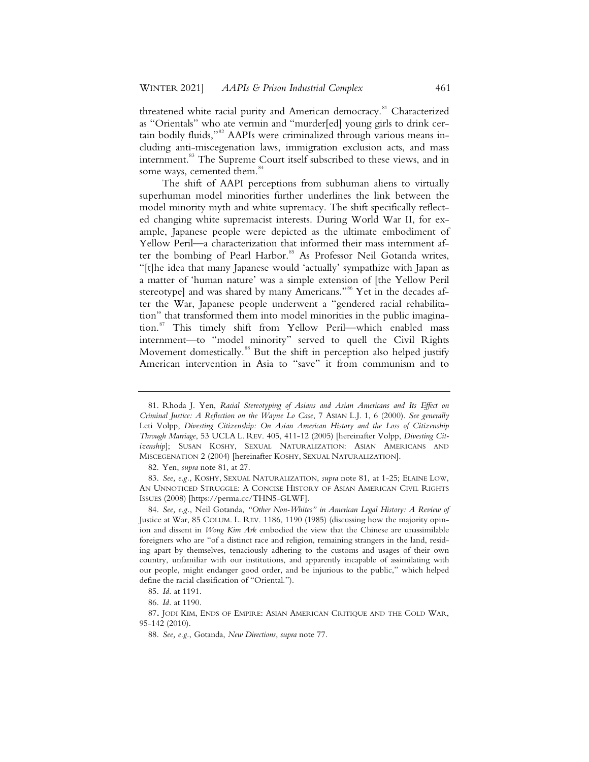threatened white racial purity and American democracy.[81] Characterized as "Orientals" who ate vermin and "murder[ed] young girls to drink certain bodily fluids,"[82] AAPIs were criminalized through various means including anti-miscegenation laws, immigration exclusion acts, and mass internment.[83] The Supreme Court itself subscribed to these views, and in some ways, cemented them.[84]

The shift of AAPI perceptions from subhuman aliens to virtually superhuman model minorities further underlines the link between the model minority myth and white supremacy. The shift specifically reflected changing white supremacist interests. During World War II, for example, Japanese people were depicted as the ultimate embodiment of Yellow Peril—a characterization that informed their mass internment after the bombing of Pearl Harbor.[85] As Professor Neil Gotanda writes, "[t]he idea that many Japanese would 'actually' sympathize with Japan as a matter of 'human nature' was a simple extension of [the Yellow Peril stereotype] and was shared by many Americans."[86] Yet in the decades after the War, Japanese people underwent a "gendered racial rehabilitation" that transformed them into model minorities in the public imagination.[87] This timely shift from Yellow Peril—which enabled mass internment—to "model minority" served to quell the Civil Rights Movement domestically.[88] But the shift in perception also helped justify American intervention in Asia to "save" it from communism and to

---

81. Rhoda J. Yen, *Racial Stereotyping of Asians and Asian Americans and Its Effect on Criminal Justice: A Reflection on the Wayne Lo Case*, 7 ASIAN L.J. 1, 6 (2000). *See generally* Leti Volpp, *Divesting Citizenship: On Asian American History and the Loss of Citizenship Through Marriage*, 53 UCLA L. REV. 405, 411-12 (2005) [hereinafter Volpp, *Divesting Citizenship*]; SUSAN KOSHY, SEXUAL NATURALIZATION: ASIAN AMERICANS AND MISCEGENATION 2 (2004) [hereinafter KOSHY, SEXUAL NATURALIZATION].

82. Yen, *supra* note 81, at 27.

83. *See, e.g.*, KOSHY, SEXUAL NATURALIZATION, *supra* note 81, at 1-25; ELAINE LOW, AN UNNOTICED STRUGGLE: A CONCISE HISTORY OF ASIAN AMERICAN CIVIL RIGHTS ISSUES (2008) [https://perma.cc/THN5-GLWF].

84. *See, e.g.*, Neil Gotanda, *"Other Non-Whites" in American Legal History: A Review of* Justice at War, 85 COLUM. L. REV. 1186, 1190 (1985) (discussing how the majority opinion and dissent in *Wong Kim Ark* embodied the view that the Chinese are unassimilable foreigners who are "of a distinct race and religion, remaining strangers in the land, residing apart by themselves, tenaciously adhering to the customs and usages of their own country, unfamiliar with our institutions, and apparently incapable of assimilating with our people, might endanger good order, and be injurious to the public," which helped define the racial classification of "Oriental.").

85. *Id.* at 1191.

86. *Id.* at 1190.

87. JODI KIM, ENDS OF EMPIRE: ASIAN AMERICAN CRITIQUE AND THE COLD WAR, 95-142 (2010).

88. *See, e.g.*, Gotanda, *New Directions*, *supra* note 77.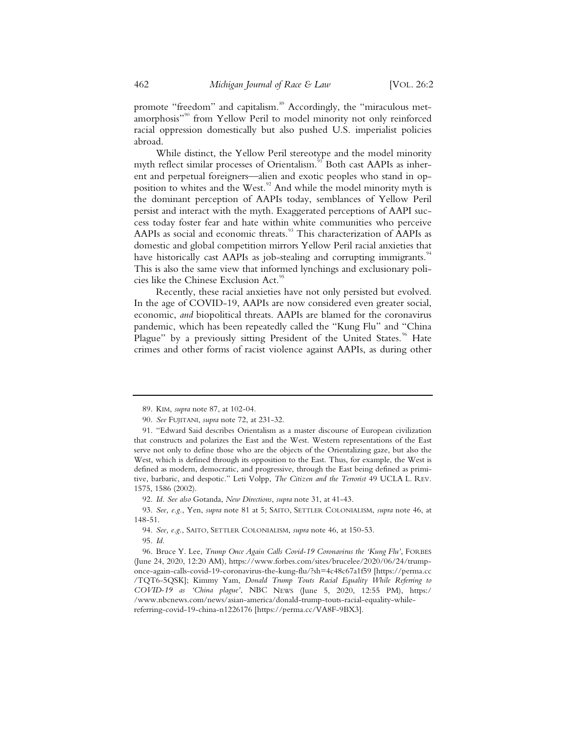promote "freedom" and capitalism.[89] Accordingly, the "miraculous metamorphosis"[90] from Yellow Peril to model minority not only reinforced racial oppression domestically but also pushed U.S. imperialist policies abroad.

While distinct, the Yellow Peril stereotype and the model minority myth reflect similar processes of Orientalism.[91] Both cast AAPIs as inherent and perpetual foreigners—alien and exotic peoples who stand in opposition to whites and the West.[92] And while the model minority myth is the dominant perception of AAPIs today, semblances of Yellow Peril persist and interact with the myth. Exaggerated perceptions of AAPI success today foster fear and hate within white communities who perceive AAPIs as social and economic threats.[93] This characterization of AAPIs as domestic and global competition mirrors Yellow Peril racial anxieties that have historically cast AAPIs as job-stealing and corrupting immigrants.[94] This is also the same view that informed lynchings and exclusionary policies like the Chinese Exclusion Act.[95]

Recently, these racial anxieties have not only persisted but evolved. In the age of COVID-19, AAPIs are now considered even greater social, economic, *and* biopolitical threats. AAPIs are blamed for the coronavirus pandemic, which has been repeatedly called the "Kung Flu" and "China Plague" by a previously sitting President of the United States.[96] Hate crimes and other forms of racist violence against AAPIs, as during other

---

89. KIM, *supra* note 87, at 102-04.

90. *See* FUJITANI, *supra* note 72, at 231-32.

91. "Edward Said describes Orientalism as a master discourse of European civilization that constructs and polarizes the East and the West. Western representations of the East serve not only to define those who are the objects of the Orientalizing gaze, but also the West, which is defined through its opposition to the East. Thus, for example, the West is defined as modern, democratic, and progressive, through the East being defined as primitive, barbaric, and despotic." Leti Volpp, *The Citizen and the Terrorist* 49 UCLA L. REV. 1575, 1586 (2002).

92. *Id. See also* Gotanda, *New Directions*, *supra* note 31, at 41-43.

93. *See, e.g.*, Yen, *supra* note 81 at 5; SAITO, SETTLER COLONIALISM, *supra* note 46, at 148-51.

94. *See, e.g.*, SAITO, SETTLER COLONIALISM, *supra* note 46, at 150-53.

95. *Id.*

96. Bruce Y. Lee, *Trump Once Again Calls Covid-19 Coronavirus the 'Kung Flu'*, FORBES (June 24, 2020, 12:20 AM), https://www.forbes.com/sites/brucelee/2020/06/24/trump-once-again-calls-covid-19-coronavirus-the-kung-flu/?sh=4c48c67a1f59 [https://perma.cc/TQT6-5QSK]; Kimmy Yam, *Donald Trump Touts Racial Equality While Referring to COVID-19 as 'China plague'*, NBC NEWS (June 5, 2020, 12:55 PM), https://www.nbcnews.com/news/asian-america/donald-trump-touts-racial-equality-while-referring-covid-19-china-n1226176 [https://perma.cc/VA8F-9BX3].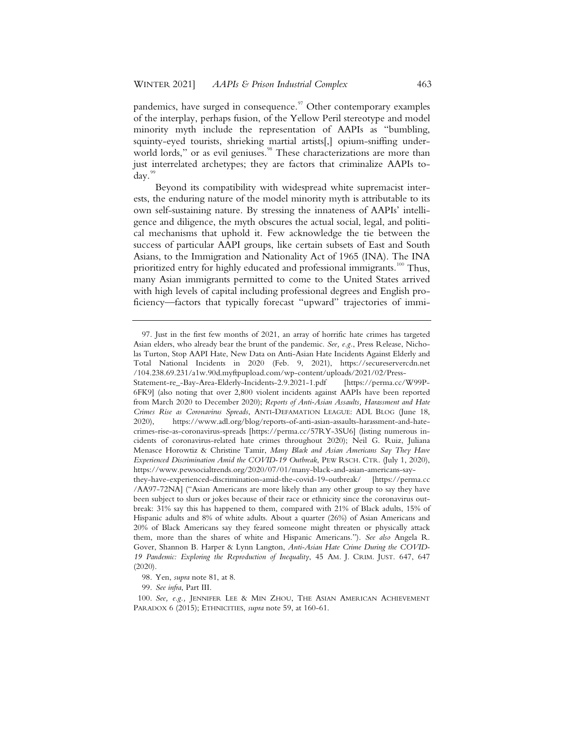pandemics, have surged in consequence.[97] Other contemporary examples of the interplay, perhaps fusion, of the Yellow Peril stereotype and model minority myth include the representation of AAPIs as "bumbling, squinty-eyed tourists, shrieking martial artists[,] opium-sniffing underworld lords," or as evil geniuses.[98] These characterizations are more than just interrelated archetypes; they are factors that criminalize AAPIs today.[99]

Beyond its compatibility with widespread white supremacist interests, the enduring nature of the model minority myth is attributable to its own self-sustaining nature. By stressing the innateness of AAPIs' intelligence and diligence, the myth obscures the actual social, legal, and political mechanisms that uphold it. Few acknowledge the tie between the success of particular AAPI groups, like certain subsets of East and South Asians, to the Immigration and Nationality Act of 1965 (INA). The INA prioritized entry for highly educated and professional immigrants.[100] Thus, many Asian immigrants permitted to come to the United States arrived with high levels of capital including professional degrees and English proficiency—factors that typically forecast "upward" trajectories of immi-

---

97. Just in the first few months of 2021, an array of horrific hate crimes has targeted Asian elders, who already bear the brunt of the pandemic. *See, e.g.*, Press Release, Nicholas Turton, Stop AAPI Hate, New Data on Anti-Asian Hate Incidents Against Elderly and Total National Incidents in 2020 (Feb. 9, 2021), https://secureservercdn.net/104.238.69.231/a1w.90d.myftpupload.com/wp-content/uploads/2021/02/Press-Statement-re_-Bay-Area-Elderly-Incidents-2.9.2021-1.pdf [https://perma.cc/W99P-6FK9] (also noting that over 2,800 violent incidents against AAPIs have been reported from March 2020 to December 2020); *Reports of Anti-Asian Assaults, Harassment and Hate Crimes Rise as Coronavirus Spreads*, ANTI-DEFAMATION LEAGUE: ADL BLOG (June 18, 2020), https://www.adl.org/blog/reports-of-anti-asian-assaults-harassment-and-hate-crimes-rise-as-coronavirus-spreads [https://perma.cc/57RY-3SU6] (listing numerous incidents of coronavirus-related hate crimes throughout 2020); Neil G. Ruiz, Juliana Menasce Horowtiz & Christine Tamir, *Many Black and Asian Americans Say They Have Experienced Discrimination Amid the COVID-19 Outbreak*, PEW RSCH. CTR. (July 1, 2020), https://www.pewsocialtrends.org/2020/07/01/many-black-and-asian-americans-say-they-have-experienced-discrimination-amid-the-covid-19-outbreak/ [https://perma.cc/AA97-72NA] ("Asian Americans are more likely than any other group to say they have been subject to slurs or jokes because of their race or ethnicity since the coronavirus outbreak: 31% say this has happened to them, compared with 21% of Black adults, 15% of Hispanic adults and 8% of white adults. About a quarter (26%) of Asian Americans and 20% of Black Americans say they feared someone might threaten or physically attack them, more than the shares of white and Hispanic Americans."). *See also* Angela R. Gover, Shannon B. Harper & Lynn Langton, *Anti-Asian Hate Crime During the COVID-19 Pandemic: Exploring the Reproduction of Inequality*, 45 AM. J. CRIM. JUST. 647, 647 (2020).

98. Yen, *supra* note 81, at 8.

99. *See infra*, Part III.

100. *See, e.g.,* JENNIFER LEE & MIN ZHOU, THE ASIAN AMERICAN ACHIEVEMENT PARADOX 6 (2015); ETHNICITIES, *supra* note 59, at 160-61.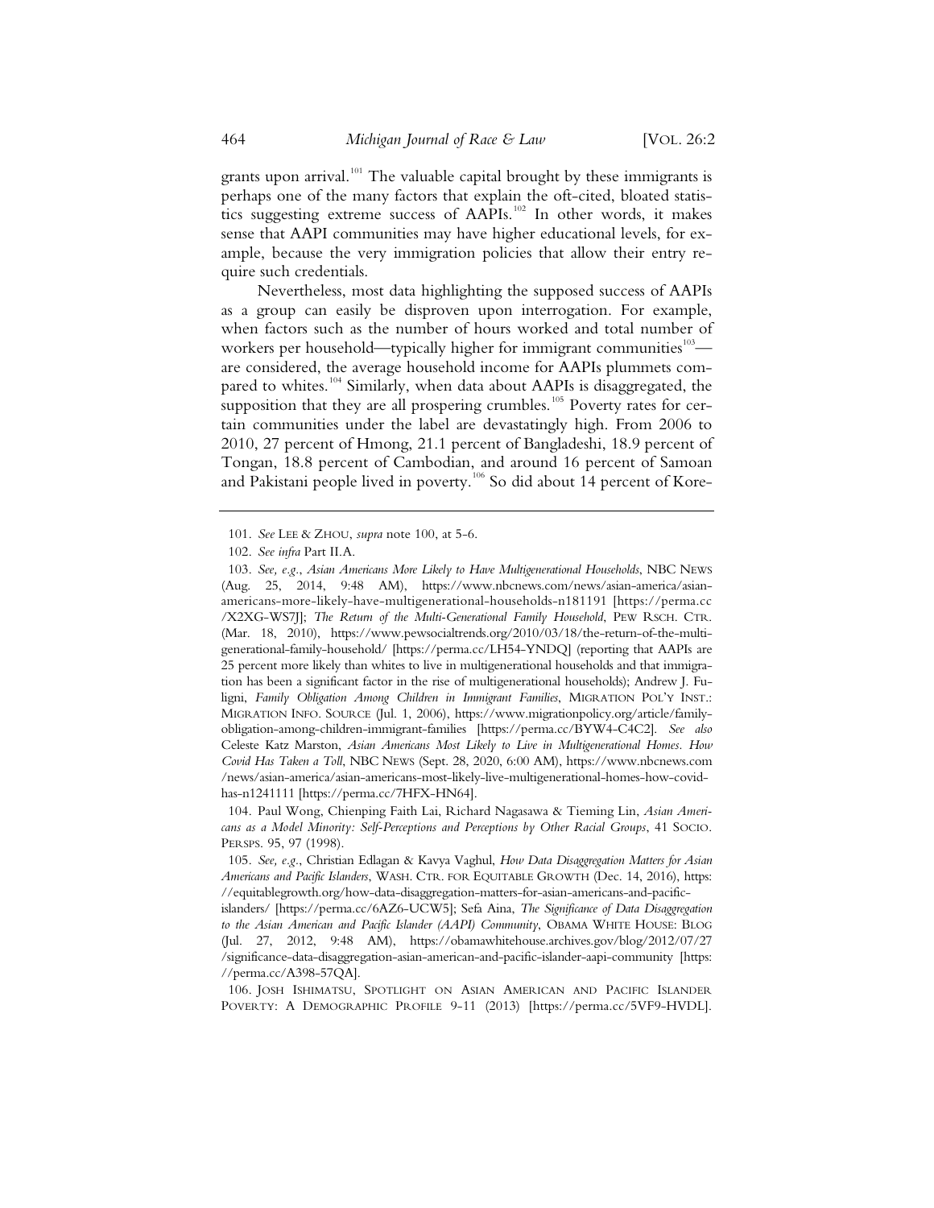grants upon arrival.[101] The valuable capital brought by these immigrants is perhaps one of the many factors that explain the oft-cited, bloated statistics suggesting extreme success of AAPIs.[102] In other words, it makes sense that AAPI communities may have higher educational levels, for example, because the very immigration policies that allow their entry require such credentials.

Nevertheless, most data highlighting the supposed success of AAPIs as a group can easily be disproven upon interrogation. For example, when factors such as the number of hours worked and total number of workers per household—typically higher for immigrant communities[103]—are considered, the average household income for AAPIs plummets compared to whites.[104] Similarly, when data about AAPIs is disaggregated, the supposition that they are all prospering crumbles.[105] Poverty rates for certain communities under the label are devastatingly high. From 2006 to 2010, 27 percent of Hmong, 21.1 percent of Bangladeshi, 18.9 percent of Tongan, 18.8 percent of Cambodian, and around 16 percent of Samoan and Pakistani people lived in poverty.[106] So did about 14 percent of Kore-

---

101. *See* LEE & ZHOU, *supra* note 100, at 5-6.

102. *See infra* Part II.A.

103. *See, e.g.*, *Asian Americans More Likely to Have Multigenerational Households*, NBC NEWS (Aug. 25, 2014, 9:48 AM), https://www.nbcnews.com/news/asian-america/asian-americans-more-likely-have-multigenerational-households-n181191 [https://perma.cc/X2XG-WS7J]; *The Return of the Multi-Generational Family Household*, PEW RSCH. CTR. (Mar. 18, 2010), https://www.pewsocialtrends.org/2010/03/18/the-return-of-the-multi-generational-family-household/ [https://perma.cc/LH54-YNDQ] (reporting that AAPIs are 25 percent more likely than whites to live in multigenerational households and that immigration has been a significant factor in the rise of multigenerational households); Andrew J. Fuligni, *Family Obligation Among Children in Immigrant Families*, MIGRATION POL'Y INST.: MIGRATION INFO. SOURCE (Jul. 1, 2006), https://www.migrationpolicy.org/article/family-obligation-among-children-immigrant-families [https://perma.cc/BYW4-C4C2]. *See also* Celeste Katz Marston, *Asian Americans Most Likely to Live in Multigenerational Homes. How Covid Has Taken a Toll*, NBC NEWS (Sept. 28, 2020, 6:00 AM), https://www.nbcnews.com/news/asian-america/asian-americans-most-likely-live-multigenerational-homes-how-covid-has-n1241111 [https://perma.cc/7HFX-HN64].

104. Paul Wong, Chienping Faith Lai, Richard Nagasawa & Tieming Lin, *Asian Americans as a Model Minority: Self-Perceptions and Perceptions by Other Racial Groups*, 41 SOCIO. PERSPS. 95, 97 (1998).

105. *See, e.g.*, Christian Edlagan & Kavya Vaghul, *How Data Disaggregation Matters for Asian Americans and Pacific Islanders*, WASH. CTR. FOR EQUITABLE GROWTH (Dec. 14, 2016), https://equitablegrowth.org/how-data-disaggregation-matters-for-asian-americans-and-pacific-islanders/ [https://perma.cc/6AZ6-UCW5]; Sefa Aina, *The Significance of Data Disaggregation to the Asian American and Pacific Islander (AAPI) Community*, OBAMA WHITE HOUSE: BLOG (Jul. 27, 2012, 9:48 AM), https://obamawhitehouse.archives.gov/blog/2012/07/27/significance-data-disaggregation-asian-american-and-pacific-islander-aapi-community [https://perma.cc/A398-57QA].

106. JOSH ISHIMATSU, SPOTLIGHT ON ASIAN AMERICAN AND PACIFIC ISLANDER POVERTY: A DEMOGRAPHIC PROFILE 9-11 (2013) [https://perma.cc/5VF9-HVDL].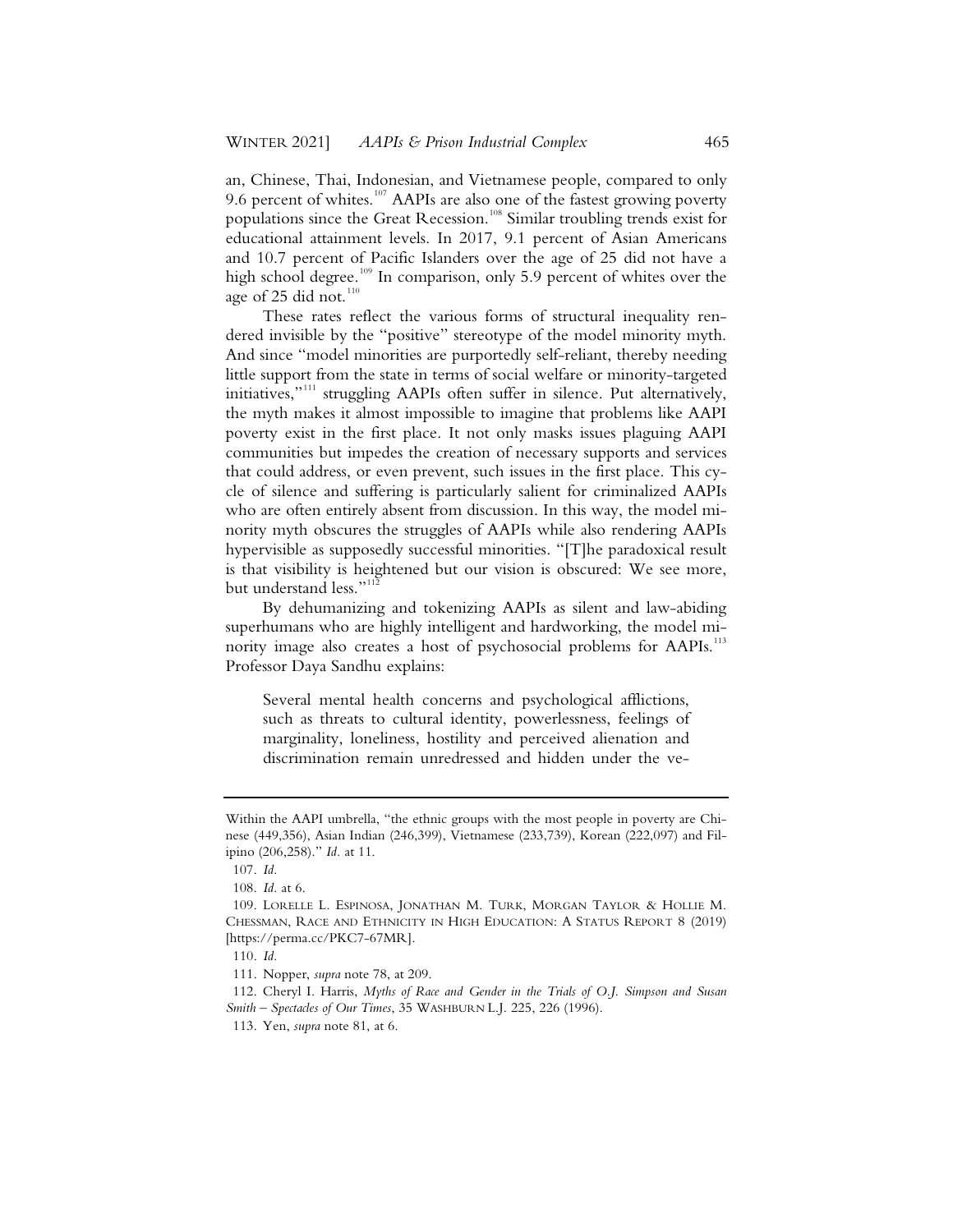an, Chinese, Thai, Indonesian, and Vietnamese people, compared to only 9.6 percent of whites.[107] AAPIs are also one of the fastest growing poverty populations since the Great Recession.[108] Similar troubling trends exist for educational attainment levels. In 2017, 9.1 percent of Asian Americans and 10.7 percent of Pacific Islanders over the age of 25 did not have a high school degree.[109] In comparison, only 5.9 percent of whites over the age of 25 did not.[110]

These rates reflect the various forms of structural inequality rendered invisible by the "positive" stereotype of the model minority myth. And since "model minorities are purportedly self-reliant, thereby needing little support from the state in terms of social welfare or minority-targeted initiatives,"[111] struggling AAPIs often suffer in silence. Put alternatively, the myth makes it almost impossible to imagine that problems like AAPI poverty exist in the first place. It not only masks issues plaguing AAPI communities but impedes the creation of necessary supports and services that could address, or even prevent, such issues in the first place. This cycle of silence and suffering is particularly salient for criminalized AAPIs who are often entirely absent from discussion. In this way, the model minority myth obscures the struggles of AAPIs while also rendering AAPIs hypervisible as supposedly successful minorities. "[T]he paradoxical result is that visibility is heightened but our vision is obscured: We see more, but understand less."[112]

By dehumanizing and tokenizing AAPIs as silent and law-abiding superhumans who are highly intelligent and hardworking, the model minority image also creates a host of psychosocial problems for AAPIs.[113] Professor Daya Sandhu explains:

> Several mental health concerns and psychological afflictions, such as threats to cultural identity, powerlessness, feelings of marginality, loneliness, hostility and perceived alienation and discrimination remain unredressed and hidden under the ve-

---

Within the AAPI umbrella, "the ethnic groups with the most people in poverty are Chinese (449,356), Asian Indian (246,399), Vietnamese (233,739), Korean (222,097) and Filipino (206,258)." *Id.* at 11.

107. *Id.*

108. *Id.* at 6.

109. LORELLE L. ESPINOSA, JONATHAN M. TURK, MORGAN TAYLOR & HOLLIE M. CHESSMAN, RACE AND ETHNICITY IN HIGH EDUCATION: A STATUS REPORT 8 (2019) [https://perma.cc/PKC7-67MR].

110. *Id.*

111. Nopper, *supra* note 78, at 209.

112. Cheryl I. Harris, *Myths of Race and Gender in the Trials of O.J. Simpson and Susan Smith – Spectacles of Our Times*, 35 WASHBURN L.J. 225, 226 (1996).

113. Yen, *supra* note 81, at 6.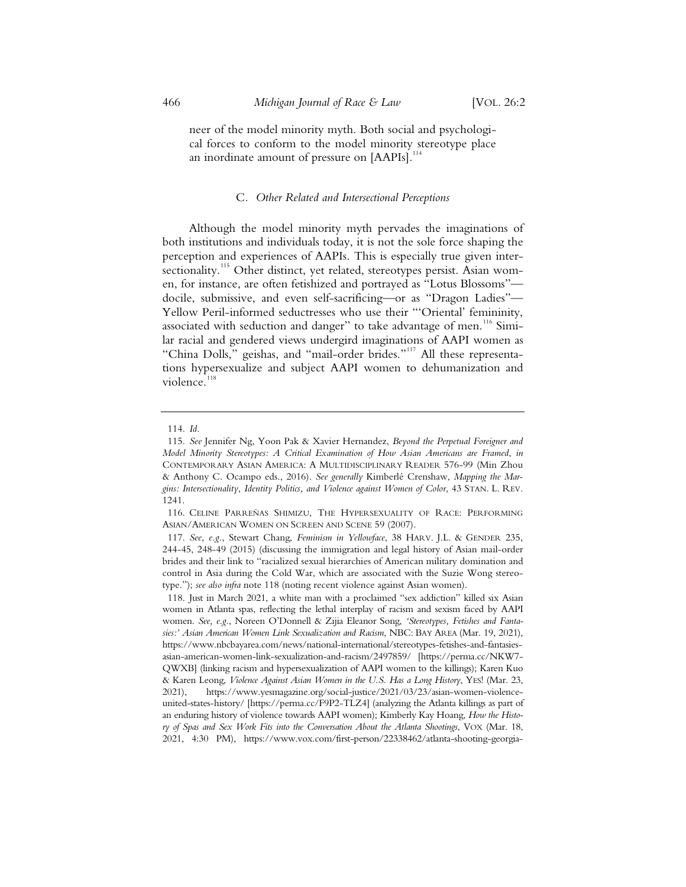neer of the model minority myth. Both social and psychological forces to conform to the model minority stereotype place an inordinate amount of pressure on [AAPIs].[114]

### C. *Other Related and Intersectional Perceptions*

Although the model minority myth pervades the imaginations of both institutions and individuals today, it is not the sole force shaping the perception and experiences of AAPIs. This is especially true given intersectionality.[115] Other distinct, yet related, stereotypes persist. Asian women, for instance, are often fetishized and portrayed as "Lotus Blossoms"—docile, submissive, and even self-sacrificing—or as "Dragon Ladies"—Yellow Peril-informed seductresses who use their "'Oriental' femininity, associated with seduction and danger" to take advantage of men.[116] Similar racial and gendered views undergird imaginations of AAPI women as "China Dolls," geishas, and "mail-order brides."[117] All these representations hypersexualize and subject AAPI women to dehumanization and violence.[118]

---

114. *Id.*

115. *See* Jennifer Ng, Yoon Pak & Xavier Hernandez, *Beyond the Perpetual Foreigner and Model Minority Stereotypes: A Critical Examination of How Asian Americans are Framed*, *in* CONTEMPORARY ASIAN AMERICA: A MULTIDISCIPLINARY READER 576-99 (Min Zhou & Anthony C. Ocampo eds., 2016). *See generally* Kimberlé Crenshaw, *Mapping the Margins: Intersectionality, Identity Politics, and Violence against Women of Color,* 43 STAN. L. REV. 1241.

116. CELINE PARREÑAS SHIMIZU, THE HYPERSEXUALITY OF RACE: PERFORMING ASIAN/AMERICAN WOMEN ON SCREEN AND SCENE 59 (2007).

117. *See, e.g.*, Stewart Chang, *Feminism in Yellowface*, 38 HARV. J.L. & GENDER 235, 244-45, 248-49 (2015) (discussing the immigration and legal history of Asian mail-order brides and their link to "racialized sexual hierarchies of American military domination and control in Asia during the Cold War, which are associated with the Suzie Wong stereotype."); *see also infra* note 118 (noting recent violence against Asian women).

118. Just in March 2021, a white man with a proclaimed "sex addiction" killed six Asian women in Atlanta spas, reflecting the lethal interplay of racism and sexism faced by AAPI women. *See, e.g.*, Noreen O'Donnell & Zijia Eleanor Song, *'Stereotypes, Fetishes and Fantasies:' Asian American Women Link Sexualization and Racism*, NBC: BAY AREA (Mar. 19, 2021), https://www.nbcbayarea.com/news/national-international/stereotypes-fetishes-and-fantasies-asian-american-women-link-sexualization-and-racism/2497859/ [https://perma.cc/NKW7-QWXB] (linking racism and hypersexualization of AAPI women to the killings); Karen Kuo & Karen Leong, *Violence Against Asian Women in the U.S. Has a Long History*, YES! (Mar. 23, 2021), https://www.yesmagazine.org/social-justice/2021/03/23/asian-women-violence-united-states-history/ [https://perma.cc/F9P2-TLZ4] (analyzing the Atlanta killings as part of an enduring history of violence towards AAPI women); Kimberly Kay Hoang, *How the History of Spas and Sex Work Fits into the Conversation About the Atlanta Shootings*, VOX (Mar. 18, 2021, 4:30 PM), https://www.vox.com/first-person/22338462/atlanta-shooting-georgia-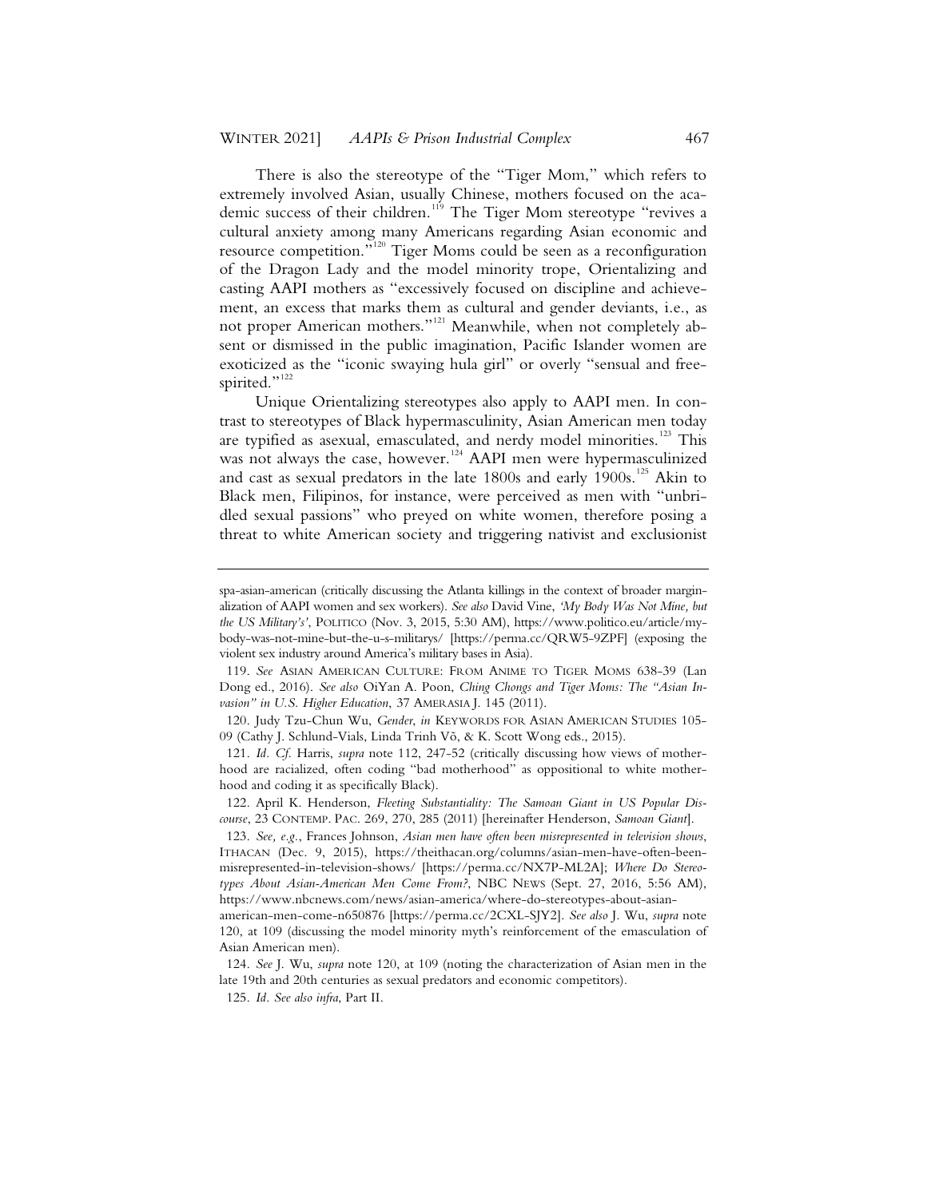There is also the stereotype of the "Tiger Mom," which refers to extremely involved Asian, usually Chinese, mothers focused on the academic success of their children.[119] The Tiger Mom stereotype "revives a cultural anxiety among many Americans regarding Asian economic and resource competition."[120] Tiger Moms could be seen as a reconfiguration of the Dragon Lady and the model minority trope, Orientalizing and casting AAPI mothers as "excessively focused on discipline and achievement, an excess that marks them as cultural and gender deviants, i.e., as not proper American mothers."[121] Meanwhile, when not completely absent or dismissed in the public imagination, Pacific Islander women are exoticized as the "iconic swaying hula girl" or overly "sensual and free-spirited."[122]

Unique Orientalizing stereotypes also apply to AAPI men. In contrast to stereotypes of Black hypermasculinity, Asian American men today are typified as asexual, emasculated, and nerdy model minorities.[123] This was not always the case, however.[124] AAPI men were hypermasculinized and cast as sexual predators in the late 1800s and early 1900s.[125] Akin to Black men, Filipinos, for instance, were perceived as men with "unbridled sexual passions" who preyed on white women, therefore posing a threat to white American society and triggering nativist and exclusionist

---

spa-asian-american (critically discussing the Atlanta killings in the context of broader marginalization of AAPI women and sex workers). *See also* David Vine, *'My Body Was Not Mine, but the US Military's'*, POLITICO (Nov. 3, 2015, 5:30 AM), https://www.politico.eu/article/my-body-was-not-mine-but-the-u-s-militarys/ [https://perma.cc/QRW5-9ZPF] (exposing the violent sex industry around America's military bases in Asia).

119. *See* ASIAN AMERICAN CULTURE: FROM ANIME TO TIGER MOMS 638-39 (Lan Dong ed., 2016). *See also* OiYan A. Poon, *Ching Chongs and Tiger Moms: The "Asian Invasion" in U.S. Higher Education*, 37 AMERASIA J. 145 (2011).

120. Judy Tzu-Chun Wu, *Gender*, *in* KEYWORDS FOR ASIAN AMERICAN STUDIES 105-09 (Cathy J. Schlund-Vials, Linda Trinh Võ, & K. Scott Wong eds., 2015).

121. *Id. Cf.* Harris, *supra* note 112, 247-52 (critically discussing how views of motherhood are racialized, often coding "bad motherhood" as oppositional to white motherhood and coding it as specifically Black).

122. April K. Henderson, *Fleeting Substantiality: The Samoan Giant in US Popular Discourse*, 23 CONTEMP. PAC. 269, 270, 285 (2011) [hereinafter Henderson, *Samoan Giant*].

123. *See, e.g.*, Frances Johnson, *Asian men have often been misrepresented in television shows*, ITHACAN (Dec. 9, 2015), https://theithacan.org/columns/asian-men-have-often-been-misrepresented-in-television-shows/ [https://perma.cc/NX7P-ML2A]; *Where Do Stereotypes About Asian-American Men Come From?*, NBC NEWS (Sept. 27, 2016, 5:56 AM), https://www.nbcnews.com/news/asian-america/where-do-stereotypes-about-asian-american-men-come-n650876 [https://perma.cc/2CXL-SJY2]. *See also* J. Wu, *supra* note 120, at 109 (discussing the model minority myth's reinforcement of the emasculation of Asian American men).

124. *See* J. Wu, *supra* note 120, at 109 (noting the characterization of Asian men in the late 19th and 20th centuries as sexual predators and economic competitors).

125. *Id. See also infra*, Part II.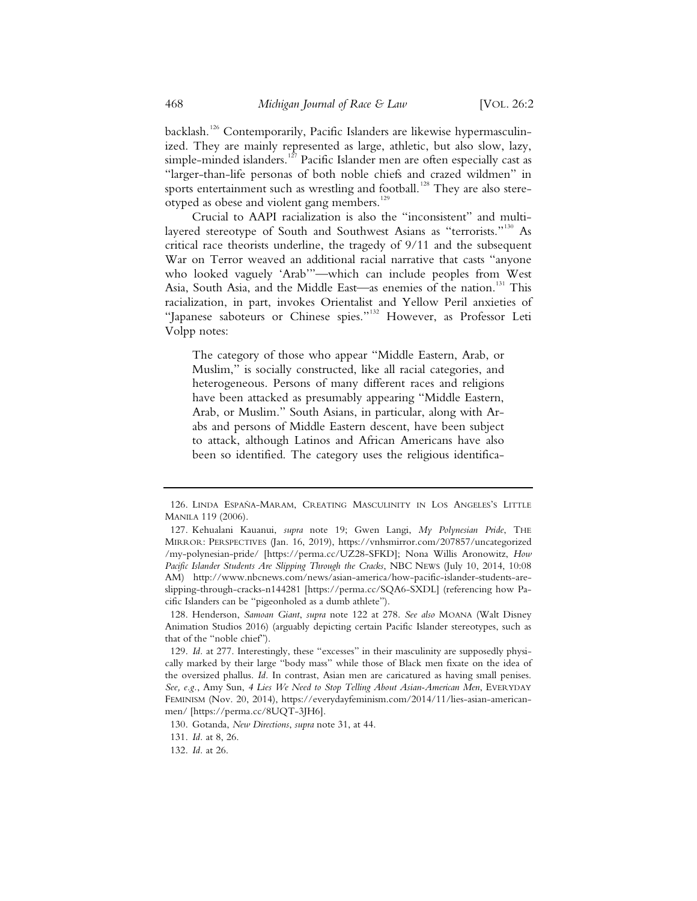backlash.[126] Contemporarily, Pacific Islanders are likewise hypermasculinized. They are mainly represented as large, athletic, but also slow, lazy, simple-minded islanders.[127] Pacific Islander men are often especially cast as "larger-than-life personas of both noble chiefs and crazed wildmen" in sports entertainment such as wrestling and football.[128] They are also stereotyped as obese and violent gang members.[129]

Crucial to AAPI racialization is also the "inconsistent" and multilayered stereotype of South and Southwest Asians as "terrorists."[130] As critical race theorists underline, the tragedy of 9/11 and the subsequent War on Terror weaved an additional racial narrative that casts "anyone who looked vaguely 'Arab'"—which can include peoples from West Asia, South Asia, and the Middle East—as enemies of the nation.[131] This racialization, in part, invokes Orientalist and Yellow Peril anxieties of "Japanese saboteurs or Chinese spies."[132] However, as Professor Leti Volpp notes:

> The category of those who appear "Middle Eastern, Arab, or Muslim," is socially constructed, like all racial categories, and heterogeneous. Persons of many different races and religions have been attacked as presumably appearing "Middle Eastern, Arab, or Muslim." South Asians, in particular, along with Arabs and persons of Middle Eastern descent, have been subject to attack, although Latinos and African Americans have also been so identified. The category uses the religious identifica-

---

126. LINDA ESPAÑA-MARAM, CREATING MASCULINITY IN LOS ANGELES'S LITTLE MANILA 119 (2006).

127. Kehualani Kauanui, *supra* note 19; Gwen Langi, *My Polynesian Pride*, THE MIRROR: PERSPECTIVES (Jan. 16, 2019), https://vnhsmirror.com/207857/uncategorized/my-polynesian-pride/ [https://perma.cc/UZ28-SFKD]; Nona Willis Aronowitz, *How Pacific Islander Students Are Slipping Through the Cracks*, NBC NEWS (July 10, 2014, 10:08 AM) http://www.nbcnews.com/news/asian-america/how-pacific-islander-students-are-slipping-through-cracks-n144281 [https://perma.cc/SQA6-SXDL] (referencing how Pacific Islanders can be "pigeonholed as a dumb athlete").

128. Henderson, *Samoan Giant*, *supra* note 122 at 278. *See also* MOANA (Walt Disney Animation Studios 2016) (arguably depicting certain Pacific Islander stereotypes, such as that of the "noble chief").

129. *Id.* at 277. Interestingly, these "excesses" in their masculinity are supposedly physically marked by their large "body mass" while those of Black men fixate on the idea of the oversized phallus. *Id.* In contrast, Asian men are caricatured as having small penises. *See, e.g.*, Amy Sun, *4 Lies We Need to Stop Telling About Asian-American Men*, EVERYDAY FEMINISM (Nov. 20, 2014), https://everydayfeminism.com/2014/11/lies-asian-american-men/ [https://perma.cc/8UQT-3JH6].

130. Gotanda, *New Directions*, *supra* note 31, at 44.

131. *Id.* at 8, 26.

132. *Id.* at 26.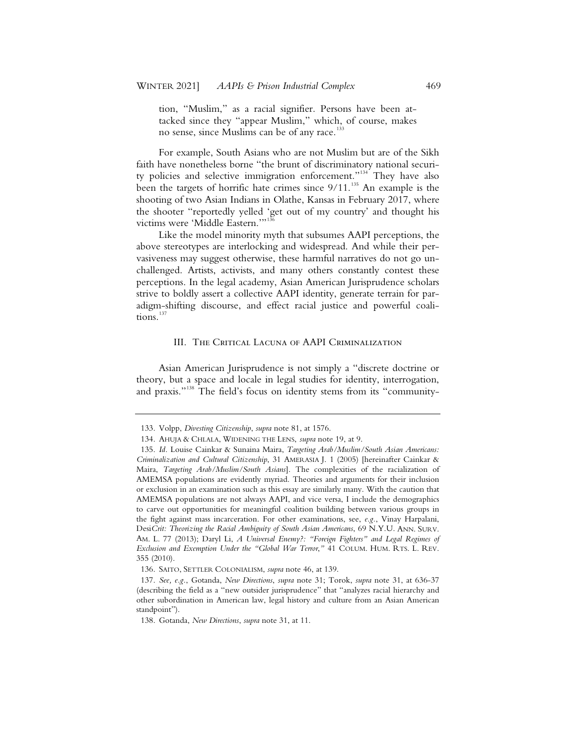tion, "Muslim," as a racial signifier. Persons have been attacked since they "appear Muslim," which, of course, makes no sense, since Muslims can be of any race.[133]

For example, South Asians who are not Muslim but are of the Sikh faith have nonetheless borne "the brunt of discriminatory national security policies and selective immigration enforcement."[134] They have also been the targets of horrific hate crimes since 9/11.[135] An example is the shooting of two Asian Indians in Olathe, Kansas in February 2017, where the shooter "reportedly yelled 'get out of my country' and thought his victims were 'Middle Eastern.'"[136]

Like the model minority myth that subsumes AAPI perceptions, the above stereotypes are interlocking and widespread. And while their pervasiveness may suggest otherwise, these harmful narratives do not go unchallenged. Artists, activists, and many others constantly contest these perceptions. In the legal academy, Asian American Jurisprudence scholars strive to boldly assert a collective AAPI identity, generate terrain for paradigm-shifting discourse, and effect racial justice and powerful coalitions.[137]

## III. The Critical Lacuna of AAPI Criminalization

Asian American Jurisprudence is not simply a "discrete doctrine or theory, but a space and locale in legal studies for identity, interrogation, and praxis."[138] The field's focus on identity stems from its "community-

---

133. Volpp, *Divesting Citizenship*, *supra* note 81, at 1576.

134. AHUJA & CHLALA, WIDENING THE LENS, *supra* note 19, at 9.

135. *Id.* Louise Cainkar & Sunaina Maira, *Targeting Arab/Muslim/South Asian Americans: Criminalization and Cultural Citizenship*, 31 AMERASIA J. 1 (2005) [hereinafter Cainkar & Maira, *Targeting Arab/Muslim/South Asians*]. The complexities of the racialization of AMEMSA populations are evidently myriad. Theories and arguments for their inclusion or exclusion in an examination such as this essay are similarly many. With the caution that AMEMSA populations are not always AAPI, and vice versa, I include the demographics to carve out opportunities for meaningful coalition building between various groups in the fight against mass incarceration. For other examinations, see, *e.g.*, Vinay Harpalani, Desi*Crit: Theorizing the Racial Ambiguity of South Asian Americans*, 69 N.Y.U. ANN. SURV. AM. L. 77 (2013); Daryl Li, *A Universal Enemy?: "Foreign Fighters" and Legal Regimes of Exclusion and Exemption Under the "Global War Terror*,*"* 41 COLUM. HUM. RTS. L. REV. 355 (2010).

136. SAITO, SETTLER COLONIALISM, *supra* note 46, at 139.

137. *See, e.g.*, Gotanda, *New Directions*, *supra* note 31; Torok, *supra* note 31, at 636-37 (describing the field as a "new outsider jurisprudence" that "analyzes racial hierarchy and other subordination in American law, legal history and culture from an Asian American standpoint").

138. Gotanda, *New Directions*, *supra* note 31, at 11.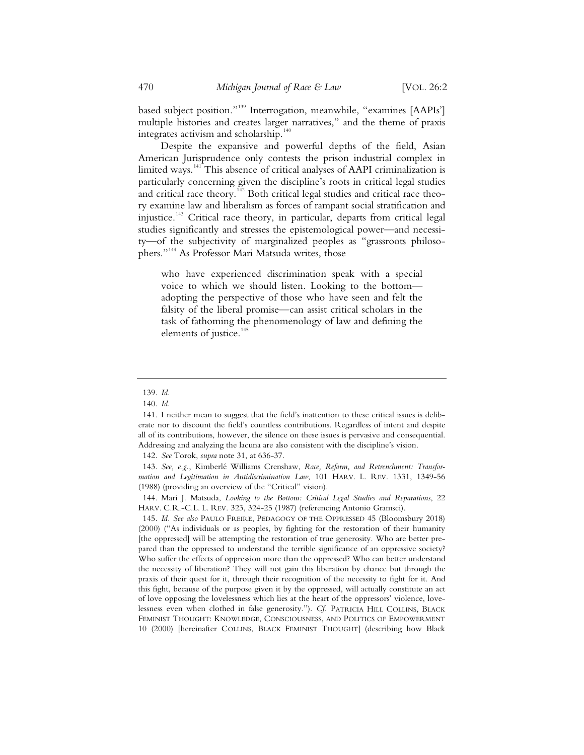based subject position."[139] Interrogation, meanwhile, "examines [AAPIs'] multiple histories and creates larger narratives," and the theme of praxis integrates activism and scholarship.[140]

Despite the expansive and powerful depths of the field, Asian American Jurisprudence only contests the prison industrial complex in limited ways.[141] This absence of critical analyses of AAPI criminalization is particularly concerning given the discipline's roots in critical legal studies and critical race theory.[142] Both critical legal studies and critical race theory examine law and liberalism as forces of rampant social stratification and injustice.[143] Critical race theory, in particular, departs from critical legal studies significantly and stresses the epistemological power—and necessity—of the subjectivity of marginalized peoples as "grassroots philosophers."[144] As Professor Mari Matsuda writes, those

> who have experienced discrimination speak with a special voice to which we should listen. Looking to the bottom—adopting the perspective of those who have seen and felt the falsity of the liberal promise—can assist critical scholars in the task of fathoming the phenomenology of law and defining the elements of justice.[145]

---

139. *Id.*

140. *Id.*

141. I neither mean to suggest that the field's inattention to these critical issues is deliberate nor to discount the field's countless contributions. Regardless of intent and despite all of its contributions, however, the silence on these issues is pervasive and consequential. Addressing and analyzing the lacuna are also consistent with the discipline's vision.

142. *See* Torok, *supra* note 31, at 636-37.

143. *See, e.g.*, Kimberlé Williams Crenshaw, *Race, Reform, and Retrenchment: Transformation and Legitimation in Antidiscrimination Law*, 101 HARV. L. REV. 1331, 1349-56 (1988) (providing an overview of the "Critical" vision).

144. Mari J. Matsuda, *Looking to the Bottom: Critical Legal Studies and Reparations*, 22 HARV. C.R.-C.L. L. REV. 323, 324-25 (1987) (referencing Antonio Gramsci).

145. *Id. See also* PAULO FREIRE, PEDAGOGY OF THE OPPRESSED 45 (Bloomsbury 2018) (2000) ("As individuals or as peoples, by fighting for the restoration of their humanity [the oppressed] will be attempting the restoration of true generosity. Who are better prepared than the oppressed to understand the terrible significance of an oppressive society? Who suffer the effects of oppression more than the oppressed? Who can better understand the necessity of liberation? They will not gain this liberation by chance but through the praxis of their quest for it, through their recognition of the necessity to fight for it. And this fight, because of the purpose given it by the oppressed, will actually constitute an act of love opposing the lovelessness which lies at the heart of the oppressors' violence, lovelessness even when clothed in false generosity."). *Cf.* PATRICIA HILL COLLINS, BLACK FEMINIST THOUGHT: KNOWLEDGE, CONSCIOUSNESS, AND POLITICS OF EMPOWERMENT 10 (2000) [hereinafter COLLINS, BLACK FEMINIST THOUGHT] (describing how Black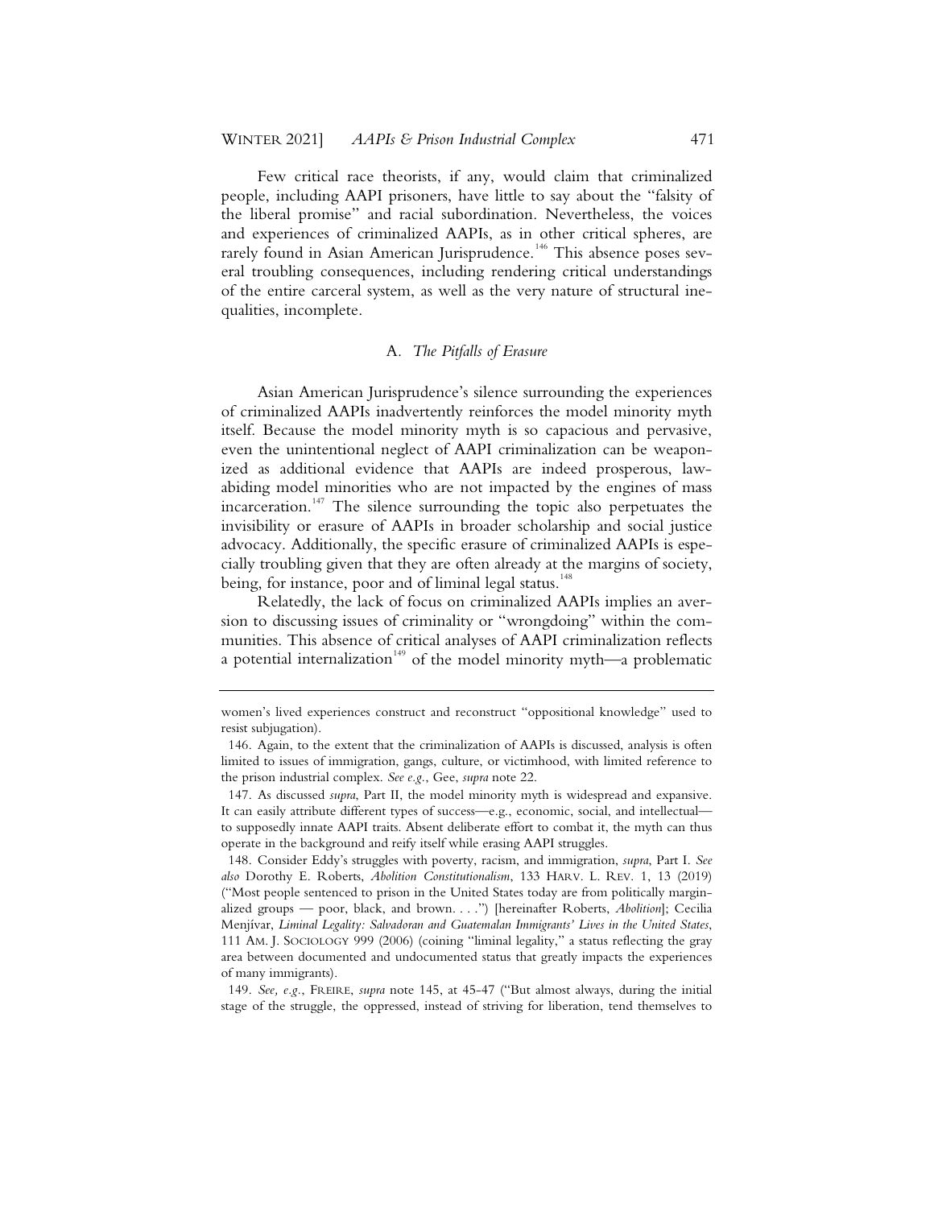Few critical race theorists, if any, would claim that criminalized people, including AAPI prisoners, have little to say about the "falsity of the liberal promise" and racial subordination. Nevertheless, the voices and experiences of criminalized AAPIs, as in other critical spheres, are rarely found in Asian American Jurisprudence.[146] This absence poses several troubling consequences, including rendering critical understandings of the entire carceral system, as well as the very nature of structural inequalities, incomplete.

### A. *The Pitfalls of Erasure*

Asian American Jurisprudence's silence surrounding the experiences of criminalized AAPIs inadvertently reinforces the model minority myth itself. Because the model minority myth is so capacious and pervasive, even the unintentional neglect of AAPI criminalization can be weaponized as additional evidence that AAPIs are indeed prosperous, law-abiding model minorities who are not impacted by the engines of mass incarceration.[147] The silence surrounding the topic also perpetuates the invisibility or erasure of AAPIs in broader scholarship and social justice advocacy. Additionally, the specific erasure of criminalized AAPIs is especially troubling given that they are often already at the margins of society, being, for instance, poor and of liminal legal status.[148]

Relatedly, the lack of focus on criminalized AAPIs implies an aversion to discussing issues of criminality or "wrongdoing" within the communities. This absence of critical analyses of AAPI criminalization reflects a potential internalization[149] of the model minority myth—a problematic

---

women's lived experiences construct and reconstruct "oppositional knowledge" used to resist subjugation).

146. Again, to the extent that the criminalization of AAPIs is discussed, analysis is often limited to issues of immigration, gangs, culture, or victimhood, with limited reference to the prison industrial complex. *See e.g.*, Gee, *supra* note 22.

147. As discussed *supra*, Part II, the model minority myth is widespread and expansive. It can easily attribute different types of success—e.g., economic, social, and intellectual—to supposedly innate AAPI traits. Absent deliberate effort to combat it, the myth can thus operate in the background and reify itself while erasing AAPI struggles.

148. Consider Eddy's struggles with poverty, racism, and immigration, *supra*, Part I. *See also* Dorothy E. Roberts, *Abolition Constitutionalism*, 133 HARV. L. REV. 1, 13 (2019) ("Most people sentenced to prison in the United States today are from politically marginalized groups — poor, black, and brown. . . .") [hereinafter Roberts, *Abolition*]; Cecilia Menjívar, *Liminal Legality: Salvadoran and Guatemalan Immigrants' Lives in the United States*, 111 AM. J. SOCIOLOGY 999 (2006) (coining "liminal legality," a status reflecting the gray area between documented and undocumented status that greatly impacts the experiences of many immigrants).

149. *See, e.g.*, FREIRE, *supra* note 145, at 45-47 ("But almost always, during the initial stage of the struggle, the oppressed, instead of striving for liberation, tend themselves to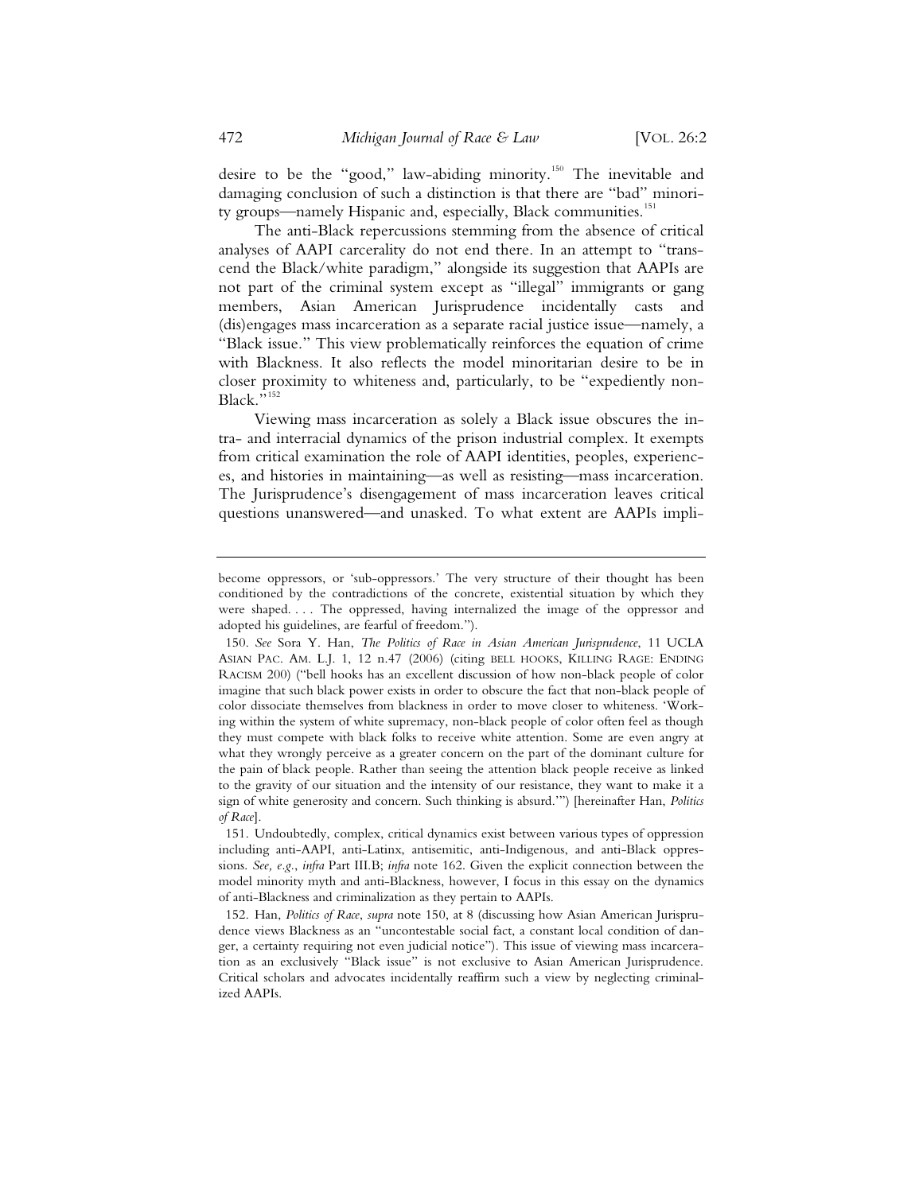desire to be the "good," law-abiding minority.[150] The inevitable and damaging conclusion of such a distinction is that there are "bad" minority groups—namely Hispanic and, especially, Black communities.[151]

The anti-Black repercussions stemming from the absence of critical analyses of AAPI carcerality do not end there. In an attempt to "transcend the Black/white paradigm," alongside its suggestion that AAPIs are not part of the criminal system except as "illegal" immigrants or gang members, Asian American Jurisprudence incidentally casts and (dis)engages mass incarceration as a separate racial justice issue—namely, a "Black issue." This view problematically reinforces the equation of crime with Blackness. It also reflects the model minoritarian desire to be in closer proximity to whiteness and, particularly, to be "expediently non-Black."[152]

Viewing mass incarceration as solely a Black issue obscures the intra- and interracial dynamics of the prison industrial complex. It exempts from critical examination the role of AAPI identities, peoples, experiences, and histories in maintaining—as well as resisting—mass incarceration. The Jurisprudence's disengagement of mass incarceration leaves critical questions unanswered—and unasked. To what extent are AAPIs impli-

---

become oppressors, or 'sub-oppressors.' The very structure of their thought has been conditioned by the contradictions of the concrete, existential situation by which they were shaped. . . . The oppressed, having internalized the image of the oppressor and adopted his guidelines, are fearful of freedom.").

150. *See* Sora Y. Han, *The Politics of Race in Asian American Jurisprudence*, 11 UCLA ASIAN PAC. AM. L.J. 1, 12 n.47 (2006) (citing BELL HOOKS, KILLING RAGE: ENDING RACISM 200) ("bell hooks has an excellent discussion of how non-black people of color imagine that such black power exists in order to obscure the fact that non-black people of color dissociate themselves from blackness in order to move closer to whiteness. 'Working within the system of white supremacy, non-black people of color often feel as though they must compete with black folks to receive white attention. Some are even angry at what they wrongly perceive as a greater concern on the part of the dominant culture for the pain of black people. Rather than seeing the attention black people receive as linked to the gravity of our situation and the intensity of our resistance, they want to make it a sign of white generosity and concern. Such thinking is absurd.'") [hereinafter Han, *Politics of Race*].

151. Undoubtedly, complex, critical dynamics exist between various types of oppression including anti-AAPI, anti-Latinx, antisemitic, anti-Indigenous, and anti-Black oppressions. *See, e.g.*, *infra* Part III.B; *infra* note 162. Given the explicit connection between the model minority myth and anti-Blackness, however, I focus in this essay on the dynamics of anti-Blackness and criminalization as they pertain to AAPIs.

152. Han, *Politics of Race*, *supra* note 150, at 8 (discussing how Asian American Jurisprudence views Blackness as an "uncontestable social fact, a constant local condition of danger, a certainty requiring not even judicial notice"). This issue of viewing mass incarceration as an exclusively "Black issue" is not exclusive to Asian American Jurisprudence. Critical scholars and advocates incidentally reaffirm such a view by neglecting criminalized AAPIs.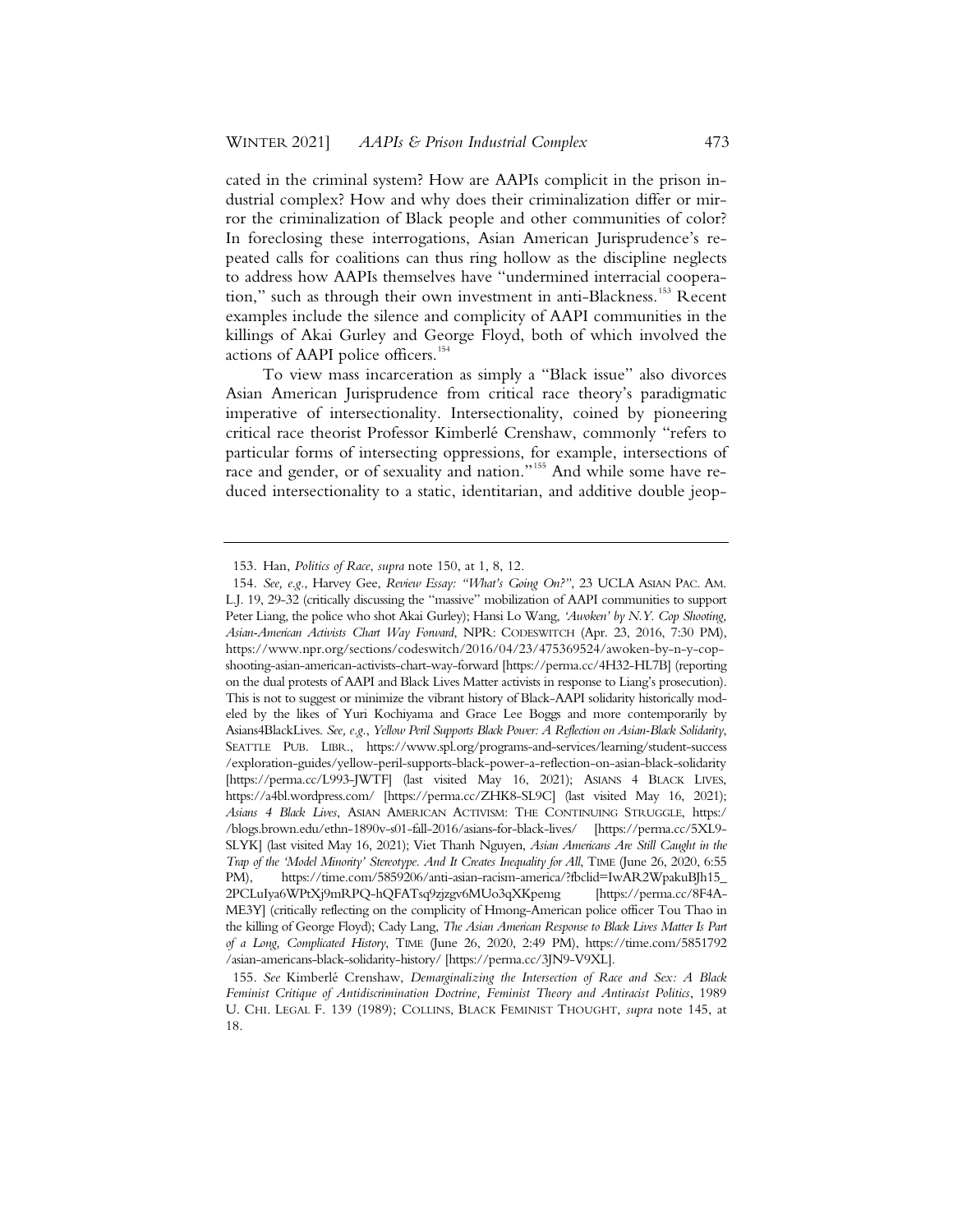cated in the criminal system? How are AAPIs complicit in the prison industrial complex? How and why does their criminalization differ or mirror the criminalization of Black people and other communities of color? In foreclosing these interrogations, Asian American Jurisprudence's repeated calls for coalitions can thus ring hollow as the discipline neglects to address how AAPIs themselves have "undermined interracial cooperation," such as through their own investment in anti-Blackness.[153] Recent examples include the silence and complicity of AAPI communities in the killings of Akai Gurley and George Floyd, both of which involved the actions of AAPI police officers.[154]

To view mass incarceration as simply a "Black issue" also divorces Asian American Jurisprudence from critical race theory's paradigmatic imperative of intersectionality. Intersectionality, coined by pioneering critical race theorist Professor Kimberlé Crenshaw, commonly "refers to particular forms of intersecting oppressions, for example, intersections of race and gender, or of sexuality and nation."[155] And while some have reduced intersectionality to a static, identitarian, and additive double jeop-

---

153. Han, *Politics of Race*, *supra* note 150, at 1, 8, 12.

154. *See, e.g.*, Harvey Gee, *Review Essay: "What's Going On?"*, 23 UCLA ASIAN PAC. AM. L.J. 19, 29-32 (critically discussing the "massive" mobilization of AAPI communities to support Peter Liang, the police who shot Akai Gurley); Hansi Lo Wang, *'Awoken' by N.Y. Cop Shooting, Asian-American Activists Chart Way Forward*, NPR: CODESWITCH (Apr. 23, 2016, 7:30 PM), https://www.npr.org/sections/codeswitch/2016/04/23/475369524/awoken-by-n-y-cop-shooting-asian-american-activists-chart-way-forward [https://perma.cc/4H32-HL7B] (reporting on the dual protests of AAPI and Black Lives Matter activists in response to Liang's prosecution). This is not to suggest or minimize the vibrant history of Black-AAPI solidarity historically modeled by the likes of Yuri Kochiyama and Grace Lee Boggs and more contemporarily by Asians4BlackLives. *See, e.g.*, *Yellow Peril Supports Black Power: A Reflection on Asian-Black Solidarity*, SEATTLE PUB. LIBR., https://www.spl.org/programs-and-services/learning/student-success/exploration-guides/yellow-peril-supports-black-power-a-reflection-on-asian-black-solidarity [https://perma.cc/L993-JWTF] (last visited May 16, 2021); ASIANS 4 BLACK LIVES, https://a4bl.wordpress.com/ [https://perma.cc/ZHK8-SL9C] (last visited May 16, 2021); *Asians 4 Black Lives*, ASIAN AMERICAN ACTIVISM: THE CONTINUING STRUGGLE, https://blogs.brown.edu/ethn-1890v-s01-fall-2016/asians-for-black-lives/ [https://perma.cc/5XL9-SLYK] (last visited May 16, 2021); Viet Thanh Nguyen, *Asian Americans Are Still Caught in the Trap of the 'Model Minority' Stereotype. And It Creates Inequality for All*, TIME (June 26, 2020, 6:55 PM), https://time.com/5859206/anti-asian-racism-america/?fbclid=IwAR2WpakuBJh15_2PCLuIya6WPtXj9mRPQ-hQFATsq9zjzgv6MUo3qXKpemg [https://perma.cc/8F4A-ME3Y] (critically reflecting on the complicity of Hmong-American police officer Tou Thao in the killing of George Floyd); Cady Lang, *The Asian American Response to Black Lives Matter Is Part of a Long, Complicated History*, TIME (June 26, 2020, 2:49 PM), https://time.com/5851792/asian-americans-black-solidarity-history/ [https://perma.cc/3JN9-V9XL].

155. *See* Kimberlé Crenshaw, *Demarginalizing the Intersection of Race and Sex: A Black Feminist Critique of Antidiscrimination Doctrine, Feminist Theory and Antiracist Politics*, 1989 U. CHI. LEGAL F. 139 (1989); COLLINS, BLACK FEMINIST THOUGHT, *supra* note 145, at 18.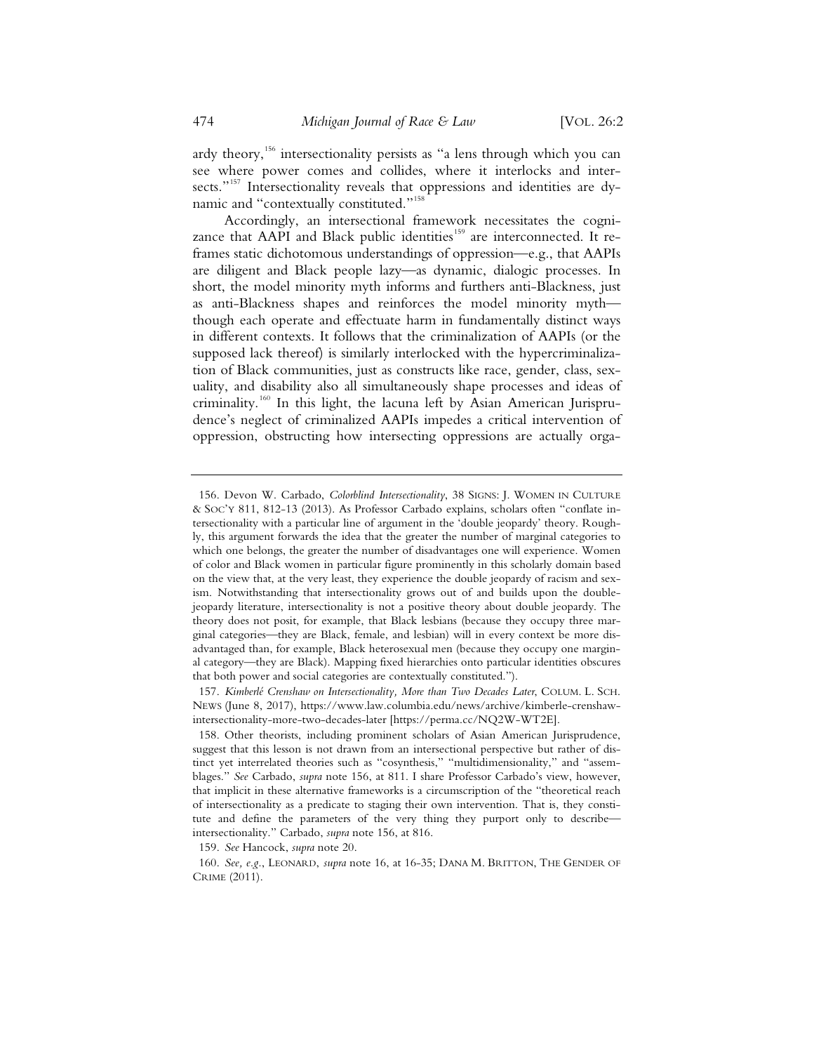ardy theory,[156] intersectionality persists as "a lens through which you can see where power comes and collides, where it interlocks and intersects."[157] Intersectionality reveals that oppressions and identities are dynamic and "contextually constituted."[158]

Accordingly, an intersectional framework necessitates the cognizance that AAPI and Black public identities[159] are interconnected. It reframes static dichotomous understandings of oppression—e.g., that AAPIs are diligent and Black people lazy—as dynamic, dialogic processes. In short, the model minority myth informs and furthers anti-Blackness, just as anti-Blackness shapes and reinforces the model minority myth—though each operate and effectuate harm in fundamentally distinct ways in different contexts. It follows that the criminalization of AAPIs (or the supposed lack thereof) is similarly interlocked with the hypercriminalization of Black communities, just as constructs like race, gender, class, sexuality, and disability also all simultaneously shape processes and ideas of criminality.[160] In this light, the lacuna left by Asian American Jurisprudence's neglect of criminalized AAPIs impedes a critical intervention of oppression, obstructing how intersecting oppressions are actually orga-

---

156. Devon W. Carbado, *Colorblind Intersectionality*, 38 SIGNS: J. WOMEN IN CULTURE & SOC'Y 811, 812-13 (2013). As Professor Carbado explains, scholars often "conflate intersectionality with a particular line of argument in the 'double jeopardy' theory. Roughly, this argument forwards the idea that the greater the number of marginal categories to which one belongs, the greater the number of disadvantages one will experience. Women of color and Black women in particular figure prominently in this scholarly domain based on the view that, at the very least, they experience the double jeopardy of racism and sexism. Notwithstanding that intersectionality grows out of and builds upon the double-jeopardy literature, intersectionality is not a positive theory about double jeopardy. The theory does not posit, for example, that Black lesbians (because they occupy three marginal categories—they are Black, female, and lesbian) will in every context be more disadvantaged than, for example, Black heterosexual men (because they occupy one marginal category—they are Black). Mapping fixed hierarchies onto particular identities obscures that both power and social categories are contextually constituted.").

157. *Kimberlé Crenshaw on Intersectionality, More than Two Decades Later*, COLUM. L. SCH. NEWS (June 8, 2017), https://www.law.columbia.edu/news/archive/kimberle-crenshaw-intersectionality-more-two-decades-later [https://perma.cc/NQ2W-WT2E].

158. Other theorists, including prominent scholars of Asian American Jurisprudence, suggest that this lesson is not drawn from an intersectional perspective but rather of distinct yet interrelated theories such as "cosynthesis," "multidimensionality," and "assemblages." *See* Carbado, *supra* note 156, at 811. I share Professor Carbado's view, however, that implicit in these alternative frameworks is a circumscription of the "theoretical reach of intersectionality as a predicate to staging their own intervention. That is, they constitute and define the parameters of the very thing they purport only to describe—intersectionality." Carbado, *supra* note 156, at 816.

159. *See* Hancock, *supra* note 20.

160. *See, e.g.*, LEONARD, *supra* note 16, at 16-35; DANA M. BRITTON, THE GENDER OF CRIME (2011).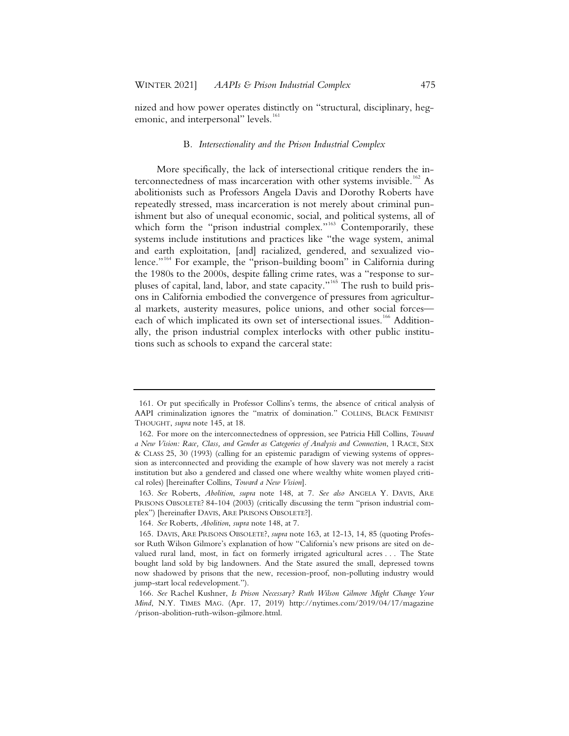nized and how power operates distinctly on "structural, disciplinary, hegemonic, and interpersonal" levels.[161]

### B. *Intersectionality and the Prison Industrial Complex*

More specifically, the lack of intersectional critique renders the interconnectedness of mass incarceration with other systems invisible.[162] As abolitionists such as Professors Angela Davis and Dorothy Roberts have repeatedly stressed, mass incarceration is not merely about criminal punishment but also of unequal economic, social, and political systems, all of which form the "prison industrial complex."[163] Contemporarily, these systems include institutions and practices like "the wage system, animal and earth exploitation, [and] racialized, gendered, and sexualized violence."[164] For example, the "prison-building boom" in California during the 1980s to the 2000s, despite falling crime rates, was a "response to surpluses of capital, land, labor, and state capacity."[165] The rush to build prisons in California embodied the convergence of pressures from agricultural markets, austerity measures, police unions, and other social forces—each of which implicated its own set of intersectional issues.[166] Additionally, the prison industrial complex interlocks with other public institutions such as schools to expand the carceral state:

---

161. Or put specifically in Professor Collins's terms, the absence of critical analysis of AAPI criminalization ignores the "matrix of domination." COLLINS, BLACK FEMINIST THOUGHT, *supra* note 145, at 18.

162. For more on the interconnectedness of oppression, see Patricia Hill Collins, *Toward a New Vision: Race, Class, and Gender as Categories of Analysis and Connection*, 1 RACE, SEX & CLASS 25, 30 (1993) (calling for an epistemic paradigm of viewing systems of oppression as interconnected and providing the example of how slavery was not merely a racist institution but also a gendered and classed one where wealthy white women played critical roles) [hereinafter Collins, *Toward a New Vision*].

163. *See* Roberts, *Abolition*, *supra* note 148, at 7. *See also* ANGELA Y. DAVIS, ARE PRISONS OBSOLETE? 84-104 (2003) (critically discussing the term "prison industrial complex") [hereinafter DAVIS, ARE PRISONS OBSOLETE?].

164. *See* Roberts, *Abolition*, *supra* note 148, at 7.

165. DAVIS, ARE PRISONS OBSOLETE?, *supra* note 163, at 12-13, 14, 85 (quoting Professor Ruth Wilson Gilmore's explanation of how "California's new prisons are sited on devalued rural land, most, in fact on formerly irrigated agricultural acres . . . The State bought land sold by big landowners. And the State assured the small, depressed towns now shadowed by prisons that the new, recession-proof, non-polluting industry would jump-start local redevelopment.").

166. *See* Rachel Kushner, *Is Prison Necessary? Ruth Wilson Gilmore Might Change Your Mind*, N.Y. TIMES MAG. (Apr. 17, 2019) http://nytimes.com/2019/04/17/magazine/prison-abolition-ruth-wilson-gilmore.html.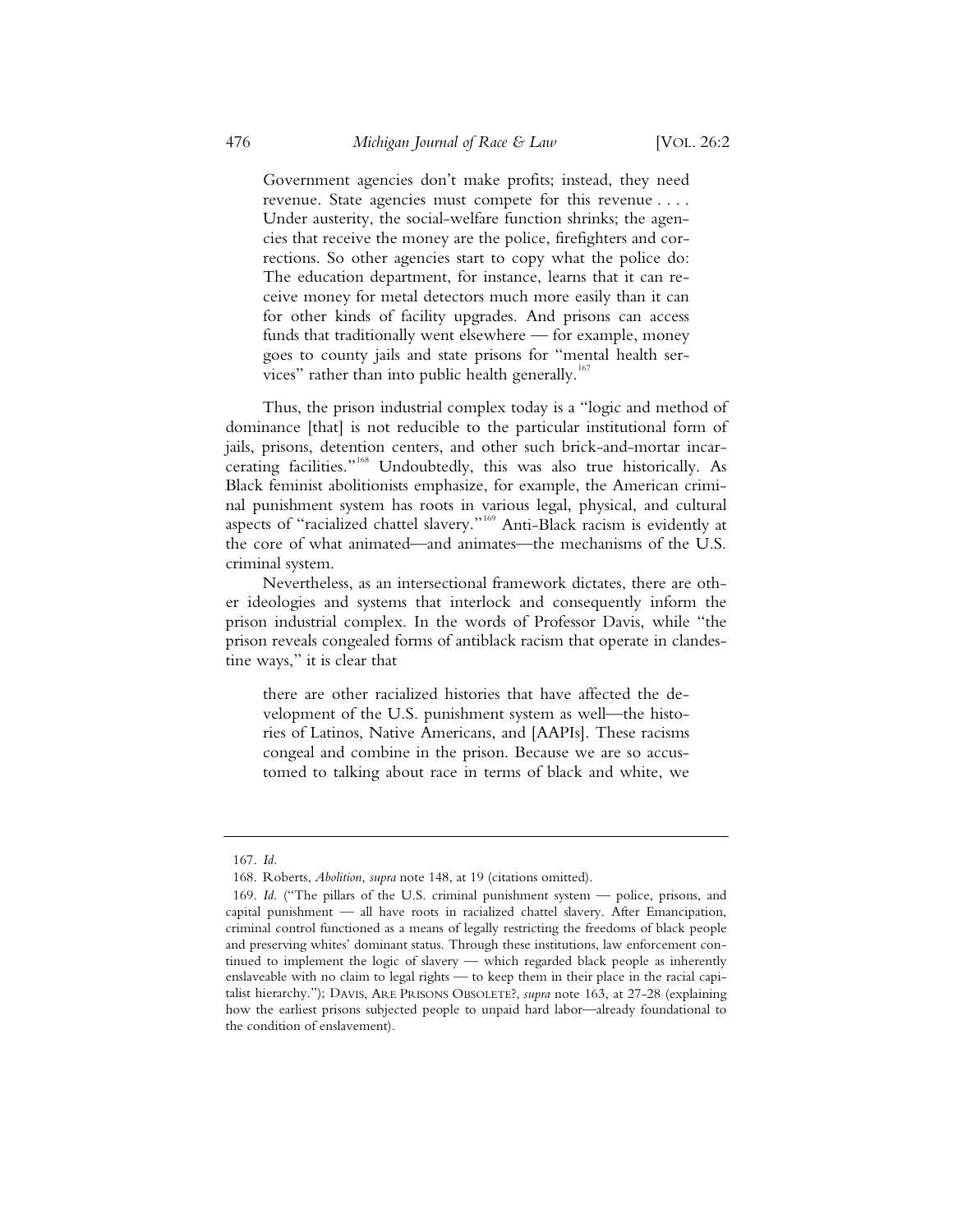> Government agencies don't make profits; instead, they need revenue. State agencies must compete for this revenue . . . . Under austerity, the social-welfare function shrinks; the agencies that receive the money are the police, firefighters and corrections. So other agencies start to copy what the police do: The education department, for instance, learns that it can receive money for metal detectors much more easily than it can for other kinds of facility upgrades. And prisons can access funds that traditionally went elsewhere — for example, money goes to county jails and state prisons for "mental health services" rather than into public health generally.[167]

Thus, the prison industrial complex today is a "logic and method of dominance [that] is not reducible to the particular institutional form of jails, prisons, detention centers, and other such brick-and-mortar incarcerating facilities."[168] Undoubtedly, this was also true historically. As Black feminist abolitionists emphasize, for example, the American criminal punishment system has roots in various legal, physical, and cultural aspects of "racialized chattel slavery."[169] Anti-Black racism is evidently at the core of what animated—and animates—the mechanisms of the U.S. criminal system.

Nevertheless, as an intersectional framework dictates, there are other ideologies and systems that interlock and consequently inform the prison industrial complex. In the words of Professor Davis, while "the prison reveals congealed forms of antiblack racism that operate in clandestine ways," it is clear that

> there are other racialized histories that have affected the development of the U.S. punishment system as well—the histories of Latinos, Native Americans, and [AAPIs]. These racisms congeal and combine in the prison. Because we are so accustomed to talking about race in terms of black and white, we

---

167. *Id.*

168. Roberts, *Abolition*, *supra* note 148, at 19 (citations omitted).

169. *Id.* ("The pillars of the U.S. criminal punishment system — police, prisons, and capital punishment — all have roots in racialized chattel slavery. After Emancipation, criminal control functioned as a means of legally restricting the freedoms of black people and preserving whites' dominant status. Through these institutions, law enforcement continued to implement the logic of slavery — which regarded black people as inherently enslaveable with no claim to legal rights — to keep them in their place in the racial capitalist hierarchy."); DAVIS, ARE PRISONS OBSOLETE?, *supra* note 163, at 27-28 (explaining how the earliest prisons subjected people to unpaid hard labor—already foundational to the condition of enslavement).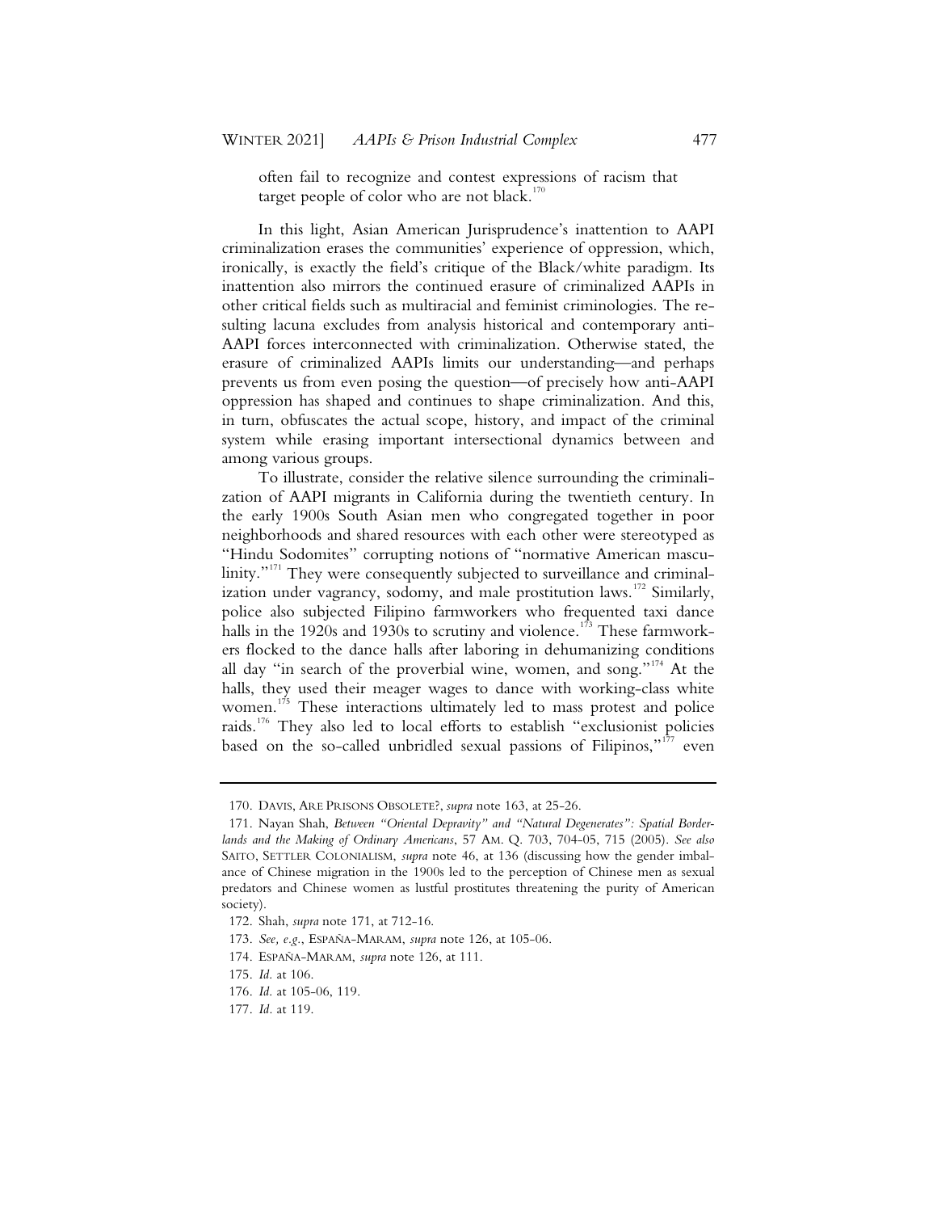often fail to recognize and contest expressions of racism that target people of color who are not black.[170]

In this light, Asian American Jurisprudence's inattention to AAPI criminalization erases the communities' experience of oppression, which, ironically, is exactly the field's critique of the Black/white paradigm. Its inattention also mirrors the continued erasure of criminalized AAPIs in other critical fields such as multiracial and feminist criminologies. The resulting lacuna excludes from analysis historical and contemporary anti-AAPI forces interconnected with criminalization. Otherwise stated, the erasure of criminalized AAPIs limits our understanding—and perhaps prevents us from even posing the question—of precisely how anti-AAPI oppression has shaped and continues to shape criminalization. And this, in turn, obfuscates the actual scope, history, and impact of the criminal system while erasing important intersectional dynamics between and among various groups.

To illustrate, consider the relative silence surrounding the criminalization of AAPI migrants in California during the twentieth century. In the early 1900s South Asian men who congregated together in poor neighborhoods and shared resources with each other were stereotyped as "Hindu Sodomites" corrupting notions of "normative American masculinity."[171] They were consequently subjected to surveillance and criminalization under vagrancy, sodomy, and male prostitution laws.[172] Similarly, police also subjected Filipino farmworkers who frequented taxi dance halls in the 1920s and 1930s to scrutiny and violence.[173] These farmworkers flocked to the dance halls after laboring in dehumanizing conditions all day "in search of the proverbial wine, women, and song."[174] At the halls, they used their meager wages to dance with working-class white women.[175] These interactions ultimately led to mass protest and police raids.[176] They also led to local efforts to establish "exclusionist policies based on the so-called unbridled sexual passions of Filipinos,"[177] even

---

170. DAVIS, ARE PRISONS OBSOLETE?, *supra* note 163, at 25-26.

171. Nayan Shah, *Between "Oriental Depravity" and "Natural Degenerates": Spatial Borderlands and the Making of Ordinary Americans*, 57 AM. Q. 703, 704-05, 715 (2005). *See also* SAITO, SETTLER COLONIALISM, *supra* note 46, at 136 (discussing how the gender imbalance of Chinese migration in the 1900s led to the perception of Chinese men as sexual predators and Chinese women as lustful prostitutes threatening the purity of American society).

172. Shah, *supra* note 171, at 712-16.

173. *See, e.g.*, ESPAÑA-MARAM, *supra* note 126, at 105-06.

174. ESPAÑA-MARAM, *supra* note 126, at 111.

175. *Id.* at 106.

176. *Id.* at 105-06, 119.

177. *Id.* at 119.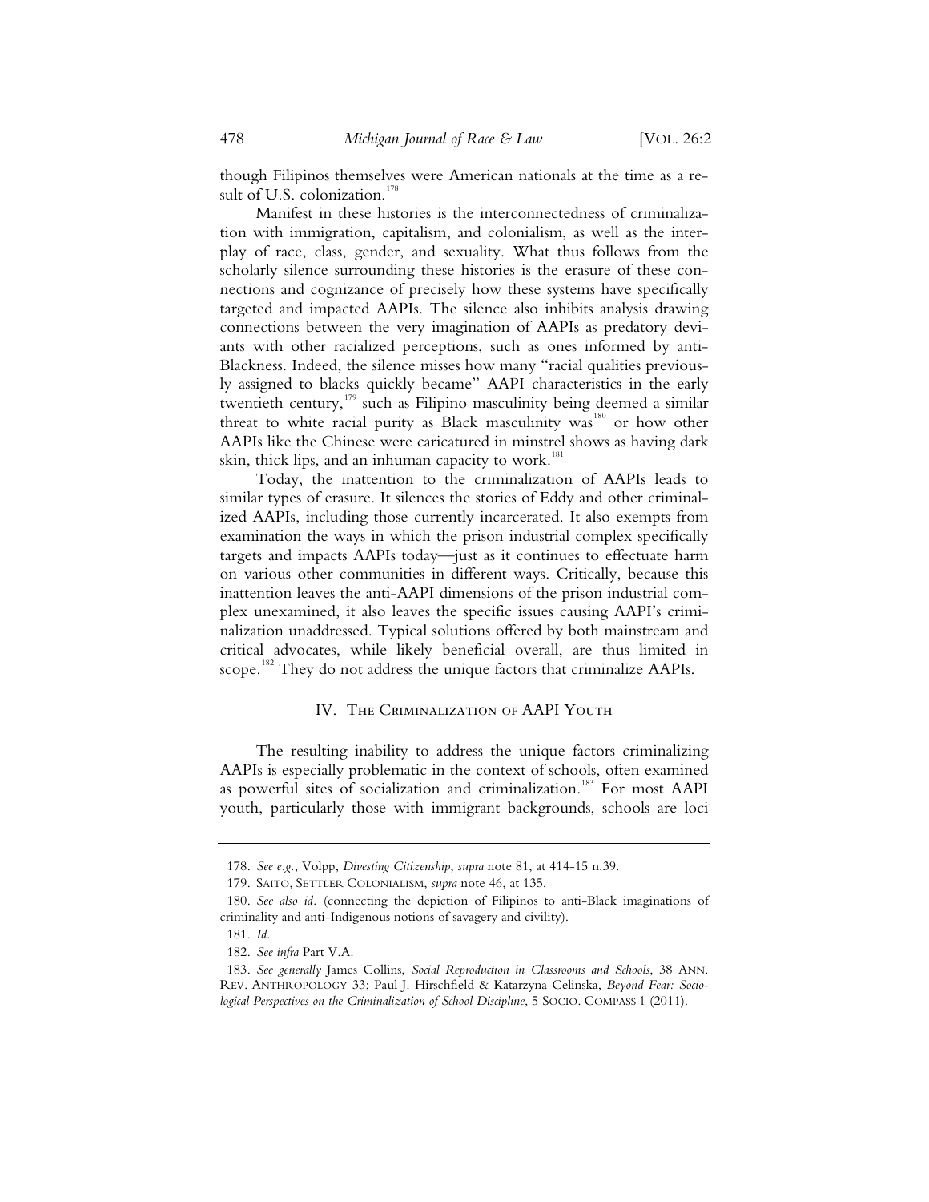though Filipinos themselves were American nationals at the time as a result of U.S. colonization.[178]

Manifest in these histories is the interconnectedness of criminalization with immigration, capitalism, and colonialism, as well as the interplay of race, class, gender, and sexuality. What thus follows from the scholarly silence surrounding these histories is the erasure of these connections and cognizance of precisely how these systems have specifically targeted and impacted AAPIs. The silence also inhibits analysis drawing connections between the very imagination of AAPIs as predatory deviants with other racialized perceptions, such as ones informed by anti-Blackness. Indeed, the silence misses how many "racial qualities previously assigned to blacks quickly became" AAPI characteristics in the early twentieth century,[179] such as Filipino masculinity being deemed a similar threat to white racial purity as Black masculinity was[180] or how other AAPIs like the Chinese were caricatured in minstrel shows as having dark skin, thick lips, and an inhuman capacity to work.[181]

Today, the inattention to the criminalization of AAPIs leads to similar types of erasure. It silences the stories of Eddy and other criminalized AAPIs, including those currently incarcerated. It also exempts from examination the ways in which the prison industrial complex specifically targets and impacts AAPIs today—just as it continues to effectuate harm on various other communities in different ways. Critically, because this inattention leaves the anti-AAPI dimensions of the prison industrial complex unexamined, it also leaves the specific issues causing AAPI's criminalization unaddressed. Typical solutions offered by both mainstream and critical advocates, while likely beneficial overall, are thus limited in scope.[182] They do not address the unique factors that criminalize AAPIs.

## IV. The Criminalization of AAPI Youth

The resulting inability to address the unique factors criminalizing AAPIs is especially problematic in the context of schools, often examined as powerful sites of socialization and criminalization.[183] For most AAPI youth, particularly those with immigrant backgrounds, schools are loci

---

178. *See e.g.*, Volpp, *Divesting Citizenship*, *supra* note 81, at 414-15 n.39.

179. Saito, Settler Colonialism, *supra* note 46, at 135.

180. *See also id.* (connecting the depiction of Filipinos to anti-Black imaginations of criminality and anti-Indigenous notions of savagery and civility).

181. *Id.*

182. *See infra* Part V.A.

183. *See generally* James Collins, *Social Reproduction in Classrooms and Schools*, 38 Ann. Rev. Anthropology 33; Paul J. Hirschfield & Katarzyna Celinska, *Beyond Fear: Sociological Perspectives on the Criminalization of School Discipline*, 5 Socio. Compass 1 (2011).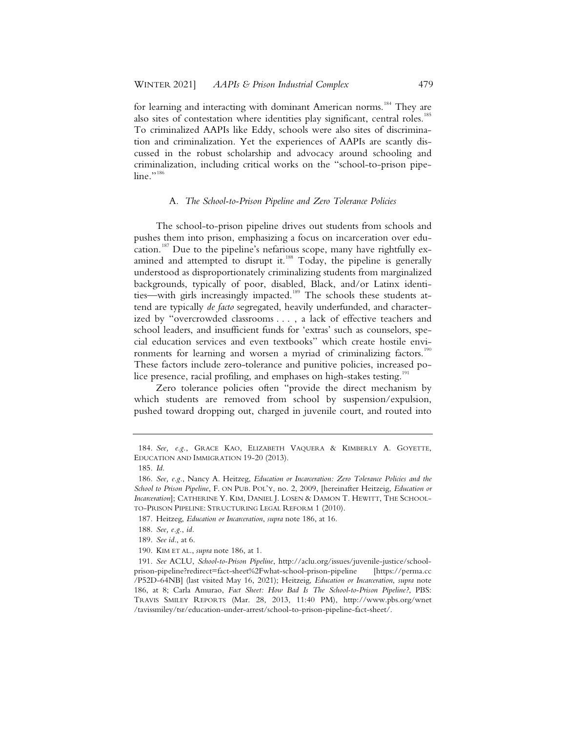for learning and interacting with dominant American norms.[184] They are also sites of contestation where identities play significant, central roles.[185] To criminalized AAPIs like Eddy, schools were also sites of discrimination and criminalization. Yet the experiences of AAPIs are scantly discussed in the robust scholarship and advocacy around schooling and criminalization, including critical works on the "school-to-prison pipeline."[186]

### A. *The School-to-Prison Pipeline and Zero Tolerance Policies*

The school-to-prison pipeline drives out students from schools and pushes them into prison, emphasizing a focus on incarceration over education.[187] Due to the pipeline's nefarious scope, many have rightfully examined and attempted to disrupt it.[188] Today, the pipeline is generally understood as disproportionately criminalizing students from marginalized backgrounds, typically of poor, disabled, Black, and/or Latinx identities—with girls increasingly impacted.[189] The schools these students attend are typically *de facto* segregated, heavily underfunded, and characterized by "overcrowded classrooms . . . , a lack of effective teachers and school leaders, and insufficient funds for 'extras' such as counselors, special education services and even textbooks" which create hostile environments for learning and worsen a myriad of criminalizing factors.[190] These factors include zero-tolerance and punitive policies, increased police presence, racial profiling, and emphases on high-stakes testing.[191]

Zero tolerance policies often "provide the direct mechanism by which students are removed from school by suspension/expulsion, pushed toward dropping out, charged in juvenile court, and routed into

---

184. *See, e.g.*, GRACE KAO, ELIZABETH VAQUERA & KIMBERLY A. GOYETTE, EDUCATION AND IMMIGRATION 19-20 (2013).

185. *Id.*

186. *See, e.g.*, Nancy A. Heitzeig, *Education or Incarceration: Zero Tolerance Policies and the School to Prison Pipeline*, F. ON PUB. POL'Y, no. 2, 2009, [hereinafter Heitzeig, *Education or Incarceration*]; CATHERINE Y. KIM, DANIEL J. LOSEN & DAMON T. HEWITT, THE SCHOOL-TO-PRISON PIPELINE: STRUCTURING LEGAL REFORM 1 (2010).

187. Heitzeig, *Education or Incarceration*, *supra* note 186, at 16.

188. *See, e.g.*, *id*.

189. *See id*., at 6.

190. KIM ET AL., *supra* note 186, at 1.

191. *See* ACLU, *School-to-Prison Pipeline*, http://aclu.org/issues/juvenile-justice/school-prison-pipeline?redirect=fact-sheet%2Fwhat-school-prison-pipeline [https://perma.cc/P52D-64NB] (last visited May 16, 2021); Heitzeig, *Education or Incarceration*, *supra* note 186, at 8; Carla Amurao, *Fact Sheet: How Bad Is The School-to-Prison Pipeline?*, PBS: TRAVIS SMILEY REPORTS (Mar. 28, 2013, 11:40 PM), http://www.pbs.org/wnet/tavissmiley/tsr/education-under-arrest/school-to-prison-pipeline-fact-sheet/.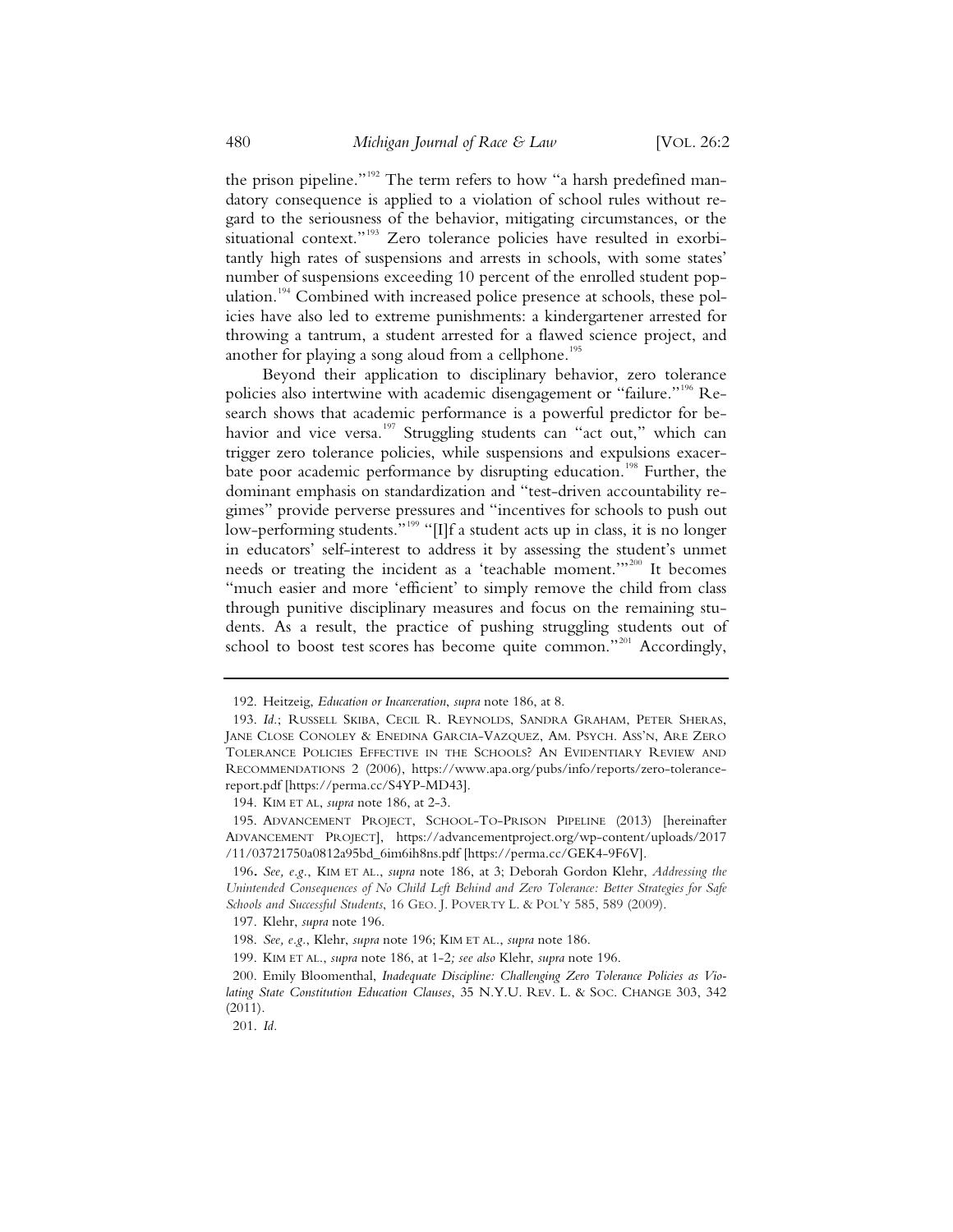the prison pipeline."[192] The term refers to how "a harsh predefined mandatory consequence is applied to a violation of school rules without regard to the seriousness of the behavior, mitigating circumstances, or the situational context."[193] Zero tolerance policies have resulted in exorbitantly high rates of suspensions and arrests in schools, with some states' number of suspensions exceeding 10 percent of the enrolled student population.[194] Combined with increased police presence at schools, these policies have also led to extreme punishments: a kindergartener arrested for throwing a tantrum, a student arrested for a flawed science project, and another for playing a song aloud from a cellphone.[195]

Beyond their application to disciplinary behavior, zero tolerance policies also intertwine with academic disengagement or "failure."[196] Research shows that academic performance is a powerful predictor for behavior and vice versa.[197] Struggling students can "act out," which can trigger zero tolerance policies, while suspensions and expulsions exacerbate poor academic performance by disrupting education.[198] Further, the dominant emphasis on standardization and "test-driven accountability regimes" provide perverse pressures and "incentives for schools to push out low-performing students."[199] "[I]f a student acts up in class, it is no longer in educators' self-interest to address it by assessing the student's unmet needs or treating the incident as a 'teachable moment.'"[200] It becomes "much easier and more 'efficient' to simply remove the child from class through punitive disciplinary measures and focus on the remaining students. As a result, the practice of pushing struggling students out of school to boost test scores has become quite common."[201] Accordingly,

---

192. Heitzeig, *Education or Incarceration*, *supra* note 186, at 8.

193. *Id.*; RUSSELL SKIBA, CECIL R. REYNOLDS, SANDRA GRAHAM, PETER SHERAS, JANE CLOSE CONOLEY & ENEDINA GARCIA-VAZQUEZ, AM. PSYCH. ASS'N, ARE ZERO TOLERANCE POLICIES EFFECTIVE IN THE SCHOOLS? AN EVIDENTIARY REVIEW AND RECOMMENDATIONS 2 (2006), https://www.apa.org/pubs/info/reports/zero-tolerance-report.pdf [https://perma.cc/S4YP-MD43].

194. KIM ET AL, *supra* note 186, at 2-3.

195. ADVANCEMENT PROJECT, SCHOOL-TO-PRISON PIPELINE (2013) [hereinafter ADVANCEMENT PROJECT], https://advancementproject.org/wp-content/uploads/2017/11/03721750a0812a95bd_6im6ih8ns.pdf [https://perma.cc/GEK4-9F6V].

196. *See, e.g.*, KIM ET AL., *supra* note 186, at 3; Deborah Gordon Klehr, *Addressing the Unintended Consequences of No Child Left Behind and Zero Tolerance: Better Strategies for Safe Schools and Successful Students*, 16 GEO. J. POVERTY L. & POL'Y 585, 589 (2009).

197. Klehr, *supra* note 196.

198. *See, e.g.*, Klehr, *supra* note 196; KIM ET AL., *supra* note 186.

199. KIM ET AL., *supra* note 186, at 1-2*; see also* Klehr, *supra* note 196.

200. Emily Bloomenthal, *Inadequate Discipline: Challenging Zero Tolerance Policies as Violating State Constitution Education Clauses*, 35 N.Y.U. REV. L. & SOC. CHANGE 303, 342 (2011).

201. *Id.*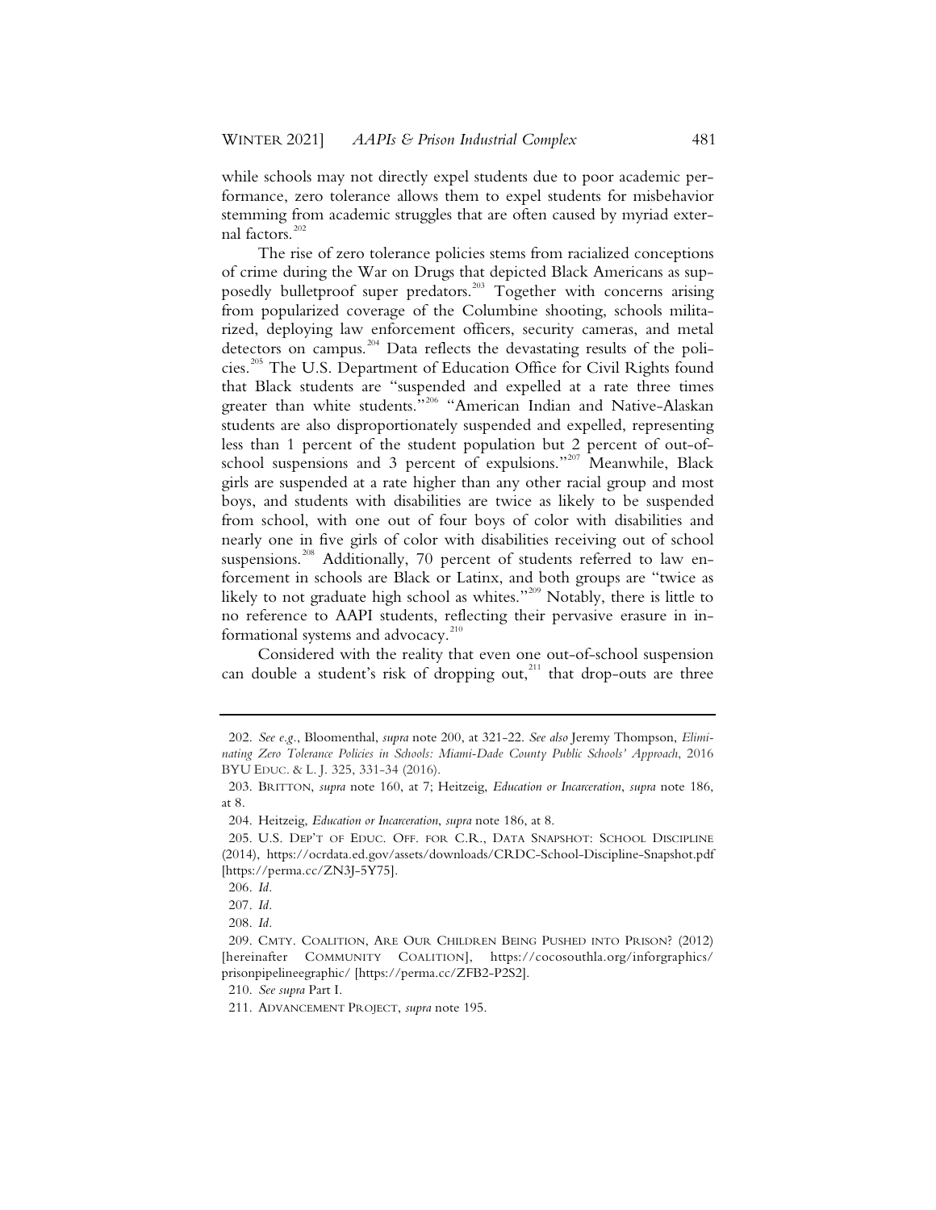while schools may not directly expel students due to poor academic performance, zero tolerance allows them to expel students for misbehavior stemming from academic struggles that are often caused by myriad external factors.[202]

The rise of zero tolerance policies stems from racialized conceptions of crime during the War on Drugs that depicted Black Americans as supposedly bulletproof super predators.[203] Together with concerns arising from popularized coverage of the Columbine shooting, schools militarized, deploying law enforcement officers, security cameras, and metal detectors on campus.[204] Data reflects the devastating results of the policies.[205] The U.S. Department of Education Office for Civil Rights found that Black students are "suspended and expelled at a rate three times greater than white students."[206] "American Indian and Native-Alaskan students are also disproportionately suspended and expelled, representing less than 1 percent of the student population but 2 percent of out-of-school suspensions and 3 percent of expulsions."[207] Meanwhile, Black girls are suspended at a rate higher than any other racial group and most boys, and students with disabilities are twice as likely to be suspended from school, with one out of four boys of color with disabilities and nearly one in five girls of color with disabilities receiving out of school suspensions.[208] Additionally, 70 percent of students referred to law enforcement in schools are Black or Latinx, and both groups are "twice as likely to not graduate high school as whites."[209] Notably, there is little to no reference to AAPI students, reflecting their pervasive erasure in informational systems and advocacy.[210]

Considered with the reality that even one out-of-school suspension can double a student's risk of dropping out,[211] that drop-outs are three

---

202. *See e.g.*, Bloomenthal, *supra* note 200, at 321-22. *See also* Jeremy Thompson, *Eliminating Zero Tolerance Policies in Schools: Miami-Dade County Public Schools' Approach*, 2016 BYU EDUC. & L. J. 325, 331-34 (2016).

203. BRITTON, *supra* note 160, at 7; Heitzeig, *Education or Incarceration*, *supra* note 186, at 8.

204. Heitzeig, *Education or Incarceration*, *supra* note 186, at 8.

205. U.S. DEP'T OF EDUC. OFF. FOR C.R., DATA SNAPSHOT: SCHOOL DISCIPLINE (2014), https://ocrdata.ed.gov/assets/downloads/CRDC-School-Discipline-Snapshot.pdf [https://perma.cc/ZN3J-5Y75].

206. *Id.*

207. *Id.*

208. *Id.*

209. CMTY. COALITION, ARE OUR CHILDREN BEING PUSHED INTO PRISON? (2012) [hereinafter COMMUNITY COALITION], https://cocosouthla.org/inforgraphics/prisonpipelinegraphic/ [https://perma.cc/ZFB2-P2S2].

210. *See supra* Part I.

211. ADVANCEMENT PROJECT, *supra* note 195.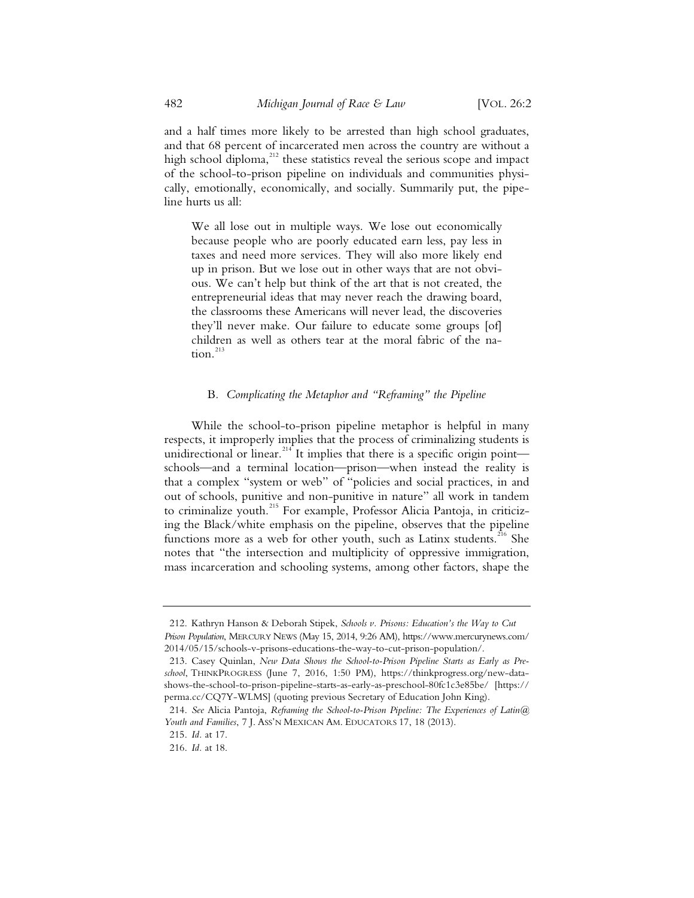and a half times more likely to be arrested than high school graduates, and that 68 percent of incarcerated men across the country are without a high school diploma,[212] these statistics reveal the serious scope and impact of the school-to-prison pipeline on individuals and communities physically, emotionally, economically, and socially. Summarily put, the pipeline hurts us all:

> We all lose out in multiple ways. We lose out economically because people who are poorly educated earn less, pay less in taxes and need more services. They will also more likely end up in prison. But we lose out in other ways that are not obvious. We can't help but think of the art that is not created, the entrepreneurial ideas that may never reach the drawing board, the classrooms these Americans will never lead, the discoveries they'll never make. Our failure to educate some groups [of] children as well as others tear at the moral fabric of the nation.[213]

### B. *Complicating the Metaphor and "Reframing" the Pipeline*

While the school-to-prison pipeline metaphor is helpful in many respects, it improperly implies that the process of criminalizing students is unidirectional or linear.[214] It implies that there is a specific origin point—schools—and a terminal location—prison—when instead the reality is that a complex "system or web" of "policies and social practices, in and out of schools, punitive and non-punitive in nature" all work in tandem to criminalize youth.[215] For example, Professor Alicia Pantoja, in criticizing the Black/white emphasis on the pipeline, observes that the pipeline functions more as a web for other youth, such as Latinx students.[216] She notes that "the intersection and multiplicity of oppressive immigration, mass incarceration and schooling systems, among other factors, shape the

---

212. Kathryn Hanson & Deborah Stipek, *Schools v. Prisons: Education's the Way to Cut Prison Population*, MERCURY NEWS (May 15, 2014, 9:26 AM), https://www.mercurynews.com/2014/05/15/schools-v-prisons-educations-the-way-to-cut-prison-population/.

213. Casey Quinlan, *New Data Shows the School-to-Prison Pipeline Starts as Early as Preschool*, THINKPROGRESS (June 7, 2016, 1:50 PM), https://thinkprogress.org/new-data-shows-the-school-to-prison-pipeline-starts-as-early-as-preschool-80fc1c3e85be/ [https://perma.cc/CQ7Y-WLMS] (quoting previous Secretary of Education John King).

214. *See* Alicia Pantoja, *Reframing the School-to-Prison Pipeline: The Experiences of Latin@ Youth and Families*, 7 J. ASS'N MEXICAN AM. EDUCATORS 17, 18 (2013).

215. *Id.* at 17.

216. *Id.* at 18.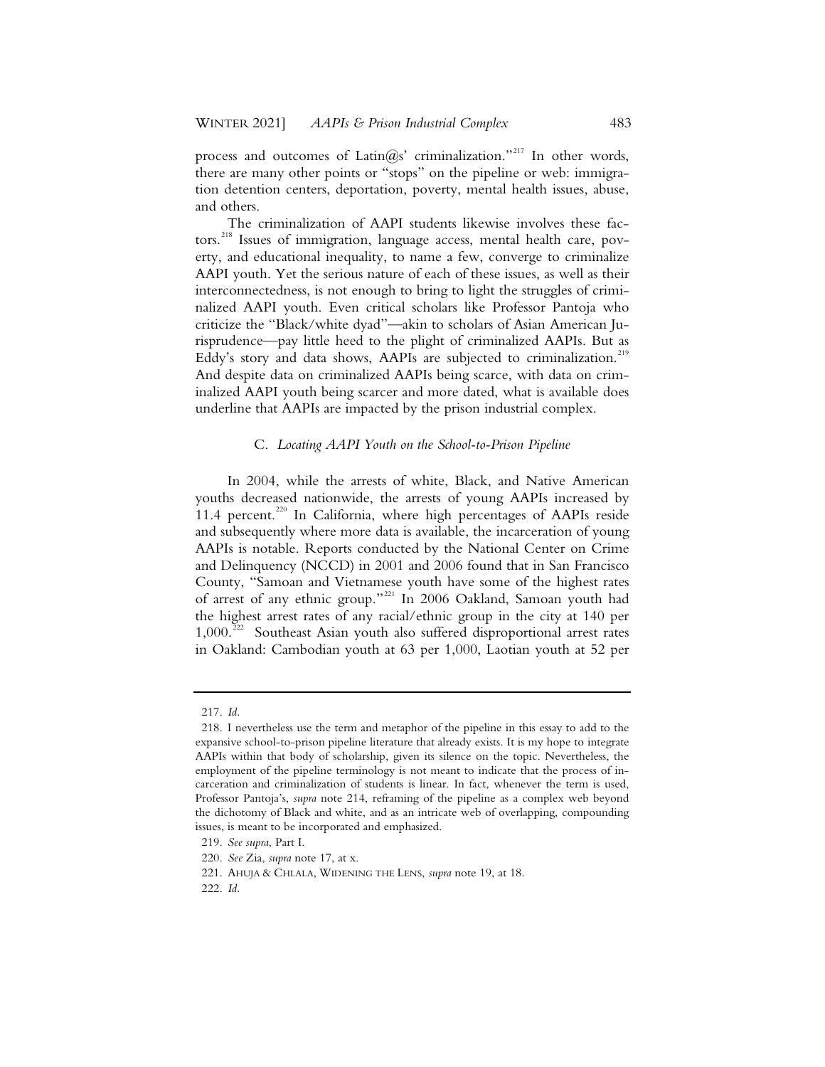process and outcomes of Latin@s' criminalization."[217] In other words, there are many other points or "stops" on the pipeline or web: immigration detention centers, deportation, poverty, mental health issues, abuse, and others.

The criminalization of AAPI students likewise involves these factors.[218] Issues of immigration, language access, mental health care, poverty, and educational inequality, to name a few, converge to criminalize AAPI youth. Yet the serious nature of each of these issues, as well as their interconnectedness, is not enough to bring to light the struggles of criminalized AAPI youth. Even critical scholars like Professor Pantoja who criticize the "Black/white dyad"—akin to scholars of Asian American Jurisprudence—pay little heed to the plight of criminalized AAPIs. But as Eddy's story and data shows, AAPIs are subjected to criminalization.[219] And despite data on criminalized AAPIs being scarce, with data on criminalized AAPI youth being scarcer and more dated, what is available does underline that AAPIs are impacted by the prison industrial complex.

### C. *Locating AAPI Youth on the School-to-Prison Pipeline*

In 2004, while the arrests of white, Black, and Native American youths decreased nationwide, the arrests of young AAPIs increased by 11.4 percent.[220] In California, where high percentages of AAPIs reside and subsequently where more data is available, the incarceration of young AAPIs is notable. Reports conducted by the National Center on Crime and Delinquency (NCCD) in 2001 and 2006 found that in San Francisco County, "Samoan and Vietnamese youth have some of the highest rates of arrest of any ethnic group."[221] In 2006 Oakland, Samoan youth had the highest arrest rates of any racial/ethnic group in the city at 140 per 1,000.[222] Southeast Asian youth also suffered disproportional arrest rates in Oakland: Cambodian youth at 63 per 1,000, Laotian youth at 52 per

---

217. *Id.*

218. I nevertheless use the term and metaphor of the pipeline in this essay to add to the expansive school-to-prison pipeline literature that already exists. It is my hope to integrate AAPIs within that body of scholarship, given its silence on the topic. Nevertheless, the employment of the pipeline terminology is not meant to indicate that the process of incarceration and criminalization of students is linear. In fact, whenever the term is used, Professor Pantoja's, *supra* note 214, reframing of the pipeline as a complex web beyond the dichotomy of Black and white, and as an intricate web of overlapping, compounding issues, is meant to be incorporated and emphasized.

219. *See supra*, Part I.

220. *See* Zia, *supra* note 17, at x.

221. AHUJA & CHLALA, WIDENING THE LENS, *supra* note 19, at 18.

222. *Id.*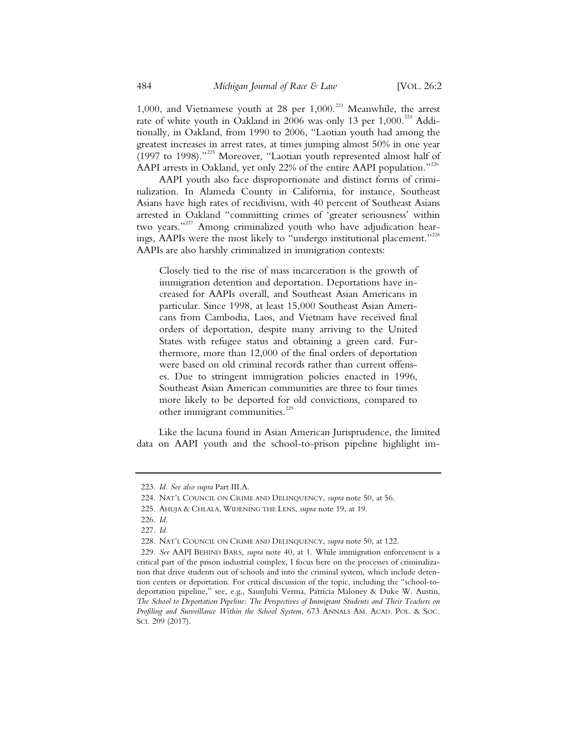1,000, and Vietnamese youth at 28 per 1,000.[223] Meanwhile, the arrest rate of white youth in Oakland in 2006 was only 13 per 1,000.[224] Additionally, in Oakland, from 1990 to 2006, "Laotian youth had among the greatest increases in arrest rates, at times jumping almost 50% in one year (1997 to 1998)."[225] Moreover, "Laotian youth represented almost half of AAPI arrests in Oakland, yet only 22% of the entire AAPI population."[226]

AAPI youth also face disproportionate and distinct forms of criminalization. In Alameda County in California, for instance, Southeast Asians have high rates of recidivism, with 40 percent of Southeast Asians arrested in Oakland "committing crimes of 'greater seriousness' within two years."[227] Among criminalized youth who have adjudication hearings, AAPIs were the most likely to "undergo institutional placement."[228] AAPIs are also harshly criminalized in immigration contexts:

> Closely tied to the rise of mass incarceration is the growth of immigration detention and deportation. Deportations have increased for AAPIs overall, and Southeast Asian Americans in particular. Since 1998, at least 15,000 Southeast Asian Americans from Cambodia, Laos, and Vietnam have received final orders of deportation, despite many arriving to the United States with refugee status and obtaining a green card. Furthermore, more than 12,000 of the final orders of deportation were based on old criminal records rather than current offenses. Due to stringent immigration policies enacted in 1996, Southeast Asian American communities are three to four times more likely to be deported for old convictions, compared to other immigrant communities.[229]

Like the lacuna found in Asian American Jurisprudence, the limited data on AAPI youth and the school-to-prison pipeline highlight im-

---

223. *Id. See also supra* Part III.A.

224. NAT'L COUNCIL ON CRIME AND DELINQUENCY, *supra* note 50, at 56.

225. AHUJA & CHLALA, WIDENING THE LENS, *supra* note 19, at 19.

226. *Id.*

227. *Id.*

228. NAT'L COUNCIL ON CRIME AND DELINQUENCY, *supra* note 50, at 122.

229. *See* AAPI BEHIND BARS, *supra* note 40, at 1. While immigration enforcement is a critical part of the prison industrial complex, I focus here on the processes of criminalization that drive students out of schools and into the criminal system, which include detention centers or deportation. For critical discussion of the topic, including the "school-to-deportation pipeline," see, e.g., SaunJuhi Verma, Patricia Maloney & Duke W. Austin, *The School to Deportation Pipeline: The Perspectives of Immigrant Students and Their Teachers on Profiling and Surveillance Within the School System*, 673 ANNALS AM. ACAD. POL. & SOC. SCI. 209 (2017).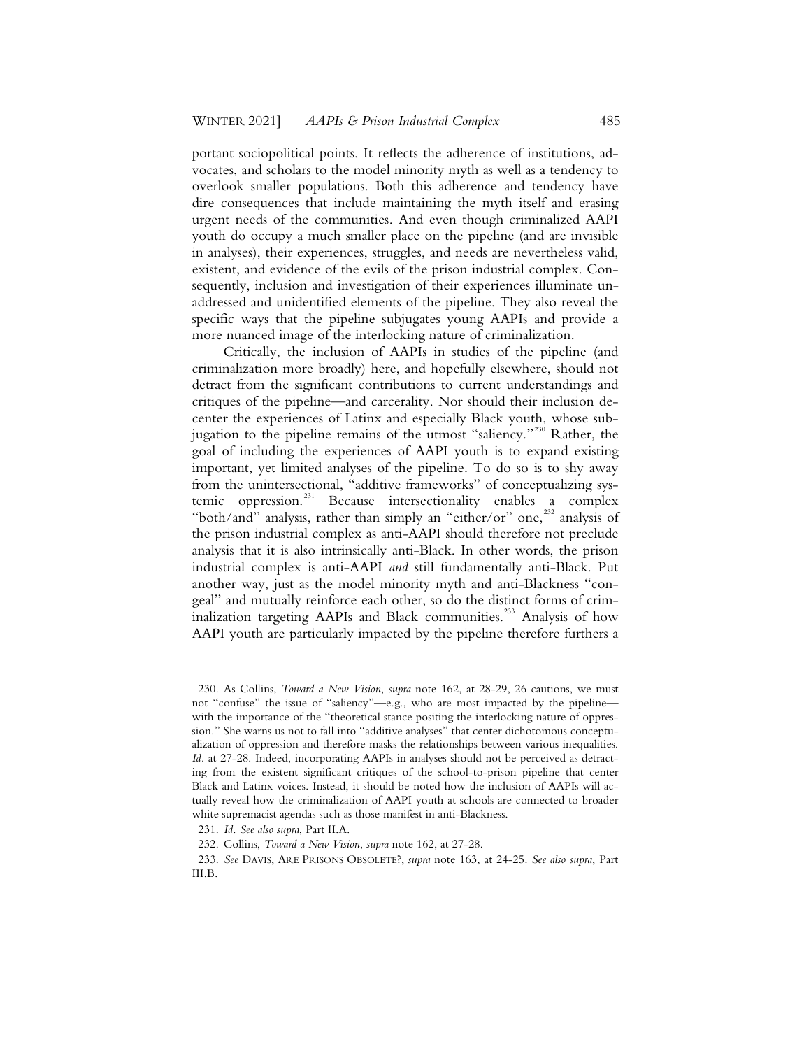portant sociopolitical points. It reflects the adherence of institutions, advocates, and scholars to the model minority myth as well as a tendency to overlook smaller populations. Both this adherence and tendency have dire consequences that include maintaining the myth itself and erasing urgent needs of the communities. And even though criminalized AAPI youth do occupy a much smaller place on the pipeline (and are invisible in analyses), their experiences, struggles, and needs are nevertheless valid, existent, and evidence of the evils of the prison industrial complex. Consequently, inclusion and investigation of their experiences illuminate unaddressed and unidentified elements of the pipeline. They also reveal the specific ways that the pipeline subjugates young AAPIs and provide a more nuanced image of the interlocking nature of criminalization.

Critically, the inclusion of AAPIs in studies of the pipeline (and criminalization more broadly) here, and hopefully elsewhere, should not detract from the significant contributions to current understandings and critiques of the pipeline—and carcerality. Nor should their inclusion decenter the experiences of Latinx and especially Black youth, whose subjugation to the pipeline remains of the utmost "saliency."[230] Rather, the goal of including the experiences of AAPI youth is to expand existing important, yet limited analyses of the pipeline. To do so is to shy away from the unintersectional, "additive frameworks" of conceptualizing systemic oppression.[231] Because intersectionality enables a complex "both/and" analysis, rather than simply an "either/or" one,[232] analysis of the prison industrial complex as anti-AAPI should therefore not preclude analysis that it is also intrinsically anti-Black. In other words, the prison industrial complex is anti-AAPI *and* still fundamentally anti-Black. Put another way, just as the model minority myth and anti-Blackness "congeal" and mutually reinforce each other, so do the distinct forms of criminalization targeting AAPIs and Black communities.[233] Analysis of how AAPI youth are particularly impacted by the pipeline therefore furthers a

---

230. As Collins, *Toward a New Vision*, *supra* note 162, at 28-29, 26 cautions, we must not "confuse" the issue of "saliency"—e.g., who are most impacted by the pipeline—with the importance of the "theoretical stance positing the interlocking nature of oppression." She warns us not to fall into "additive analyses" that center dichotomous conceptualization of oppression and therefore masks the relationships between various inequalities. *Id*. at 27-28. Indeed, incorporating AAPIs in analyses should not be perceived as detracting from the existent significant critiques of the school-to-prison pipeline that center Black and Latinx voices. Instead, it should be noted how the inclusion of AAPIs will actually reveal how the criminalization of AAPI youth at schools are connected to broader white supremacist agendas such as those manifest in anti-Blackness.

231. *Id*. *See also supra*, Part II.A.

232. Collins, *Toward a New Vision*, *supra* note 162, at 27-28.

233. *See* DAVIS, ARE PRISONS OBSOLETE?, *supra* note 163, at 24-25. *See also supra*, Part III.B.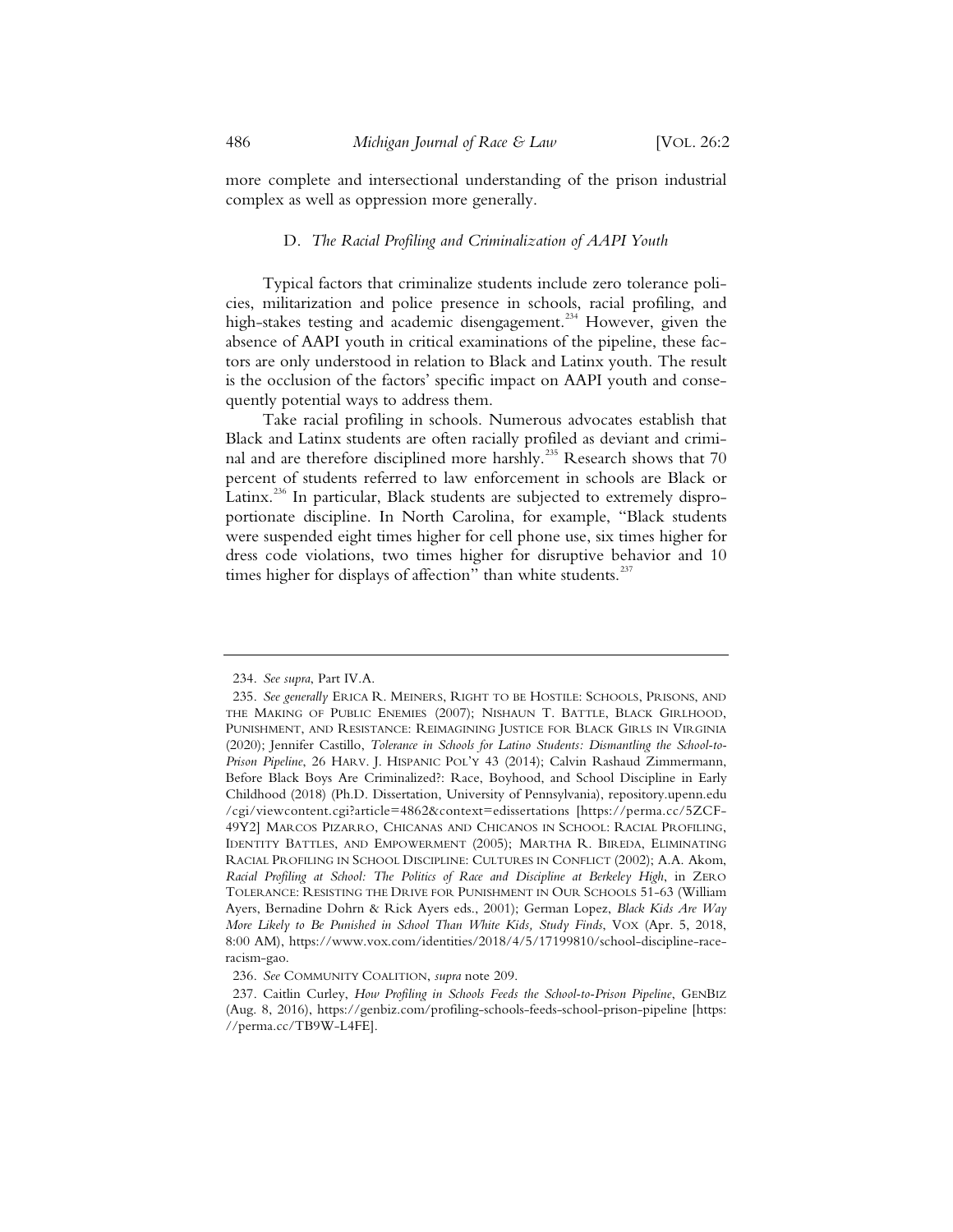more complete and intersectional understanding of the prison industrial complex as well as oppression more generally.

### D. *The Racial Profiling and Criminalization of AAPI Youth*

Typical factors that criminalize students include zero tolerance policies, militarization and police presence in schools, racial profiling, and high-stakes testing and academic disengagement.[234] However, given the absence of AAPI youth in critical examinations of the pipeline, these factors are only understood in relation to Black and Latinx youth. The result is the occlusion of the factors' specific impact on AAPI youth and consequently potential ways to address them.

Take racial profiling in schools. Numerous advocates establish that Black and Latinx students are often racially profiled as deviant and criminal and are therefore disciplined more harshly.[235] Research shows that 70 percent of students referred to law enforcement in schools are Black or Latinx.[236] In particular, Black students are subjected to extremely disproportionate discipline. In North Carolina, for example, "Black students were suspended eight times higher for cell phone use, six times higher for dress code violations, two times higher for disruptive behavior and 10 times higher for displays of affection" than white students.[237]

---

234. *See supra*, Part IV.A.

235. *See generally* ERICA R. MEINERS, RIGHT TO BE HOSTILE: SCHOOLS, PRISONS, AND THE MAKING OF PUBLIC ENEMIES (2007); NISHAUN T. BATTLE, BLACK GIRLHOOD, PUNISHMENT, AND RESISTANCE: REIMAGINING JUSTICE FOR BLACK GIRLS IN VIRGINIA (2020); Jennifer Castillo, *Tolerance in Schools for Latino Students: Dismantling the School-to-Prison Pipeline*, 26 HARV. J. HISPANIC POL'Y 43 (2014); Calvin Rashaud Zimmermann, Before Black Boys Are Criminalized?: Race, Boyhood, and School Discipline in Early Childhood (2018) (Ph.D. Dissertation, University of Pennsylvania), repository.upenn.edu/cgi/viewcontent.cgi?article=4862&context=edissertations [https://perma.cc/5ZCF-49Y2] MARCOS PIZARRO, CHICANAS AND CHICANOS IN SCHOOL: RACIAL PROFILING, IDENTITY BATTLES, AND EMPOWERMENT (2005); MARTHA R. BIREDA, ELIMINATING RACIAL PROFILING IN SCHOOL DISCIPLINE: CULTURES IN CONFLICT (2002); A.A. Akom, *Racial Profiling at School: The Politics of Race and Discipline at Berkeley High*, in ZERO TOLERANCE: RESISTING THE DRIVE FOR PUNISHMENT IN OUR SCHOOLS 51-63 (William Ayers, Bernadine Dohrn & Rick Ayers eds., 2001); German Lopez, *Black Kids Are Way More Likely to Be Punished in School Than White Kids, Study Finds*, VOX (Apr. 5, 2018, 8:00 AM), https://www.vox.com/identities/2018/4/5/17199810/school-discipline-race-racism-gao.

236. *See* COMMUNITY COALITION, *supra* note 209.

237. Caitlin Curley, *How Profiling in Schools Feeds the School-to-Prison Pipeline*, GENBIZ (Aug. 8, 2016), https://genbiz.com/profiling-schools-feeds-school-prison-pipeline [https://perma.cc/TB9W-L4FE].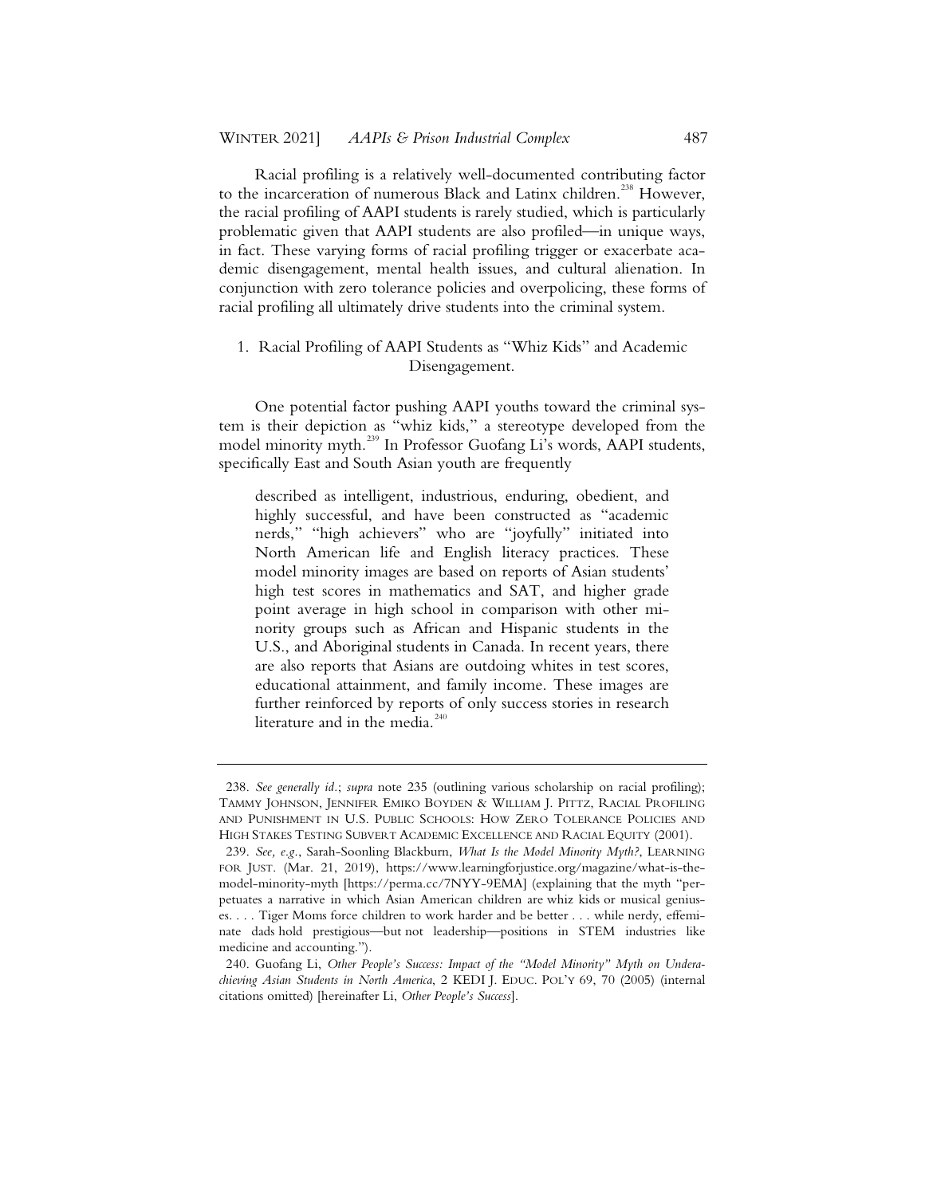Racial profiling is a relatively well-documented contributing factor to the incarceration of numerous Black and Latinx children.[238] However, the racial profiling of AAPI students is rarely studied, which is particularly problematic given that AAPI students are also profiled—in unique ways, in fact. These varying forms of racial profiling trigger or exacerbate academic disengagement, mental health issues, and cultural alienation. In conjunction with zero tolerance policies and overpolicing, these forms of racial profiling all ultimately drive students into the criminal system.

### 1. Racial Profiling of AAPI Students as "Whiz Kids" and Academic Disengagement.

One potential factor pushing AAPI youths toward the criminal system is their depiction as "whiz kids," a stereotype developed from the model minority myth.[239] In Professor Guofang Li's words, AAPI students, specifically East and South Asian youth are frequently

> described as intelligent, industrious, enduring, obedient, and highly successful, and have been constructed as "academic nerds," "high achievers" who are "joyfully" initiated into North American life and English literacy practices. These model minority images are based on reports of Asian students' high test scores in mathematics and SAT, and higher grade point average in high school in comparison with other minority groups such as African and Hispanic students in the U.S., and Aboriginal students in Canada. In recent years, there are also reports that Asians are outdoing whites in test scores, educational attainment, and family income. These images are further reinforced by reports of only success stories in research literature and in the media.[240]

---

238. *See generally id.*; *supra* note 235 (outlining various scholarship on racial profiling); TAMMY JOHNSON, JENNIFER EMIKO BOYDEN & WILLIAM J. PITTZ, RACIAL PROFILING AND PUNISHMENT IN U.S. PUBLIC SCHOOLS: HOW ZERO TOLERANCE POLICIES AND HIGH STAKES TESTING SUBVERT ACADEMIC EXCELLENCE AND RACIAL EQUITY (2001).

239. *See, e.g.*, Sarah-Soonling Blackburn, *What Is the Model Minority Myth?*, LEARNING FOR JUST. (Mar. 21, 2019), https://www.learningforjustice.org/magazine/what-is-the-model-minority-myth [https://perma.cc/7NYY-9EMA] (explaining that the myth "perpetuates a narrative in which Asian American children are whiz kids or musical geniuses. . . . Tiger Moms force children to work harder and be better . . . while nerdy, effeminate dads hold prestigious—but not leadership—positions in STEM industries like medicine and accounting.").

240. Guofang Li, *Other People's Success: Impact of the "Model Minority" Myth on Underachieving Asian Students in North America*, 2 KEDI J. EDUC. POL'Y 69, 70 (2005) (internal citations omitted) [hereinafter Li, *Other People's Success*].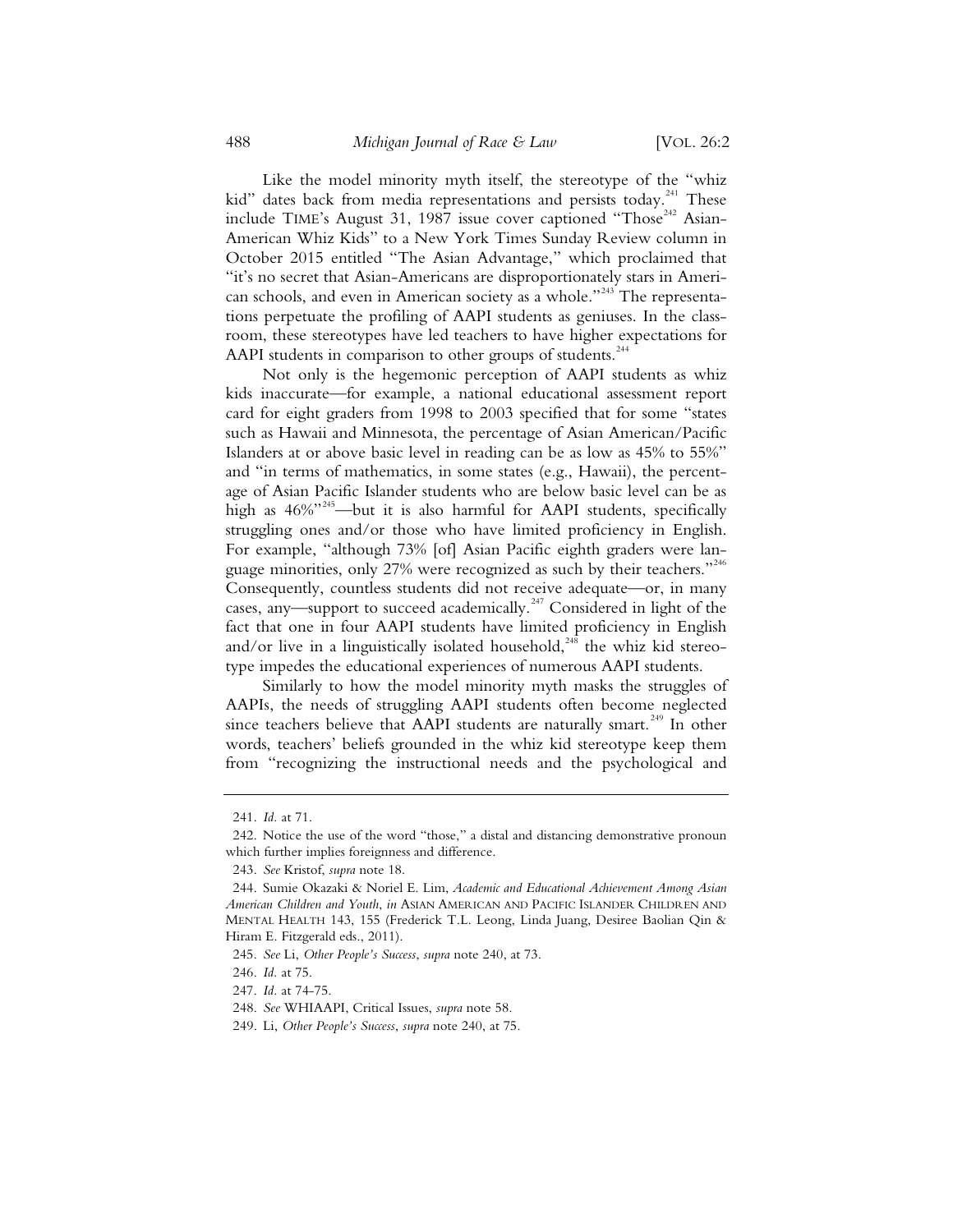Like the model minority myth itself, the stereotype of the "whiz kid" dates back from media representations and persists today.[241] These include TIME's August 31, 1987 issue cover captioned "Those[242] Asian-American Whiz Kids" to a New York Times Sunday Review column in October 2015 entitled "The Asian Advantage," which proclaimed that "it's no secret that Asian-Americans are disproportionately stars in American schools, and even in American society as a whole."[243] The representations perpetuate the profiling of AAPI students as geniuses. In the classroom, these stereotypes have led teachers to have higher expectations for AAPI students in comparison to other groups of students.[244]

Not only is the hegemonic perception of AAPI students as whiz kids inaccurate—for example, a national educational assessment report card for eight graders from 1998 to 2003 specified that for some "states such as Hawaii and Minnesota, the percentage of Asian American/Pacific Islanders at or above basic level in reading can be as low as 45% to 55%" and "in terms of mathematics, in some states (e.g., Hawaii), the percentage of Asian Pacific Islander students who are below basic level can be as high as 46%"[245]—but it is also harmful for AAPI students, specifically struggling ones and/or those who have limited proficiency in English. For example, "although 73% [of] Asian Pacific eighth graders were language minorities, only 27% were recognized as such by their teachers."[246] Consequently, countless students did not receive adequate—or, in many cases, any—support to succeed academically.[247] Considered in light of the fact that one in four AAPI students have limited proficiency in English and/or live in a linguistically isolated household,[248] the whiz kid stereotype impedes the educational experiences of numerous AAPI students.

Similarly to how the model minority myth masks the struggles of AAPIs, the needs of struggling AAPI students often become neglected since teachers believe that AAPI students are naturally smart.[249] In other words, teachers' beliefs grounded in the whiz kid stereotype keep them from "recognizing the instructional needs and the psychological and

---

241. *Id.* at 71.

242. Notice the use of the word "those," a distal and distancing demonstrative pronoun which further implies foreignness and difference.

243. *See* Kristof, *supra* note 18.

244. Sumie Okazaki & Noriel E. Lim, *Academic and Educational Achievement Among Asian American Children and Youth*, *in* ASIAN AMERICAN AND PACIFIC ISLANDER CHILDREN AND MENTAL HEALTH 143, 155 (Frederick T.L. Leong, Linda Juang, Desiree Baolian Qin & Hiram E. Fitzgerald eds., 2011).

245. *See* Li, *Other People's Success*, *supra* note 240, at 73.

246. *Id.* at 75.

247. *Id.* at 74-75.

248. *See* WHIAAPI, Critical Issues, *supra* note 58.

249. Li, *Other People's Success*, *supra* note 240, at 75.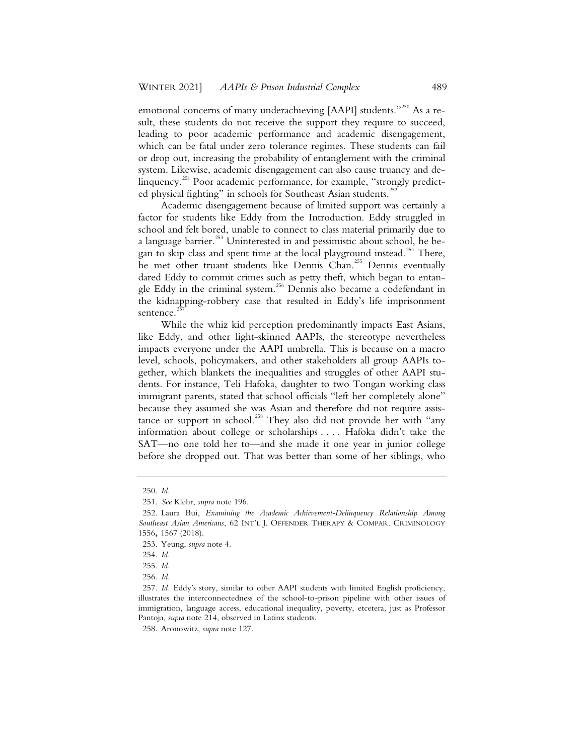emotional concerns of many underachieving [AAPI] students."[250] As a result, these students do not receive the support they require to succeed, leading to poor academic performance and academic disengagement, which can be fatal under zero tolerance regimes. These students can fail or drop out, increasing the probability of entanglement with the criminal system. Likewise, academic disengagement can also cause truancy and delinquency.[251] Poor academic performance, for example, "strongly predicted physical fighting" in schools for Southeast Asian students.[252]

Academic disengagement because of limited support was certainly a factor for students like Eddy from the Introduction. Eddy struggled in school and felt bored, unable to connect to class material primarily due to a language barrier.[253] Uninterested in and pessimistic about school, he began to skip class and spent time at the local playground instead.[254] There, he met other truant students like Dennis Chan.[255] Dennis eventually dared Eddy to commit crimes such as petty theft, which began to entangle Eddy in the criminal system.[256] Dennis also became a codefendant in the kidnapping-robbery case that resulted in Eddy's life imprisonment sentence.[257]

While the whiz kid perception predominantly impacts East Asians, like Eddy, and other light-skinned AAPIs, the stereotype nevertheless impacts everyone under the AAPI umbrella. This is because on a macro level, schools, policymakers, and other stakeholders all group AAPIs together, which blankets the inequalities and struggles of other AAPI students. For instance, Teli Hafoka, daughter to two Tongan working class immigrant parents, stated that school officials "left her completely alone" because they assumed she was Asian and therefore did not require assistance or support in school.[258] They also did not provide her with "any information about college or scholarships . . . . Hafoka didn't take the SAT—no one told her to—and she made it one year in junior college before she dropped out. That was better than some of her siblings, who

---

250. *Id.*

251. *See* Klehr, *supra* note 196.

252. Laura Bui, *Examining the Academic Achievement-Delinquency Relationship Among Southeast Asian Americans*, 62 INT'L J. OFFENDER THERAPY & COMPAR. CRIMINOLOGY 1556**,** 1567 (2018).

253. Yeung, *supra* note 4.

254. *Id.*

255. *Id.*

256. *Id.*

257. *Id.* Eddy's story, similar to other AAPI students with limited English proficiency, illustrates the interconnectedness of the school-to-prison pipeline with other issues of immigration, language access, educational inequality, poverty, etcetera, just as Professor Pantoja, *supra* note 214, observed in Latinx students.

258. Aronowitz, *supra* note 127.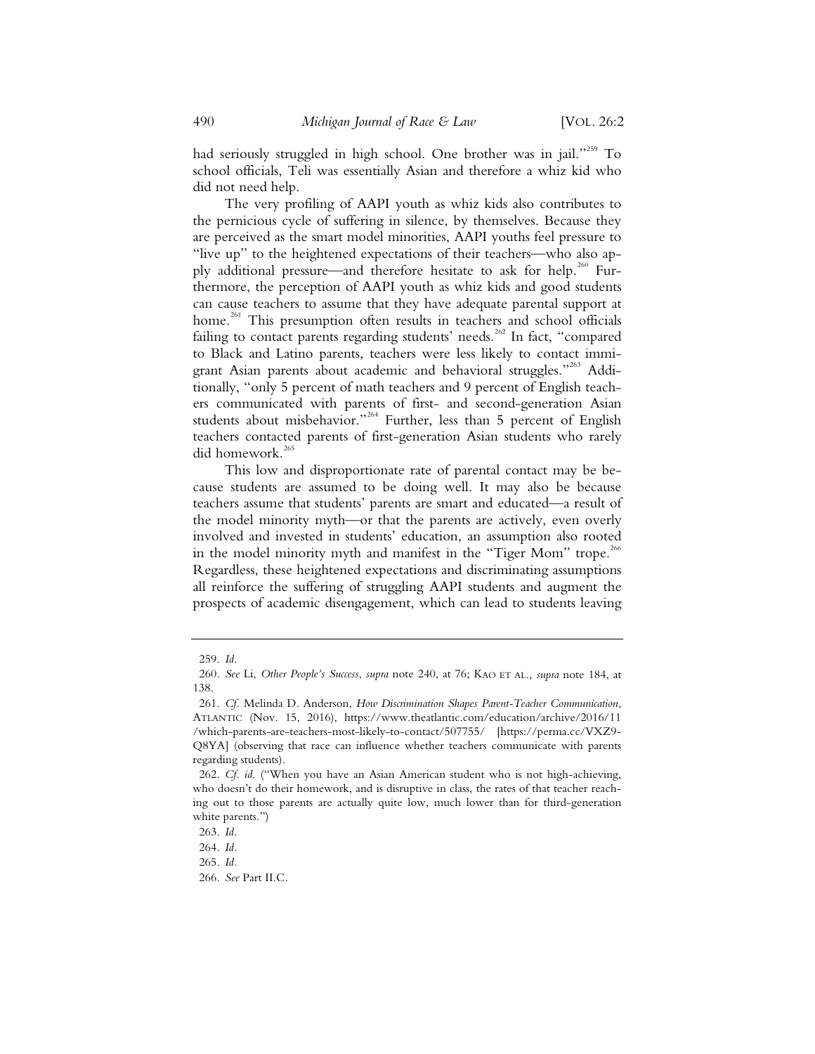had seriously struggled in high school. One brother was in jail."[259] To school officials, Teli was essentially Asian and therefore a whiz kid who did not need help.

The very profiling of AAPI youth as whiz kids also contributes to the pernicious cycle of suffering in silence, by themselves. Because they are perceived as the smart model minorities, AAPI youths feel pressure to "live up" to the heightened expectations of their teachers—who also apply additional pressure—and therefore hesitate to ask for help.[260] Furthermore, the perception of AAPI youth as whiz kids and good students can cause teachers to assume that they have adequate parental support at home.[261] This presumption often results in teachers and school officials failing to contact parents regarding students' needs.[262] In fact, "compared to Black and Latino parents, teachers were less likely to contact immigrant Asian parents about academic and behavioral struggles."[263] Additionally, "only 5 percent of math teachers and 9 percent of English teachers communicated with parents of first- and second-generation Asian students about misbehavior."[264] Further, less than 5 percent of English teachers contacted parents of first-generation Asian students who rarely did homework.[265]

This low and disproportionate rate of parental contact may be because students are assumed to be doing well. It may also be because teachers assume that students' parents are smart and educated—a result of the model minority myth—or that the parents are actively, even overly involved and invested in students' education, an assumption also rooted in the model minority myth and manifest in the "Tiger Mom" trope.[266] Regardless, these heightened expectations and discriminating assumptions all reinforce the suffering of struggling AAPI students and augment the prospects of academic disengagement, which can lead to students leaving

---

259. *Id.*

260. *See* Li, *Other People's Success*, *supra* note 240, at 76; KAO ET AL., *supra* note 184, at 138.

261. *Cf.* Melinda D. Anderson, *How Discrimination Shapes Parent-Teacher Communication*, ATLANTIC (Nov. 15, 2016), https://www.theatlantic.com/education/archive/2016/11/which-parents-are-teachers-most-likely-to-contact/507755/ [https://perma.cc/VXZ9-Q8YA] (observing that race can influence whether teachers communicate with parents regarding students).

262. *Cf. id.* ("When you have an Asian American student who is not high-achieving, who doesn't do their homework, and is disruptive in class, the rates of that teacher reaching out to those parents are actually quite low, much lower than for third-generation white parents.")

263. *Id.*

264. *Id.*

265. *Id.*

266. *See* Part II.C.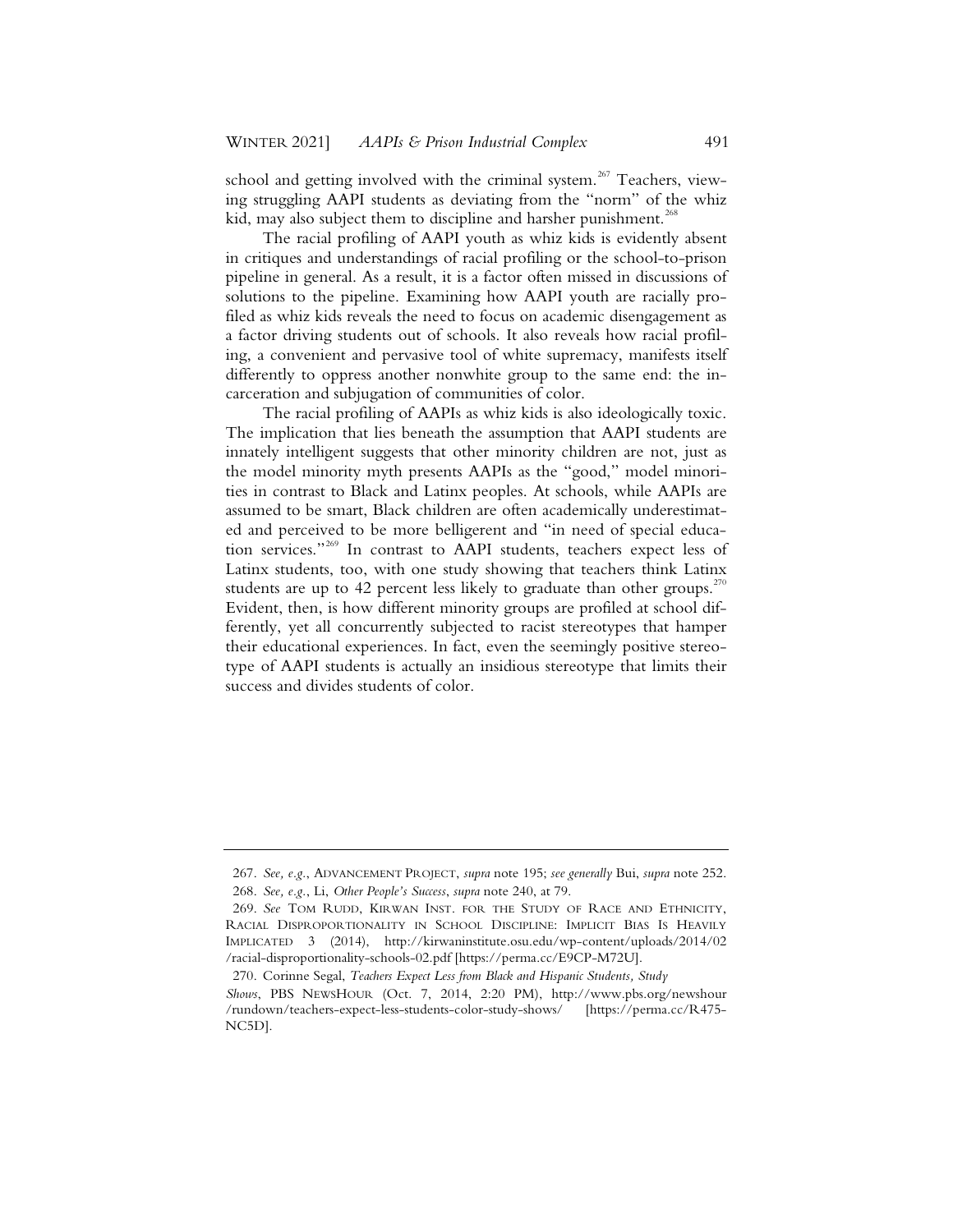school and getting involved with the criminal system.[267] Teachers, viewing struggling AAPI students as deviating from the "norm" of the whiz kid, may also subject them to discipline and harsher punishment.[268]

The racial profiling of AAPI youth as whiz kids is evidently absent in critiques and understandings of racial profiling or the school-to-prison pipeline in general. As a result, it is a factor often missed in discussions of solutions to the pipeline. Examining how AAPI youth are racially profiled as whiz kids reveals the need to focus on academic disengagement as a factor driving students out of schools. It also reveals how racial profiling, a convenient and pervasive tool of white supremacy, manifests itself differently to oppress another nonwhite group to the same end: the incarceration and subjugation of communities of color.

The racial profiling of AAPIs as whiz kids is also ideologically toxic. The implication that lies beneath the assumption that AAPI students are innately intelligent suggests that other minority children are not, just as the model minority myth presents AAPIs as the "good," model minorities in contrast to Black and Latinx peoples. At schools, while AAPIs are assumed to be smart, Black children are often academically underestimated and perceived to be more belligerent and "in need of special education services."[269] In contrast to AAPI students, teachers expect less of Latinx students, too, with one study showing that teachers think Latinx students are up to 42 percent less likely to graduate than other groups.[270] Evident, then, is how different minority groups are profiled at school differently, yet all concurrently subjected to racist stereotypes that hamper their educational experiences. In fact, even the seemingly positive stereotype of AAPI students is actually an insidious stereotype that limits their success and divides students of color.

---

267. *See, e.g.*, ADVANCEMENT PROJECT, *supra* note 195; *see generally* Bui, *supra* note 252.

268. *See, e.g.*, Li, *Other People's Success*, *supra* note 240, at 79.

269. *See* TOM RUDD, KIRWAN INST. FOR THE STUDY OF RACE AND ETHNICITY, RACIAL DISPROPORTIONALITY IN SCHOOL DISCIPLINE: IMPLICIT BIAS IS HEAVILY IMPLICATED 3 (2014), http://kirwaninstitute.osu.edu/wp-content/uploads/2014/02/racial-disproportionality-schools-02.pdf [https://perma.cc/E9CP-M72U].

270. Corinne Segal, *Teachers Expect Less from Black and Hispanic Students, Study Shows*, PBS NEWSHOUR (Oct. 7, 2014, 2:20 PM), http://www.pbs.org/newshour/rundown/teachers-expect-less-students-color-study-shows/ [https://perma.cc/R475-NC5D].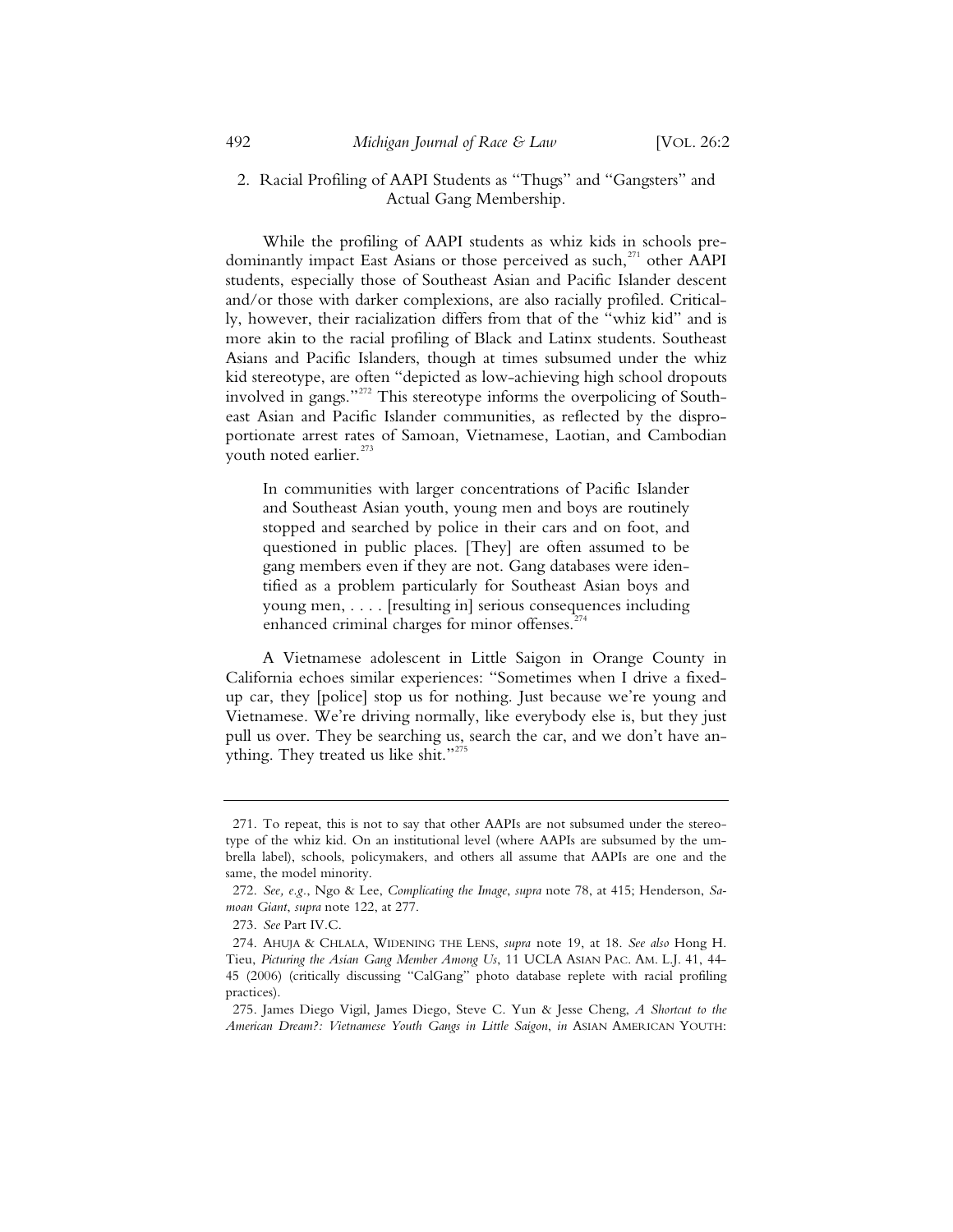### 2. Racial Profiling of AAPI Students as "Thugs" and "Gangsters" and Actual Gang Membership.

While the profiling of AAPI students as whiz kids in schools predominantly impact East Asians or those perceived as such,[271] other AAPI students, especially those of Southeast Asian and Pacific Islander descent and/or those with darker complexions, are also racially profiled. Critically, however, their racialization differs from that of the "whiz kid" and is more akin to the racial profiling of Black and Latinx students. Southeast Asians and Pacific Islanders, though at times subsumed under the whiz kid stereotype, are often "depicted as low-achieving high school dropouts involved in gangs."[272] This stereotype informs the overpolicing of Southeast Asian and Pacific Islander communities, as reflected by the disproportionate arrest rates of Samoan, Vietnamese, Laotian, and Cambodian youth noted earlier.[273]

> In communities with larger concentrations of Pacific Islander and Southeast Asian youth, young men and boys are routinely stopped and searched by police in their cars and on foot, and questioned in public places. [They] are often assumed to be gang members even if they are not. Gang databases were identified as a problem particularly for Southeast Asian boys and young men, . . . . [resulting in] serious consequences including enhanced criminal charges for minor offenses.[274]

A Vietnamese adolescent in Little Saigon in Orange County in California echoes similar experiences: "Sometimes when I drive a fixed-up car, they [police] stop us for nothing. Just because we're young and Vietnamese. We're driving normally, like everybody else is, but they just pull us over. They be searching us, search the car, and we don't have anything. They treated us like shit."[275]

---

271. To repeat, this is not to say that other AAPIs are not subsumed under the stereotype of the whiz kid. On an institutional level (where AAPIs are subsumed by the umbrella label), schools, policymakers, and others all assume that AAPIs are one and the same, the model minority.

272. *See, e.g.*, Ngo & Lee, *Complicating the Image*, *supra* note 78, at 415; Henderson, *Samoan Giant*, *supra* note 122, at 277.

273. *See* Part IV.C.

274. AHUJA & CHLALA, WIDENING THE LENS, *supra* note 19, at 18. *See also* Hong H. Tieu, *Picturing the Asian Gang Member Among Us*, 11 UCLA ASIAN PAC. AM. L.J. 41, 44-45 (2006) (critically discussing "CalGang" photo database replete with racial profiling practices).

275. James Diego Vigil, James Diego, Steve C. Yun & Jesse Cheng, *A Shortcut to the American Dream?: Vietnamese Youth Gangs in Little Saigon*, *in* ASIAN AMERICAN YOUTH: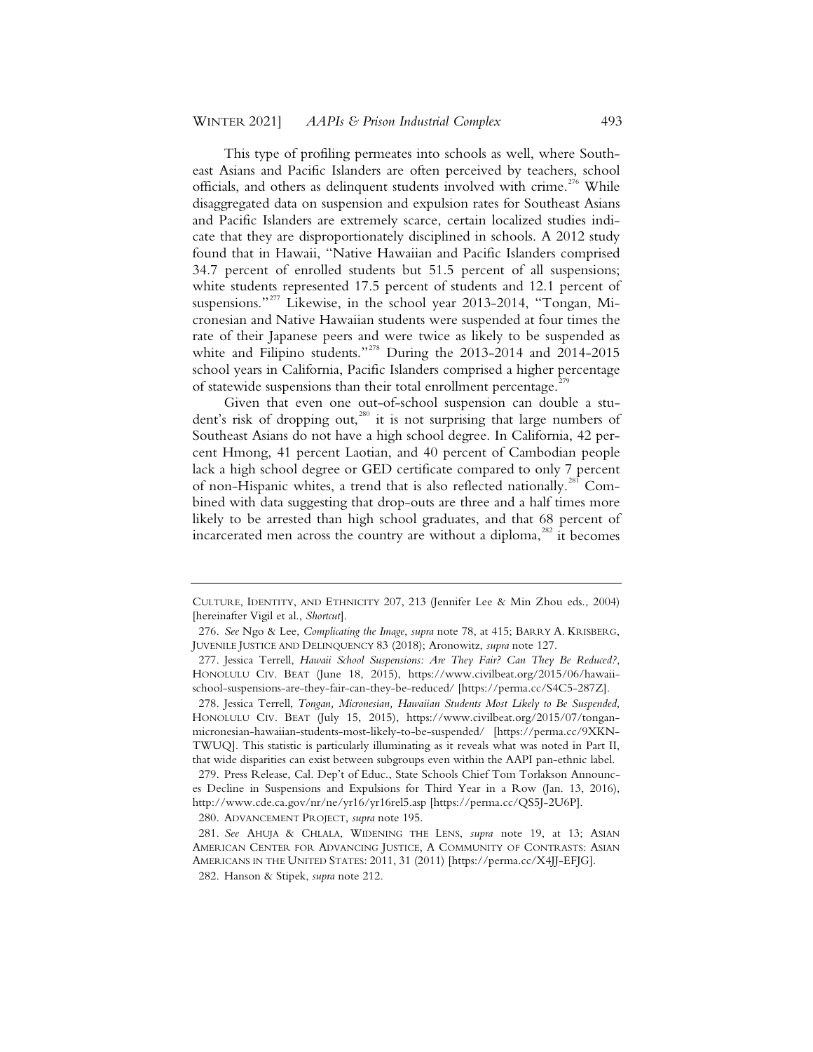This type of profiling permeates into schools as well, where Southeast Asians and Pacific Islanders are often perceived by teachers, school officials, and others as delinquent students involved with crime.[276] While disaggregated data on suspension and expulsion rates for Southeast Asians and Pacific Islanders are extremely scarce, certain localized studies indicate that they are disproportionately disciplined in schools. A 2012 study found that in Hawaii, "Native Hawaiian and Pacific Islanders comprised 34.7 percent of enrolled students but 51.5 percent of all suspensions; white students represented 17.5 percent of students and 12.1 percent of suspensions."[277] Likewise, in the school year 2013-2014, "Tongan, Micronesian and Native Hawaiian students were suspended at four times the rate of their Japanese peers and were twice as likely to be suspended as white and Filipino students."[278] During the 2013-2014 and 2014-2015 school years in California, Pacific Islanders comprised a higher percentage of statewide suspensions than their total enrollment percentage.[279]

Given that even one out-of-school suspension can double a student's risk of dropping out,[280] it is not surprising that large numbers of Southeast Asians do not have a high school degree. In California, 42 percent Hmong, 41 percent Laotian, and 40 percent of Cambodian people lack a high school degree or GED certificate compared to only 7 percent of non-Hispanic whites, a trend that is also reflected nationally.[281] Combined with data suggesting that drop-outs are three and a half times more likely to be arrested than high school graduates, and that 68 percent of incarcerated men across the country are without a diploma,[282] it becomes

---

CULTURE, IDENTITY, AND ETHNICITY 207, 213 (Jennifer Lee & Min Zhou eds., 2004) [hereinafter Vigil et al., *Shortcut*].

276. *See* Ngo & Lee, *Complicating the Image*, *supra* note 78, at 415; BARRY A. KRISBERG, JUVENILE JUSTICE AND DELINQUENCY 83 (2018); Aronowitz, *supra* note 127.

277. Jessica Terrell, *Hawaii School Suspensions: Are They Fair? Can They Be Reduced?*, HONOLULU CIV. BEAT (June 18, 2015), https://www.civilbeat.org/2015/06/hawaii-school-suspensions-are-they-fair-can-they-be-reduced/ [https://perma.cc/S4C5-287Z].

278. Jessica Terrell, *Tongan, Micronesian, Hawaiian Students Most Likely to Be Suspended*, HONOLULU CIV. BEAT (July 15, 2015), https://www.civilbeat.org/2015/07/tongan-micronesian-hawaiian-students-most-likely-to-be-suspended/ [https://perma.cc/9XKN-TWUQ]. This statistic is particularly illuminating as it reveals what was noted in Part II, that wide disparities can exist between subgroups even within the AAPI pan-ethnic label.

279. Press Release, Cal. Dep't of Educ., State Schools Chief Tom Torlakson Announces Decline in Suspensions and Expulsions for Third Year in a Row (Jan. 13, 2016), http://www.cde.ca.gov/nr/ne/yr16/yr16rel5.asp [https://perma.cc/QS5J-2U6P].

280. ADVANCEMENT PROJECT, *supra* note 195.

281. *See* AHUJA & CHLALA, WIDENING THE LENS, *supra* note 19, at 13; ASIAN AMERICAN CENTER FOR ADVANCING JUSTICE, A COMMUNITY OF CONTRASTS: ASIAN AMERICANS IN THE UNITED STATES: 2011, 31 (2011) [https://perma.cc/X4JJ-EFJG].

282. Hanson & Stipek, *supra* note 212.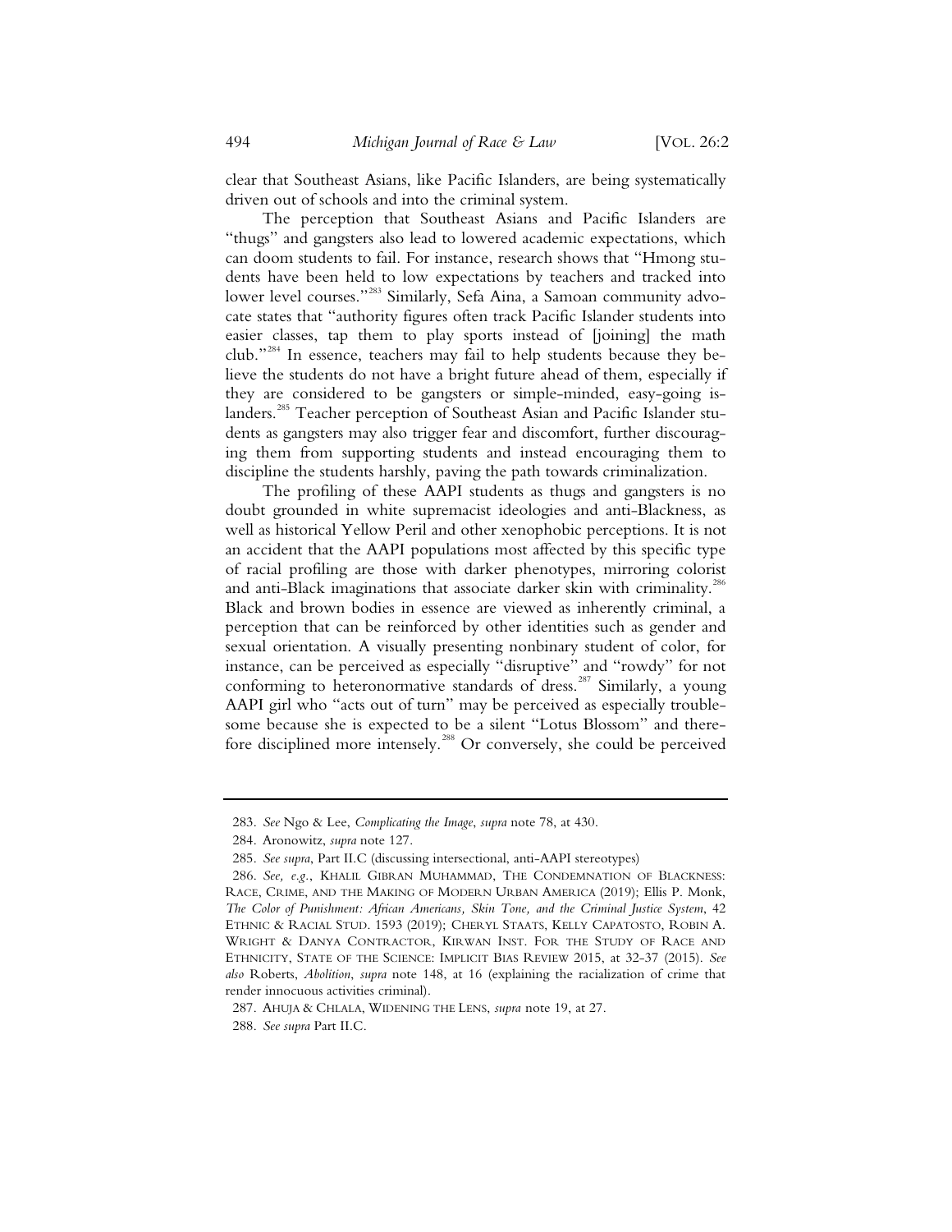clear that Southeast Asians, like Pacific Islanders, are being systematically driven out of schools and into the criminal system.

The perception that Southeast Asians and Pacific Islanders are "thugs" and gangsters also lead to lowered academic expectations, which can doom students to fail. For instance, research shows that "Hmong students have been held to low expectations by teachers and tracked into lower level courses."[283] Similarly, Sefa Aina, a Samoan community advocate states that "authority figures often track Pacific Islander students into easier classes, tap them to play sports instead of [joining] the math club."[284] In essence, teachers may fail to help students because they believe the students do not have a bright future ahead of them, especially if they are considered to be gangsters or simple-minded, easy-going islanders.[285] Teacher perception of Southeast Asian and Pacific Islander students as gangsters may also trigger fear and discomfort, further discouraging them from supporting students and instead encouraging them to discipline the students harshly, paving the path towards criminalization.

The profiling of these AAPI students as thugs and gangsters is no doubt grounded in white supremacist ideologies and anti-Blackness, as well as historical Yellow Peril and other xenophobic perceptions. It is not an accident that the AAPI populations most affected by this specific type of racial profiling are those with darker phenotypes, mirroring colorist and anti-Black imaginations that associate darker skin with criminality.[286] Black and brown bodies in essence are viewed as inherently criminal, a perception that can be reinforced by other identities such as gender and sexual orientation. A visually presenting nonbinary student of color, for instance, can be perceived as especially "disruptive" and "rowdy" for not conforming to heteronormative standards of dress.[287] Similarly, a young AAPI girl who "acts out of turn" may be perceived as especially troublesome because she is expected to be a silent "Lotus Blossom" and therefore disciplined more intensely.[288] Or conversely, she could be perceived

---

283. *See* Ngo & Lee, *Complicating the Image*, *supra* note 78, at 430.

284. Aronowitz, *supra* note 127.

285. *See supra*, Part II.C (discussing intersectional, anti-AAPI stereotypes)

286. *See, e.g.*, KHALIL GIBRAN MUHAMMAD, THE CONDEMNATION OF BLACKNESS: RACE, CRIME, AND THE MAKING OF MODERN URBAN AMERICA (2019); Ellis P. Monk, *The Color of Punishment: African Americans, Skin Tone, and the Criminal Justice System*, 42 ETHNIC & RACIAL STUD. 1593 (2019); CHERYL STAATS, KELLY CAPATOSTO, ROBIN A. WRIGHT & DANYA CONTRACTOR, KIRWAN INST. FOR THE STUDY OF RACE AND ETHNICITY, STATE OF THE SCIENCE: IMPLICIT BIAS REVIEW 2015, at 32-37 (2015). *See also* Roberts, *Abolition*, *supra* note 148, at 16 (explaining the racialization of crime that render innocuous activities criminal).

287. AHUJA & CHLALA, WIDENING THE LENS, *supra* note 19, at 27.

288. *See supra* Part II.C.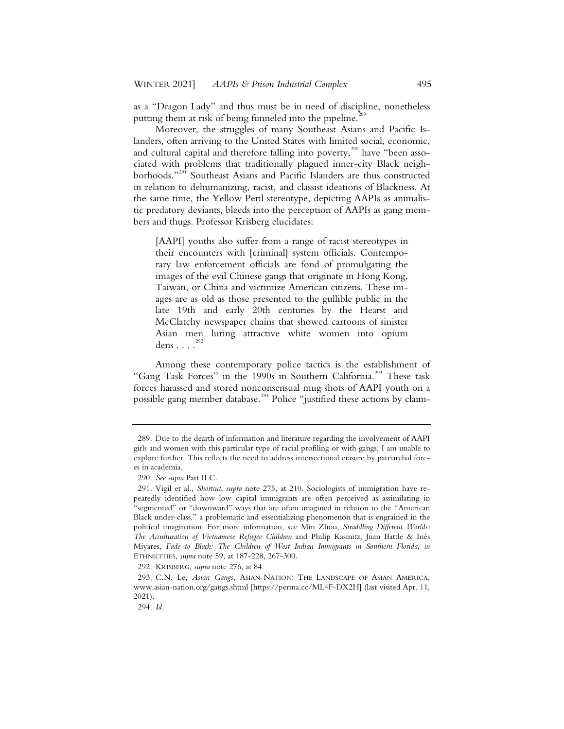as a "Dragon Lady" and thus must be in need of discipline, nonetheless putting them at risk of being funneled into the pipeline.[289]

Moreover, the struggles of many Southeast Asians and Pacific Islanders, often arriving to the United States with limited social, economic, and cultural capital and therefore falling into poverty,[290] have "been associated with problems that traditionally plagued inner-city Black neighborhoods."[291] Southeast Asians and Pacific Islanders are thus constructed in relation to dehumanizing, racist, and classist ideations of Blackness. At the same time, the Yellow Peril stereotype, depicting AAPIs as animalistic predatory deviants, bleeds into the perception of AAPIs as gang members and thugs. Professor Krisberg elucidates:

> [AAPI] youths also suffer from a range of racist stereotypes in their encounters with [criminal] system officials. Contemporary law enforcement officials are fond of promulgating the images of the evil Chinese gangs that originate in Hong Kong, Taiwan, or China and victimize American citizens. These images are as old as those presented to the gullible public in the late 19th and early 20th centuries by the Hearst and McClatchy newspaper chains that showed cartoons of sinister Asian men luring attractive white women into opium dens . . . .[292]

Among these contemporary police tactics is the establishment of "Gang Task Forces" in the 1990s in Southern California.[293] These task forces harassed and stored nonconsensual mug shots of AAPI youth on a possible gang member database.[294] Police "justified these actions by claim-

---

289. Due to the dearth of information and literature regarding the involvement of AAPI girls and women with this particular type of racial profiling or with gangs, I am unable to explore further. This reflects the need to address intersectional erasure by patriarchal forces in academia.

290. *See supra* Part II.C.

291. Vigil et al., *Shortcut*, *supra* note 275, at 210. Sociologists of immigration have repeatedly identified how low capital immigrants are often perceived as assimilating in "segmented" or "downward" ways that are often imagined in relation to the "American Black under-class," a problematic and essentializing phenomenon that is engrained in the political imagination. For more information, see Min Zhou, *Straddling Different Worlds: The Acculturation of Vietnamese Refugee Children* and Philip Kasinitz, Juan Battle & Inés Miyares, *Fade to Black: The Children of West Indian Immigrants in Southern Florida*, *in* ETHNICITIES, *supra* note 59, at 187-228, 267-300.

292. KRISBERG, *supra* note 276, at 84.

293. C.N. Le, *Asian Gangs*, ASIAN-NATION: THE LANDSCAPE OF ASIAN AMERICA, www.asian-nation.org/gangs.shtml [https://perma.cc/ML4F-DX2H] (last visited Apr. 11, 2021).

294. *Id.*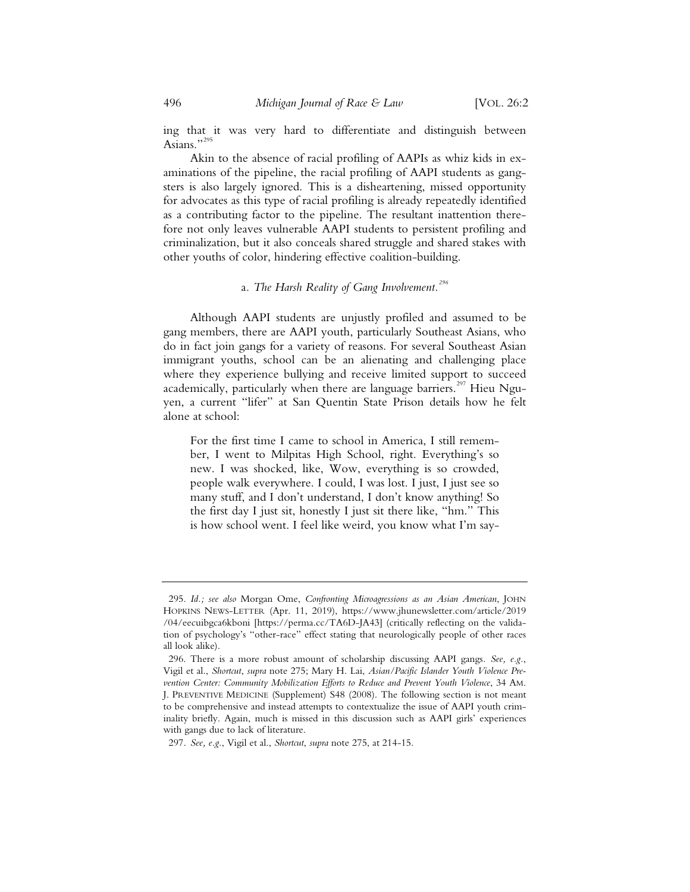ing that it was very hard to differentiate and distinguish between Asians."[295]

Akin to the absence of racial profiling of AAPIs as whiz kids in examinations of the pipeline, the racial profiling of AAPI students as gangsters is also largely ignored. This is a disheartening, missed opportunity for advocates as this type of racial profiling is already repeatedly identified as a contributing factor to the pipeline. The resultant inattention therefore not only leaves vulnerable AAPI students to persistent profiling and criminalization, but it also conceals shared struggle and shared stakes with other youths of color, hindering effective coalition-building.

#### a. *The Harsh Reality of Gang Involvement.*[296]

Although AAPI students are unjustly profiled and assumed to be gang members, there are AAPI youth, particularly Southeast Asians, who do in fact join gangs for a variety of reasons. For several Southeast Asian immigrant youths, school can be an alienating and challenging place where they experience bullying and receive limited support to succeed academically, particularly when there are language barriers.[297] Hieu Nguyen, a current "lifer" at San Quentin State Prison details how he felt alone at school:

> For the first time I came to school in America, I still remember, I went to Milpitas High School, right. Everything's so new. I was shocked, like, Wow, everything is so crowded, people walk everywhere. I could, I was lost. I just, I just see so many stuff, and I don't understand, I don't know anything! So the first day I just sit, honestly I just sit there like, "hm." This is how school went. I feel like weird, you know what I'm say-

---

295. *Id.; see also* Morgan Ome, *Confronting Microagressions as an Asian American*, JOHN HOPKINS NEWS-LETTER (Apr. 11, 2019), https://www.jhunewsletter.com/article/2019/04/eecuibgca6kboni [https://perma.cc/TA6D-JA43] (critically reflecting on the validation of psychology's "other-race" effect stating that neurologically people of other races all look alike).

296. There is a more robust amount of scholarship discussing AAPI gangs. *See, e.g.*, Vigil et al., *Shortcut*, *supra* note 275; Mary H. Lai, *Asian/Pacific Islander Youth Violence Prevention Center: Community Mobilization Efforts to Reduce and Prevent Youth Violence*, 34 AM. J. PREVENTIVE MEDICINE (Supplement) S48 (2008). The following section is not meant to be comprehensive and instead attempts to contextualize the issue of AAPI youth criminality briefly. Again, much is missed in this discussion such as AAPI girls' experiences with gangs due to lack of literature.

297. *See, e.g.*, Vigil et al., *Shortcut*, *supra* note 275, at 214-15.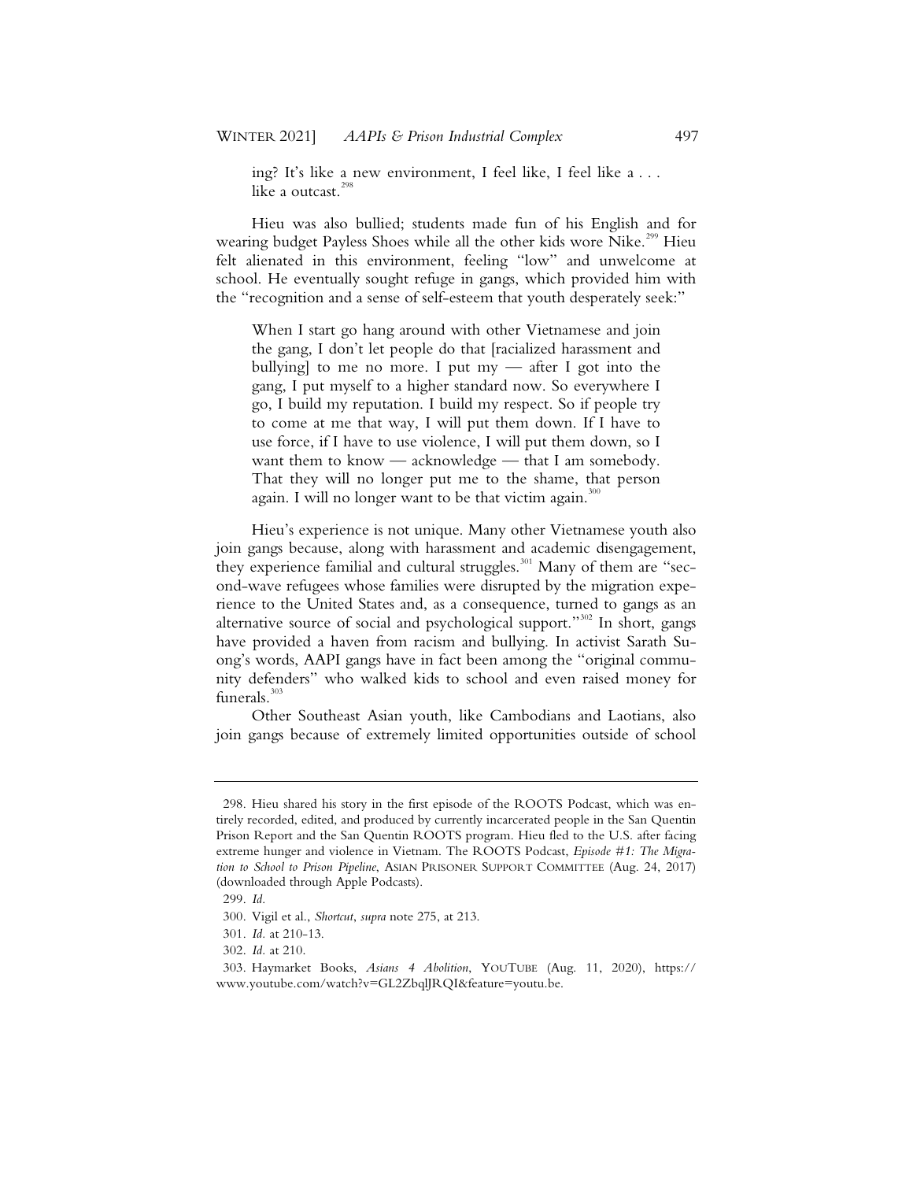> ing? It's like a new environment, I feel like, I feel like a . . . like a outcast.[298]

Hieu was also bullied; students made fun of his English and for wearing budget Payless Shoes while all the other kids wore Nike.[299] Hieu felt alienated in this environment, feeling "low" and unwelcome at school. He eventually sought refuge in gangs, which provided him with the "recognition and a sense of self-esteem that youth desperately seek:"

> When I start go hang around with other Vietnamese and join the gang, I don't let people do that [racialized harassment and bullying] to me no more. I put my — after I got into the gang, I put myself to a higher standard now. So everywhere I go, I build my reputation. I build my respect. So if people try to come at me that way, I will put them down. If I have to use force, if I have to use violence, I will put them down, so I want them to know — acknowledge — that I am somebody. That they will no longer put me to the shame, that person again. I will no longer want to be that victim again.[300]

Hieu's experience is not unique. Many other Vietnamese youth also join gangs because, along with harassment and academic disengagement, they experience familial and cultural struggles.[301] Many of them are "second-wave refugees whose families were disrupted by the migration experience to the United States and, as a consequence, turned to gangs as an alternative source of social and psychological support."[302] In short, gangs have provided a haven from racism and bullying. In activist Sarath Suong's words, AAPI gangs have in fact been among the "original community defenders" who walked kids to school and even raised money for funerals.[303]

Other Southeast Asian youth, like Cambodians and Laotians, also join gangs because of extremely limited opportunities outside of school

---

298. Hieu shared his story in the first episode of the ROOTS Podcast, which was entirely recorded, edited, and produced by currently incarcerated people in the San Quentin Prison Report and the San Quentin ROOTS program. Hieu fled to the U.S. after facing extreme hunger and violence in Vietnam. The ROOTS Podcast, *Episode #1: The Migration to School to Prison Pipeline*, ASIAN PRISONER SUPPORT COMMITTEE (Aug. 24, 2017) (downloaded through Apple Podcasts).

299. *Id.*

300. Vigil et al., *Shortcut*, *supra* note 275, at 213.

301. *Id.* at 210-13.

302. *Id.* at 210.

303. Haymarket Books, *Asians 4 Abolition*, YOUTUBE (Aug. 11, 2020), https://www.youtube.com/watch?v=GL2ZbqlJRQI&feature=youtu.be.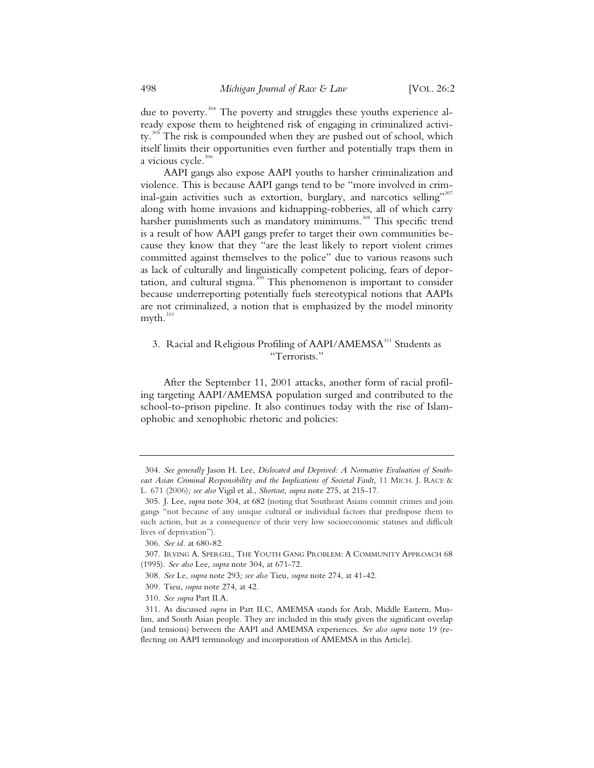due to poverty.[304] The poverty and struggles these youths experience already expose them to heightened risk of engaging in criminalized activity.[305] The risk is compounded when they are pushed out of school, which itself limits their opportunities even further and potentially traps them in a vicious cycle.[306]

AAPI gangs also expose AAPI youths to harsher criminalization and violence. This is because AAPI gangs tend to be "more involved in criminal-gain activities such as extortion, burglary, and narcotics selling"[307] along with home invasions and kidnapping-robberies, all of which carry harsher punishments such as mandatory minimums.[308] This specific trend is a result of how AAPI gangs prefer to target their own communities because they know that they "are the least likely to report violent crimes committed against themselves to the police" due to various reasons such as lack of culturally and linguistically competent policing, fears of deportation, and cultural stigma.[309] This phenomenon is important to consider because underreporting potentially fuels stereotypical notions that AAPIs are not criminalized, a notion that is emphasized by the model minority myth.[310]

### 3. Racial and Religious Profiling of AAPI/AMEMSA[311] Students as "Terrorists."

After the September 11, 2001 attacks, another form of racial profiling targeting AAPI/AMEMSA population surged and contributed to the school-to-prison pipeline. It also continues today with the rise of Islamophobic and xenophobic rhetoric and policies:

---

304. *See generally* Jason H. Lee, *Dislocated and Deprived: A Normative Evaluation of Southeast Asian Criminal Responsibility and the Implications of Societal Fault*, 11 MICH. J. RACE & L. 671 (2006)*; see also* Vigil et al., *Shortcut*, *supra* note 275, at 215-17.

305. J. Lee, *supra* note 304, at 682 (noting that Southeast Asians commit crimes and join gangs "not because of any unique cultural or individual factors that predispose them to such action, but as a consequence of their very low socioeconomic statuses and difficult lives of deprivation").

306. *See id*. at 680-82.

307. IRVING A. SPERGEL, THE YOUTH GANG PROBLEM: A COMMUNITY APPROACH 68 (1995). *See also* Lee, *supra* note 304, at 671-72.

308. *See* Le, *supra* note 293*; see also* Tieu, *supra* note 274, at 41-42.

309. Tieu, *supra* note 274, at 42.

310. *See supra* Part II.A.

311. As discussed *supra* in Part II.C, AMEMSA stands for Arab, Middle Eastern, Muslim, and South Asian people. They are included in this study given the significant overlap (and tensions) between the AAPI and AMEMSA experiences. *See also supra* note 19 (reflecting on AAPI terminology and incorporation of AMEMSA in this Article).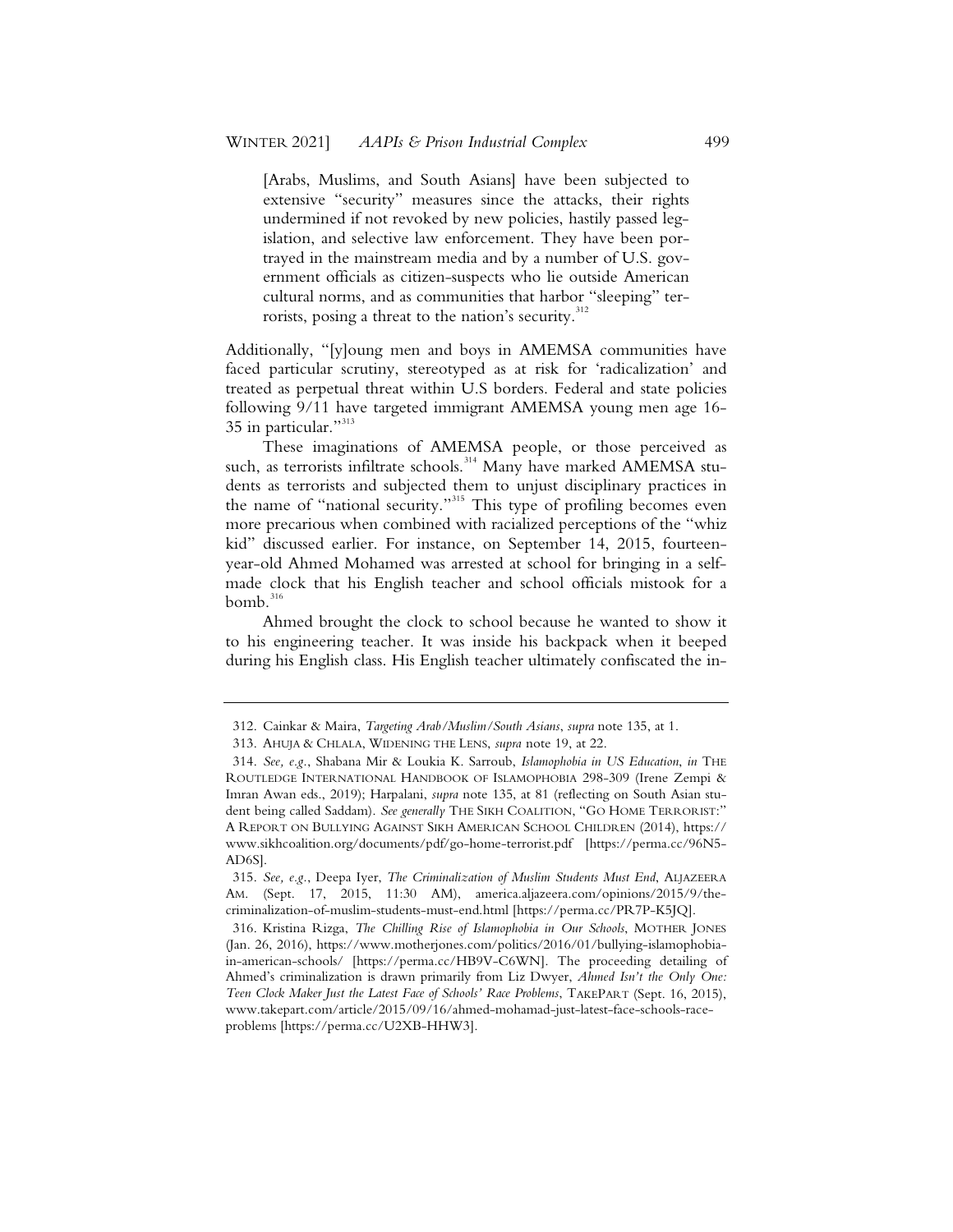> [Arabs, Muslims, and South Asians] have been subjected to extensive "security" measures since the attacks, their rights undermined if not revoked by new policies, hastily passed legislation, and selective law enforcement. They have been portrayed in the mainstream media and by a number of U.S. government officials as citizen-suspects who lie outside American cultural norms, and as communities that harbor "sleeping" terrorists, posing a threat to the nation's security.[312]

Additionally, "[y]oung men and boys in AMEMSA communities have faced particular scrutiny, stereotyped as at risk for 'radicalization' and treated as perpetual threat within U.S borders. Federal and state policies following 9/11 have targeted immigrant AMEMSA young men age 16-35 in particular."[313]

These imaginations of AMEMSA people, or those perceived as such, as terrorists infiltrate schools.[314] Many have marked AMEMSA students as terrorists and subjected them to unjust disciplinary practices in the name of "national security."[315] This type of profiling becomes even more precarious when combined with racialized perceptions of the "whiz kid" discussed earlier. For instance, on September 14, 2015, fourteen-year-old Ahmed Mohamed was arrested at school for bringing in a self-made clock that his English teacher and school officials mistook for a bomb.[316]

Ahmed brought the clock to school because he wanted to show it to his engineering teacher. It was inside his backpack when it beeped during his English class. His English teacher ultimately confiscated the in-

---

312. Cainkar & Maira, *Targeting Arab/Muslim/South Asians*, *supra* note 135, at 1.

313. AHUJA & CHLALA, WIDENING THE LENS, *supra* note 19, at 22.

314. *See, e.g.*, Shabana Mir & Loukia K. Sarroub, *Islamophobia in US Education*, *in* THE ROUTLEDGE INTERNATIONAL HANDBOOK OF ISLAMOPHOBIA 298-309 (Irene Zempi & Imran Awan eds., 2019); Harpalani, *supra* note 135, at 81 (reflecting on South Asian student being called Saddam). *See generally* THE SIKH COALITION, "GO HOME TERRORIST:" A REPORT ON BULLYING AGAINST SIKH AMERICAN SCHOOL CHILDREN (2014), https://www.sikhcoalition.org/documents/pdf/go-home-terrorist.pdf [https://perma.cc/96N5-AD6S].

315. *See, e.g.*, Deepa Iyer, *The Criminalization of Muslim Students Must End*, ALJAZEERA AM. (Sept. 17, 2015, 11:30 AM), america.aljazeera.com/opinions/2015/9/the-criminalization-of-muslim-students-must-end.html [https://perma.cc/PR7P-K5JQ].

316. Kristina Rizga, *The Chilling Rise of Islamophobia in Our Schools*, MOTHER JONES (Jan. 26, 2016), https://www.motherjones.com/politics/2016/01/bullying-islamophobia-in-american-schools/ [https://perma.cc/HB9V-C6WN]. The proceeding detailing of Ahmed's criminalization is drawn primarily from Liz Dwyer, *Ahmed Isn't the Only One: Teen Clock Maker Just the Latest Face of Schools' Race Problems*, TAKEPART (Sept. 16, 2015), www.takepart.com/article/2015/09/16/ahmed-mohamad-just-latest-face-schools-race-problems [https://perma.cc/U2XB-HHW3].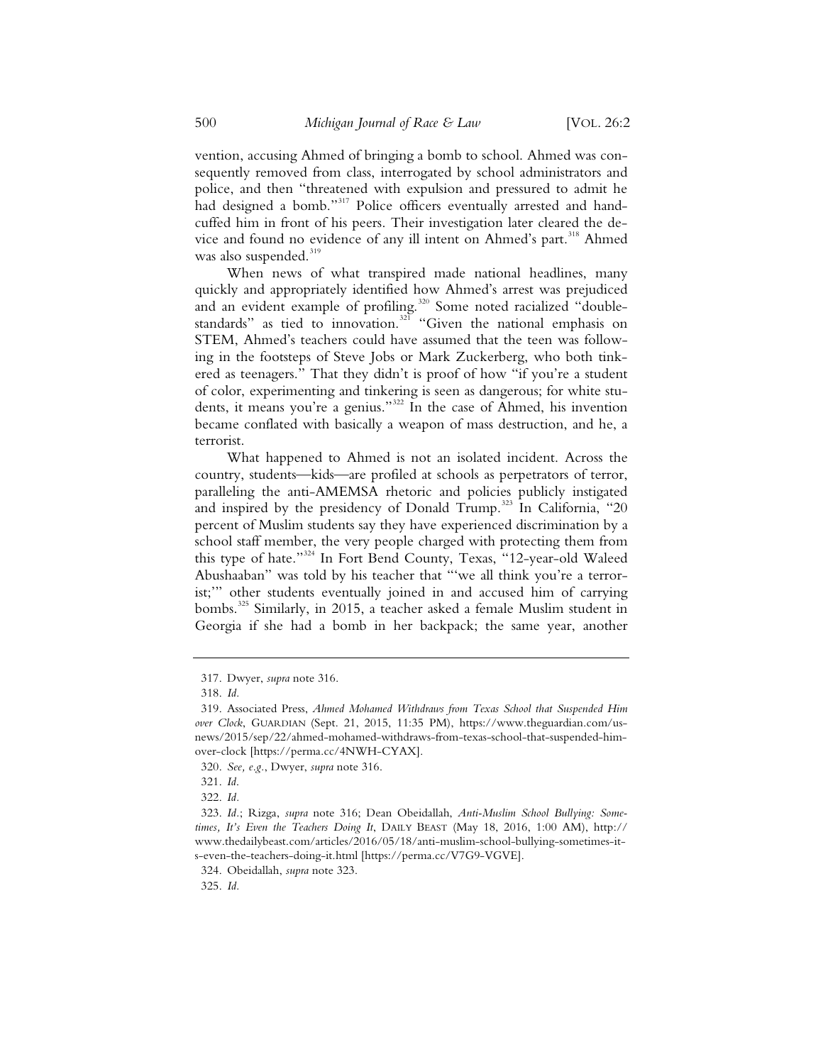vention, accusing Ahmed of bringing a bomb to school. Ahmed was consequently removed from class, interrogated by school administrators and police, and then "threatened with expulsion and pressured to admit he had designed a bomb."[317] Police officers eventually arrested and handcuffed him in front of his peers. Their investigation later cleared the device and found no evidence of any ill intent on Ahmed's part.[318] Ahmed was also suspended.[319]

When news of what transpired made national headlines, many quickly and appropriately identified how Ahmed's arrest was prejudiced and an evident example of profiling.[320] Some noted racialized "double-standards" as tied to innovation.[321] "Given the national emphasis on STEM, Ahmed's teachers could have assumed that the teen was following in the footsteps of Steve Jobs or Mark Zuckerberg, who both tinkered as teenagers." That they didn't is proof of how "if you're a student of color, experimenting and tinkering is seen as dangerous; for white students, it means you're a genius."[322] In the case of Ahmed, his invention became conflated with basically a weapon of mass destruction, and he, a terrorist.

What happened to Ahmed is not an isolated incident. Across the country, students—kids—are profiled at schools as perpetrators of terror, paralleling the anti-AMEMSA rhetoric and policies publicly instigated and inspired by the presidency of Donald Trump.[323] In California, "20 percent of Muslim students say they have experienced discrimination by a school staff member, the very people charged with protecting them from this type of hate."[324] In Fort Bend County, Texas, "12-year-old Waleed Abushaaban" was told by his teacher that "'we all think you're a terrorist;'" other students eventually joined in and accused him of carrying bombs.[325] Similarly, in 2015, a teacher asked a female Muslim student in Georgia if she had a bomb in her backpack; the same year, another

---

317. Dwyer, *supra* note 316.

318. *Id.*

319. Associated Press, *Ahmed Mohamed Withdraws from Texas School that Suspended Him over Clock*, GUARDIAN (Sept. 21, 2015, 11:35 PM), https://www.theguardian.com/us-news/2015/sep/22/ahmed-mohamed-withdraws-from-texas-school-that-suspended-him-over-clock [https://perma.cc/4NWH-CYAX].

320. *See, e.g.*, Dwyer, *supra* note 316.

321. *Id.*

322. *Id.*

323. *Id.*; Rizga, *supra* note 316; Dean Obeidallah, *Anti-Muslim School Bullying: Sometimes, It's Even the Teachers Doing It*, DAILY BEAST (May 18, 2016, 1:00 AM), http://www.thedailybeast.com/articles/2016/05/18/anti-muslim-school-bullying-sometimes-its-even-the-teachers-doing-it.html [https://perma.cc/V7G9-VGVE].

324. Obeidallah, *supra* note 323.

325. *Id.*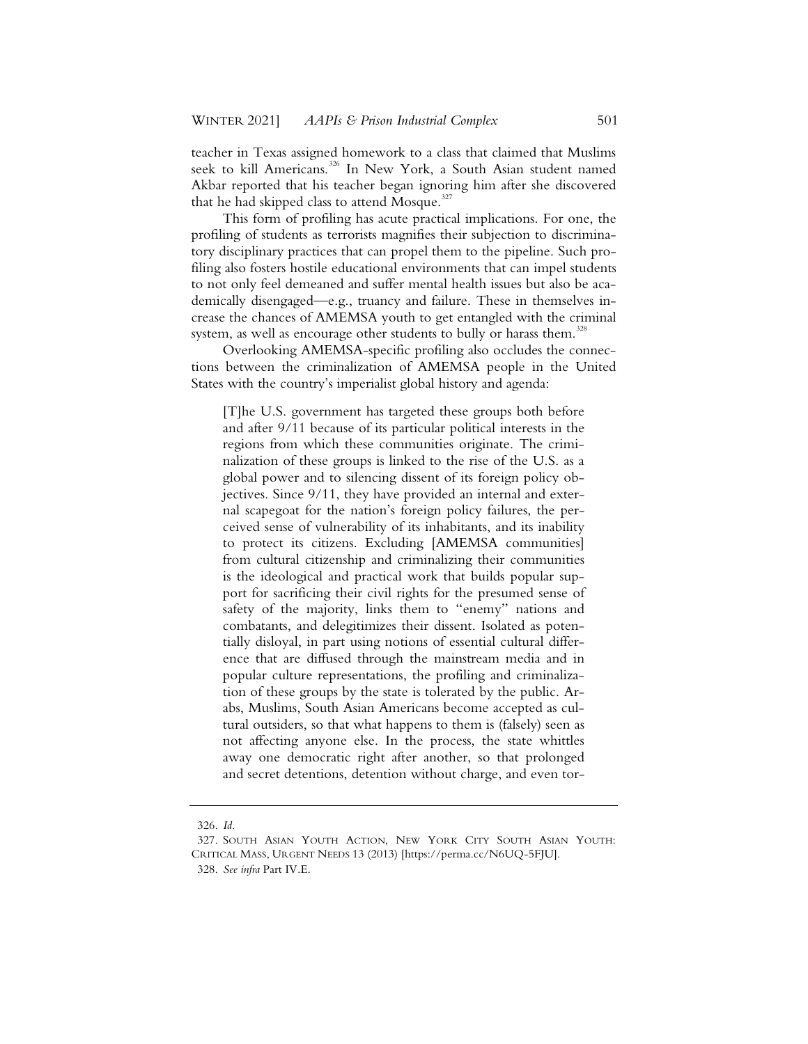teacher in Texas assigned homework to a class that claimed that Muslims seek to kill Americans.[326] In New York, a South Asian student named Akbar reported that his teacher began ignoring him after she discovered that he had skipped class to attend Mosque.[327]

This form of profiling has acute practical implications. For one, the profiling of students as terrorists magnifies their subjection to discriminatory disciplinary practices that can propel them to the pipeline. Such profiling also fosters hostile educational environments that can impel students to not only feel demeaned and suffer mental health issues but also be academically disengaged—e.g., truancy and failure. These in themselves increase the chances of AMEMSA youth to get entangled with the criminal system, as well as encourage other students to bully or harass them.[328]

Overlooking AMEMSA-specific profiling also occludes the connections between the criminalization of AMEMSA people in the United States with the country's imperialist global history and agenda:

> [T]he U.S. government has targeted these groups both before and after 9/11 because of its particular political interests in the regions from which these communities originate. The criminalization of these groups is linked to the rise of the U.S. as a global power and to silencing dissent of its foreign policy objectives. Since 9/11, they have provided an internal and external scapegoat for the nation's foreign policy failures, the perceived sense of vulnerability of its inhabitants, and its inability to protect its citizens. Excluding [AMEMSA communities] from cultural citizenship and criminalizing their communities is the ideological and practical work that builds popular support for sacrificing their civil rights for the presumed sense of safety of the majority, links them to "enemy" nations and combatants, and delegitimizes their dissent. Isolated as potentially disloyal, in part using notions of essential cultural difference that are diffused through the mainstream media and in popular culture representations, the profiling and criminalization of these groups by the state is tolerated by the public. Arabs, Muslims, South Asian Americans become accepted as cultural outsiders, so that what happens to them is (falsely) seen as not affecting anyone else. In the process, the state whittles away one democratic right after another, so that prolonged and secret detentions, detention without charge, and even tor-

---

326. *Id.*

327. SOUTH ASIAN YOUTH ACTION, NEW YORK CITY SOUTH ASIAN YOUTH: CRITICAL MASS, URGENT NEEDS 13 (2013) [https://perma.cc/N6UQ-5FJU].

328. *See infra* Part IV.E.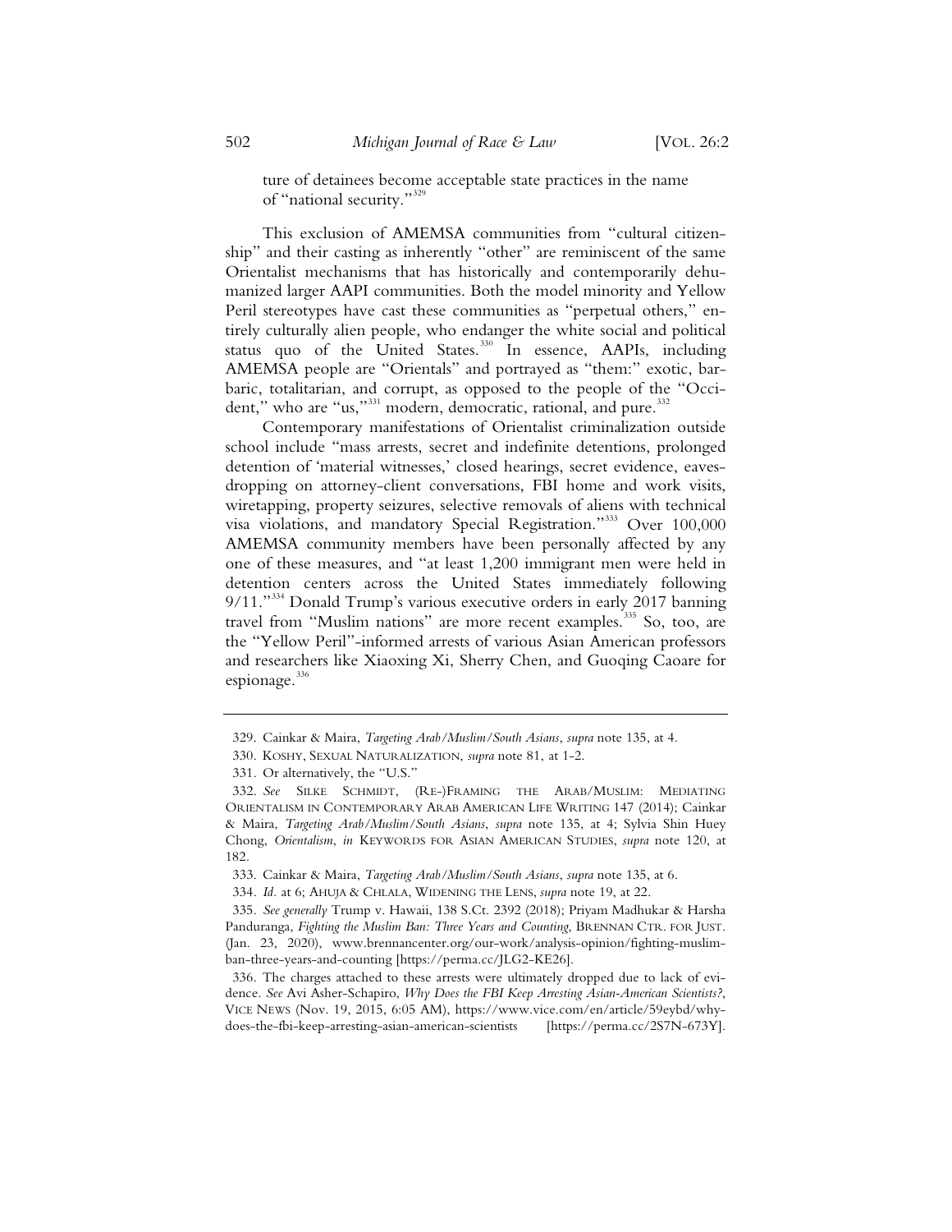ture of detainees become acceptable state practices in the name of "national security."[329]

This exclusion of AMEMSA communities from "cultural citizenship" and their casting as inherently "other" are reminiscent of the same Orientalist mechanisms that has historically and contemporarily dehumanized larger AAPI communities. Both the model minority and Yellow Peril stereotypes have cast these communities as "perpetual others," entirely culturally alien people, who endanger the white social and political status quo of the United States.[330] In essence, AAPIs, including AMEMSA people are "Orientals" and portrayed as "them:" exotic, barbaric, totalitarian, and corrupt, as opposed to the people of the "Occident," who are "us,"[331] modern, democratic, rational, and pure.[332]

Contemporary manifestations of Orientalist criminalization outside school include "mass arrests, secret and indefinite detentions, prolonged detention of 'material witnesses,' closed hearings, secret evidence, eavesdropping on attorney-client conversations, FBI home and work visits, wiretapping, property seizures, selective removals of aliens with technical visa violations, and mandatory Special Registration."[333] Over 100,000 AMEMSA community members have been personally affected by any one of these measures, and "at least 1,200 immigrant men were held in detention centers across the United States immediately following 9/11."[334] Donald Trump's various executive orders in early 2017 banning travel from "Muslim nations" are more recent examples.[335] So, too, are the "Yellow Peril"-informed arrests of various Asian American professors and researchers like Xiaoxing Xi, Sherry Chen, and Guoqing Caoare for espionage.[336]

---

329. Cainkar & Maira, *Targeting Arab/Muslim/South Asians*, *supra* note 135, at 4.

330. KOSHY, SEXUAL NATURALIZATION, *supra* note 81, at 1-2.

331. Or alternatively, the "U.S."

332. *See* SILKE SCHMIDT, (RE-)FRAMING THE ARAB/MUSLIM: MEDIATING ORIENTALISM IN CONTEMPORARY ARAB AMERICAN LIFE WRITING 147 (2014); Cainkar & Maira, *Targeting Arab/Muslim/South Asians*, *supra* note 135, at 4; Sylvia Shin Huey Chong, *Orientalism*, *in* KEYWORDS FOR ASIAN AMERICAN STUDIES, *supra* note 120, at 182.

333. Cainkar & Maira, *Targeting Arab/Muslim/South Asians*, *supra* note 135, at 6.

334. *Id.* at 6; AHUJA & CHLALA, WIDENING THE LENS, *supra* note 19, at 22.

335. *See generally* Trump v. Hawaii, 138 S.Ct. 2392 (2018); Priyam Madhukar & Harsha Panduranga, *Fighting the Muslim Ban: Three Years and Counting*, BRENNAN CTR. FOR JUST. (Jan. 23, 2020), www.brennancenter.org/our-work/analysis-opinion/fighting-muslim-ban-three-years-and-counting [https://perma.cc/JLG2-KE26].

336. The charges attached to these arrests were ultimately dropped due to lack of evidence. *See* Avi Asher-Schapiro, *Why Does the FBI Keep Arresting Asian-American Scientists?*, VICE NEWS (Nov. 19, 2015, 6:05 AM), https://www.vice.com/en/article/59eybd/why-does-the-fbi-keep-arresting-asian-american-scientists [https://perma.cc/2S7N-673Y].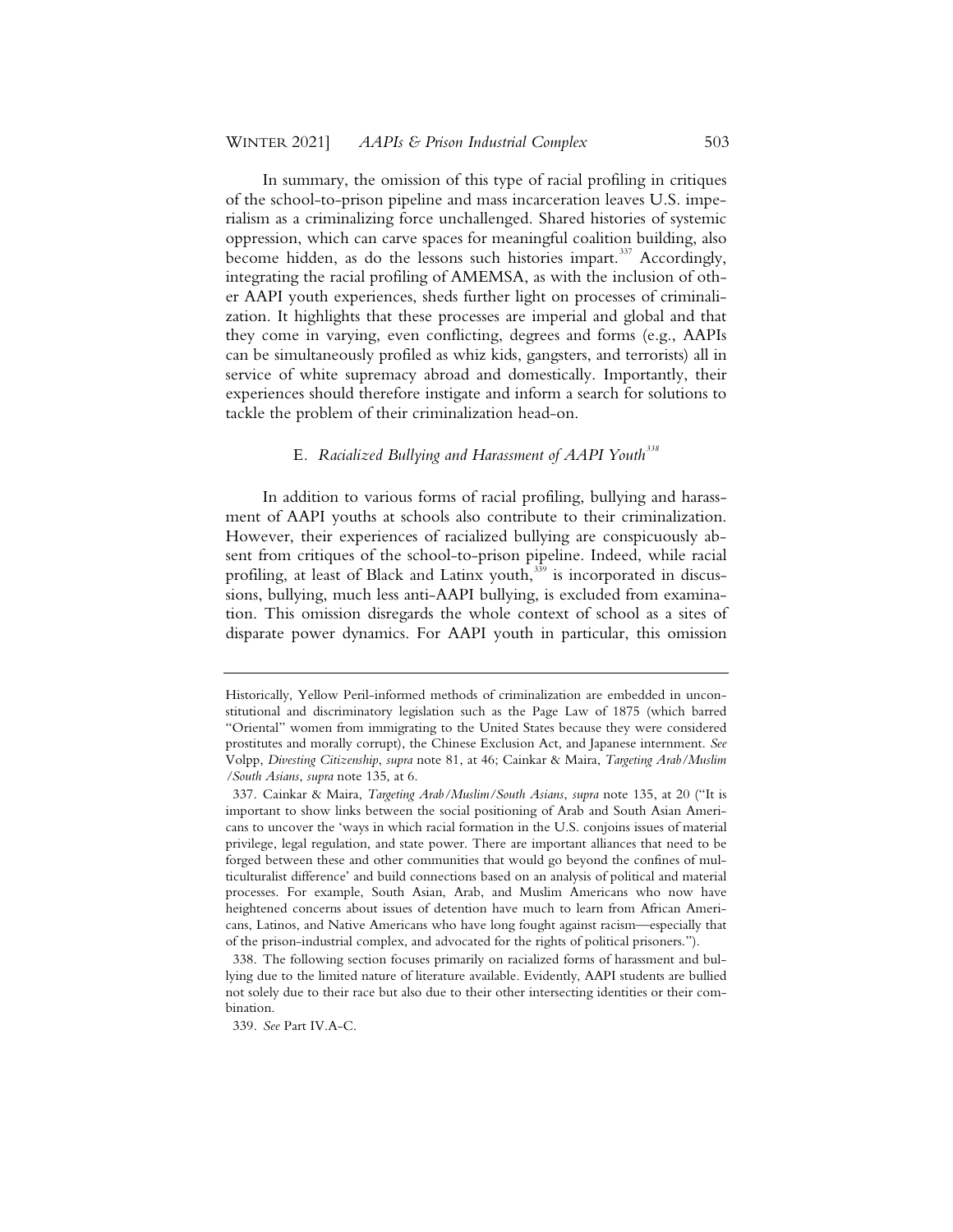In summary, the omission of this type of racial profiling in critiques of the school-to-prison pipeline and mass incarceration leaves U.S. imperialism as a criminalizing force unchallenged. Shared histories of systemic oppression, which can carve spaces for meaningful coalition building, also become hidden, as do the lessons such histories impart.[337] Accordingly, integrating the racial profiling of AMEMSA, as with the inclusion of other AAPI youth experiences, sheds further light on processes of criminalization. It highlights that these processes are imperial and global and that they come in varying, even conflicting, degrees and forms (e.g., AAPIs can be simultaneously profiled as whiz kids, gangsters, and terrorists) all in service of white supremacy abroad and domestically. Importantly, their experiences should therefore instigate and inform a search for solutions to tackle the problem of their criminalization head-on.

### E. *Racialized Bullying and Harassment of AAPI Youth*[338]

In addition to various forms of racial profiling, bullying and harassment of AAPI youths at schools also contribute to their criminalization. However, their experiences of racialized bullying are conspicuously absent from critiques of the school-to-prison pipeline. Indeed, while racial profiling, at least of Black and Latinx youth,[339] is incorporated in discussions, bullying, much less anti-AAPI bullying, is excluded from examination. This omission disregards the whole context of school as a sites of disparate power dynamics. For AAPI youth in particular, this omission

---

Historically, Yellow Peril-informed methods of criminalization are embedded in unconstitutional and discriminatory legislation such as the Page Law of 1875 (which barred "Oriental" women from immigrating to the United States because they were considered prostitutes and morally corrupt), the Chinese Exclusion Act, and Japanese internment. *See* Volpp, *Divesting Citizenship*, *supra* note 81, at 46; Cainkar & Maira, *Targeting Arab/Muslim/South Asians*, *supra* note 135, at 6.

337. Cainkar & Maira, *Targeting Arab/Muslim/South Asians*, *supra* note 135, at 20 ("It is important to show links between the social positioning of Arab and South Asian Americans to uncover the 'ways in which racial formation in the U.S. conjoins issues of material privilege, legal regulation, and state power. There are important alliances that need to be forged between these and other communities that would go beyond the confines of multiculturalist difference' and build connections based on an analysis of political and material processes. For example, South Asian, Arab, and Muslim Americans who now have heightened concerns about issues of detention have much to learn from African Americans, Latinos, and Native Americans who have long fought against racism—especially that of the prison-industrial complex, and advocated for the rights of political prisoners.").

338. The following section focuses primarily on racialized forms of harassment and bullying due to the limited nature of literature available. Evidently, AAPI students are bullied not solely due to their race but also due to their other intersecting identities or their combination.

339. *See* Part IV.A-C.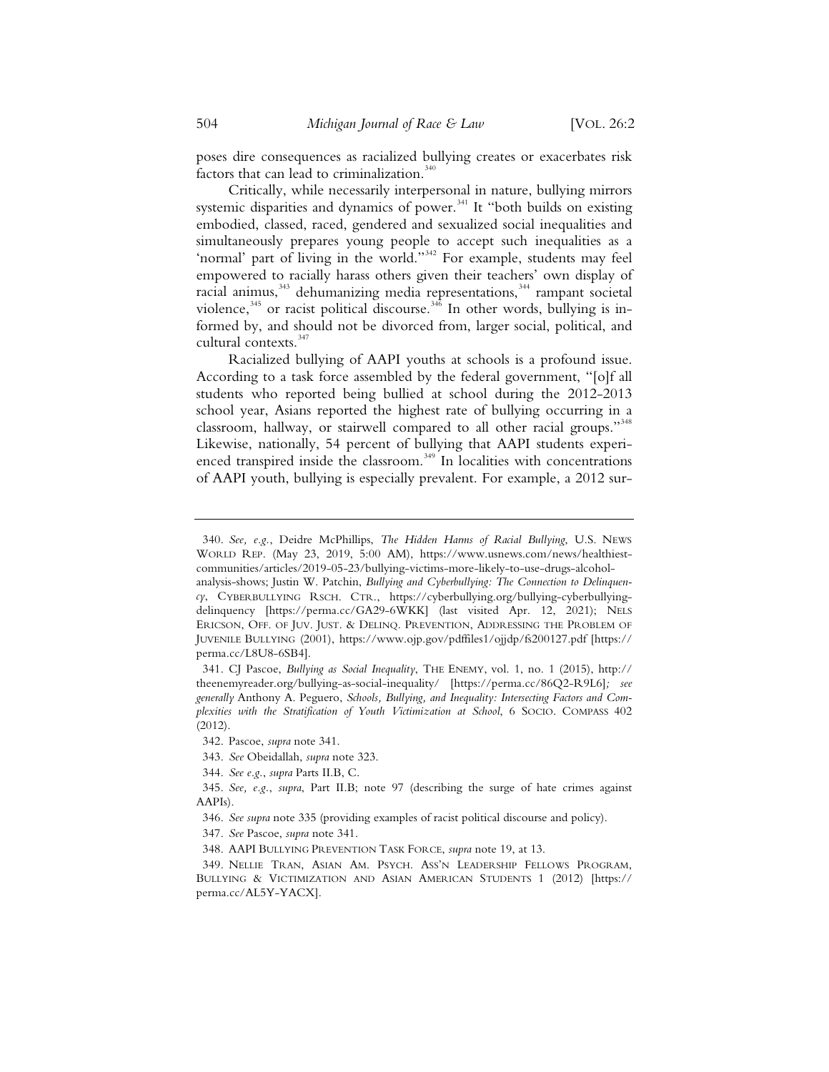poses dire consequences as racialized bullying creates or exacerbates risk factors that can lead to criminalization.[340]

Critically, while necessarily interpersonal in nature, bullying mirrors systemic disparities and dynamics of power.[341] It "both builds on existing embodied, classed, raced, gendered and sexualized social inequalities and simultaneously prepares young people to accept such inequalities as a 'normal' part of living in the world."[342] For example, students may feel empowered to racially harass others given their teachers' own display of racial animus,[343] dehumanizing media representations,[344] rampant societal violence,[345] or racist political discourse.[346] In other words, bullying is informed by, and should not be divorced from, larger social, political, and cultural contexts.[347]

Racialized bullying of AAPI youths at schools is a profound issue. According to a task force assembled by the federal government, "[o]f all students who reported being bullied at school during the 2012-2013 school year, Asians reported the highest rate of bullying occurring in a classroom, hallway, or stairwell compared to all other racial groups."[348] Likewise, nationally, 54 percent of bullying that AAPI students experienced transpired inside the classroom.[349] In localities with concentrations of AAPI youth, bullying is especially prevalent. For example, a 2012 sur-

---

340. *See, e.g.*, Deidre McPhillips, *The Hidden Harms of Racial Bullying*, U.S. NEWS WORLD REP. (May 23, 2019, 5:00 AM), https://www.usnews.com/news/healthiest-communities/articles/2019-05-23/bullying-victims-more-likely-to-use-drugs-alcohol-analysis-shows; Justin W. Patchin, *Bullying and Cyberbullying: The Connection to Delinquency*, CYBERBULLYING RSCH. CTR., https://cyberbullying.org/bullying-cyberbullying-delinquency [https://perma.cc/GA29-6WKK] (last visited Apr. 12, 2021); NELS ERICSON, OFF. OF JUV. JUST. & DELINQ. PREVENTION, ADDRESSING THE PROBLEM OF JUVENILE BULLYING (2001), https://www.ojp.gov/pdffiles1/ojjdp/fs200127.pdf [https://perma.cc/L8U8-6SB4].

341. CJ Pascoe, *Bullying as Social Inequality*, THE ENEMY, vol. 1, no. 1 (2015), http://theenemyreader.org/bullying-as-social-inequality/ [https://perma.cc/86Q2-R9L6]*; see generally* Anthony A. Peguero, *Schools, Bullying, and Inequality: Intersecting Factors and Complexities with the Stratification of Youth Victimization at School*, 6 SOCIO. COMPASS 402 (2012).

342. Pascoe, *supra* note 341.

343. *See* Obeidallah, *supra* note 323.

344. *See e.g.*, *supra* Parts II.B, C.

345. *See, e.g.*, *supra*, Part II.B; note 97 (describing the surge of hate crimes against AAPIs).

346. *See supra* note 335 (providing examples of racist political discourse and policy).

347. *See* Pascoe, *supra* note 341.

348. AAPI BULLYING PREVENTION TASK FORCE, *supra* note 19, at 13.

349. NELLIE TRAN, ASIAN AM. PSYCH. ASS'N LEADERSHIP FELLOWS PROGRAM, BULLYING & VICTIMIZATION AND ASIAN AMERICAN STUDENTS 1 (2012) [https://perma.cc/AL5Y-YACX].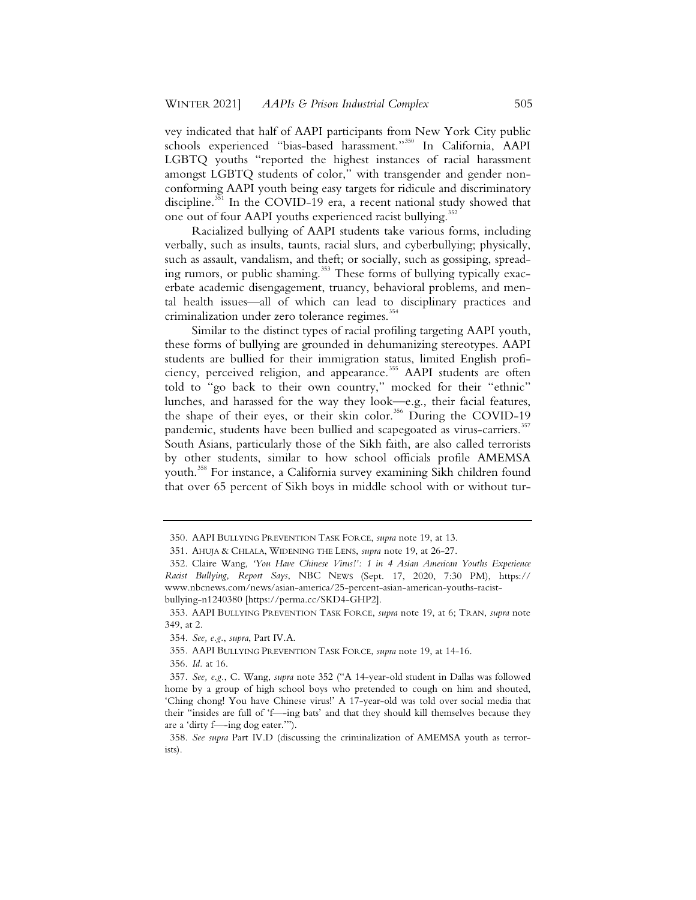vey indicated that half of AAPI participants from New York City public schools experienced "bias-based harassment."[350] In California, AAPI LGBTQ youths "reported the highest instances of racial harassment amongst LGBTQ students of color," with transgender and gender non-conforming AAPI youth being easy targets for ridicule and discriminatory discipline.[351] In the COVID-19 era, a recent national study showed that one out of four AAPI youths experienced racist bullying.[352]

Racialized bullying of AAPI students take various forms, including verbally, such as insults, taunts, racial slurs, and cyberbullying; physically, such as assault, vandalism, and theft; or socially, such as gossiping, spreading rumors, or public shaming.[353] These forms of bullying typically exacerbate academic disengagement, truancy, behavioral problems, and mental health issues—all of which can lead to disciplinary practices and criminalization under zero tolerance regimes.[354]

Similar to the distinct types of racial profiling targeting AAPI youth, these forms of bullying are grounded in dehumanizing stereotypes. AAPI students are bullied for their immigration status, limited English proficiency, perceived religion, and appearance.[355] AAPI students are often told to "go back to their own country," mocked for their "ethnic" lunches, and harassed for the way they look—e.g., their facial features, the shape of their eyes, or their skin color.[356] During the COVID-19 pandemic, students have been bullied and scapegoated as virus-carriers.[357] South Asians, particularly those of the Sikh faith, are also called terrorists by other students, similar to how school officials profile AMEMSA youth.[358] For instance, a California survey examining Sikh children found that over 65 percent of Sikh boys in middle school with or without tur-

---

350. AAPI BULLYING PREVENTION TASK FORCE, *supra* note 19, at 13.

351. AHUJA & CHLALA, WIDENING THE LENS, *supra* note 19, at 26-27.

352. Claire Wang, *'You Have Chinese Virus!': 1 in 4 Asian American Youths Experience Racist Bullying, Report Says*, NBC NEWS (Sept. 17, 2020, 7:30 PM), https://www.nbcnews.com/news/asian-america/25-percent-asian-american-youths-racist-bullying-n1240380 [https://perma.cc/SKD4-GHP2].

353. AAPI BULLYING PREVENTION TASK FORCE, *supra* note 19, at 6; TRAN, *supra* note 349, at 2.

354. *See, e.g.*, *supra*, Part IV.A.

355. AAPI BULLYING PREVENTION TASK FORCE, *supra* note 19, at 14-16.

356. *Id.* at 16.

357. *See, e.g.*, C. Wang, *supra* note 352 ("A 14-year-old student in Dallas was followed home by a group of high school boys who pretended to cough on him and shouted, 'Ching chong! You have Chinese virus!' A 17-year-old was told over social media that their "insides are full of 'f—-ing bats' and that they should kill themselves because they are a 'dirty f—-ing dog eater.'").

358. *See supra* Part IV.D (discussing the criminalization of AMEMSA youth as terrorists).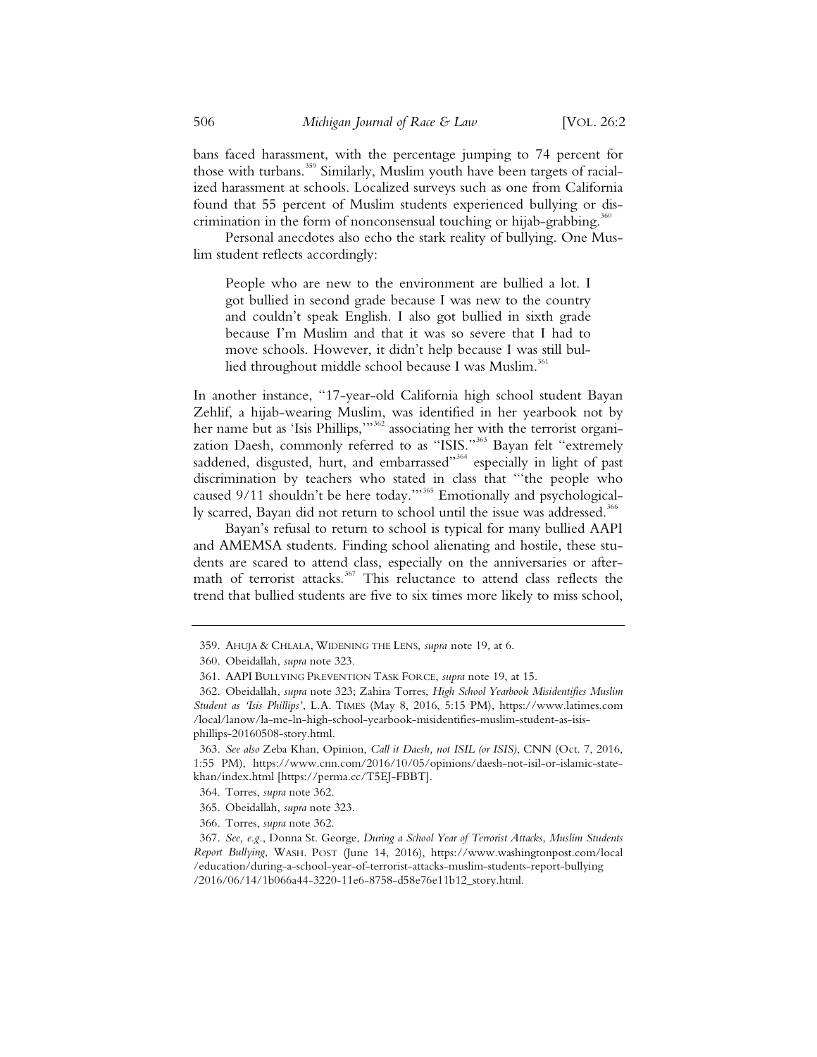bans faced harassment, with the percentage jumping to 74 percent for those with turbans.[359] Similarly, Muslim youth have been targets of racialized harassment at schools. Localized surveys such as one from California found that 55 percent of Muslim students experienced bullying or discrimination in the form of nonconsensual touching or hijab-grabbing.[360]

Personal anecdotes also echo the stark reality of bullying. One Muslim student reflects accordingly:

> People who are new to the environment are bullied a lot. I got bullied in second grade because I was new to the country and couldn't speak English. I also got bullied in sixth grade because I'm Muslim and that it was so severe that I had to move schools. However, it didn't help because I was still bullied throughout middle school because I was Muslim.[361]

In another instance, "17-year-old California high school student Bayan Zehlif, a hijab-wearing Muslim, was identified in her yearbook not by her name but as 'Isis Phillips,'"[362] associating her with the terrorist organization Daesh, commonly referred to as "ISIS."[363] Bayan felt "extremely saddened, disgusted, hurt, and embarrassed"[364] especially in light of past discrimination by teachers who stated in class that "'the people who caused 9/11 shouldn't be here today.'"[365] Emotionally and psychologically scarred, Bayan did not return to school until the issue was addressed.[366]

Bayan's refusal to return to school is typical for many bullied AAPI and AMEMSA students. Finding school alienating and hostile, these students are scared to attend class, especially on the anniversaries or aftermath of terrorist attacks.[367] This reluctance to attend class reflects the trend that bullied students are five to six times more likely to miss school,

---

359. AHUJA & CHLALA, WIDENING THE LENS, *supra* note 19, at 6.

360. Obeidallah, *supra* note 323.

361. AAPI BULLYING PREVENTION TASK FORCE, *supra* note 19, at 15.

362. Obeidallah, *supra* note 323; Zahira Torres, *High School Yearbook Misidentifies Muslim Student as 'Isis Phillips'*, L.A. TIMES (May 8, 2016, 5:15 PM), https://www.latimes.com/local/lanow/la-me-ln-high-school-yearbook-misidentifies-muslim-student-as-isis-phillips-20160508-story.html.

363. *See also* Zeba Khan, Opinion, *Call it Daesh, not ISIL (or ISIS)*, CNN (Oct. 7, 2016, 1:55 PM), https://www.cnn.com/2016/10/05/opinions/daesh-not-isil-or-islamic-state-khan/index.html [https://perma.cc/T5EJ-FBBT].

364. Torres, *supra* note 362.

365. Obeidallah, *supra* note 323.

366. Torres, *supra* note 362.

367. *See, e.g.*, Donna St. George, *During a School Year of Terrorist Attacks, Muslim Students Report Bullying*, WASH. POST (June 14, 2016), https://www.washingtonpost.com/local/education/during-a-school-year-of-terrorist-attacks-muslim-students-report-bullying/2016/06/14/1b066a44-3220-11e6-8758-d58e76e11b12_story.html.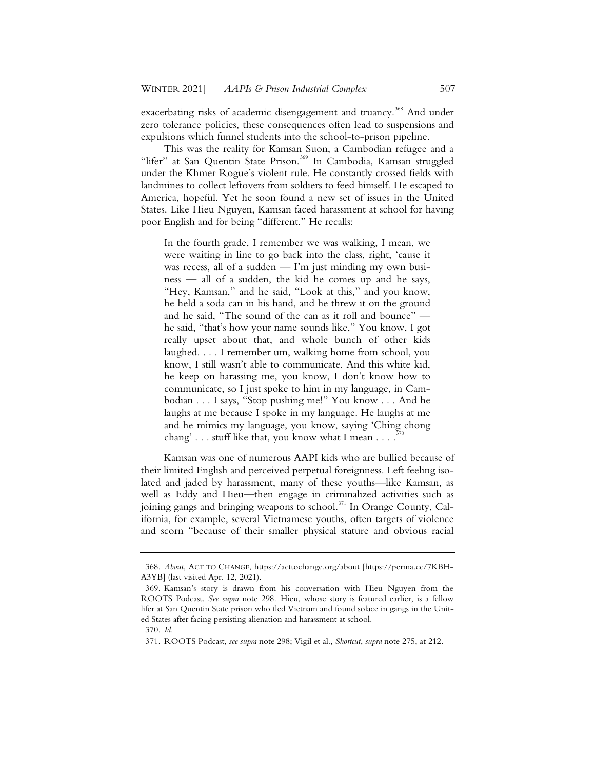exacerbating risks of academic disengagement and truancy.[368] And under zero tolerance policies, these consequences often lead to suspensions and expulsions which funnel students into the school-to-prison pipeline.

This was the reality for Kamsan Suon, a Cambodian refugee and a "lifer" at San Quentin State Prison.[369] In Cambodia, Kamsan struggled under the Khmer Rogue's violent rule. He constantly crossed fields with landmines to collect leftovers from soldiers to feed himself. He escaped to America, hopeful. Yet he soon found a new set of issues in the United States. Like Hieu Nguyen, Kamsan faced harassment at school for having poor English and for being "different." He recalls:

> In the fourth grade, I remember we was walking, I mean, we were waiting in line to go back into the class, right, 'cause it was recess, all of a sudden — I'm just minding my own business — all of a sudden, the kid he comes up and he says, "Hey, Kamsan," and he said, "Look at this," and you know, he held a soda can in his hand, and he threw it on the ground and he said, "The sound of the can as it roll and bounce" — he said, "that's how your name sounds like," You know, I got really upset about that, and whole bunch of other kids laughed. . . . I remember um, walking home from school, you know, I still wasn't able to communicate. And this white kid, he keep on harassing me, you know, I don't know how to communicate, so I just spoke to him in my language, in Cambodian . . . I says, "Stop pushing me!" You know . . . And he laughs at me because I spoke in my language. He laughs at me and he mimics my language, you know, saying 'Ching chong chang' . . . stuff like that, you know what I mean . . . .[370]

Kamsan was one of numerous AAPI kids who are bullied because of their limited English and perceived perpetual foreignness. Left feeling isolated and jaded by harassment, many of these youths—like Kamsan, as well as Eddy and Hieu—then engage in criminalized activities such as joining gangs and bringing weapons to school.[371] In Orange County, California, for example, several Vietnamese youths, often targets of violence and scorn "because of their smaller physical stature and obvious racial

---

368. *About*, ACT TO CHANGE, https://acttochange.org/about [https://perma.cc/7KBH-A3YB] (last visited Apr. 12, 2021).

369. Kamsan's story is drawn from his conversation with Hieu Nguyen from the ROOTS Podcast. *See supra* note 298. Hieu, whose story is featured earlier, is a fellow lifer at San Quentin State prison who fled Vietnam and found solace in gangs in the United States after facing persisting alienation and harassment at school.

370. *Id.*

371. ROOTS Podcast, *see supra* note 298; Vigil et al., *Shortcut*, *supra* note 275, at 212.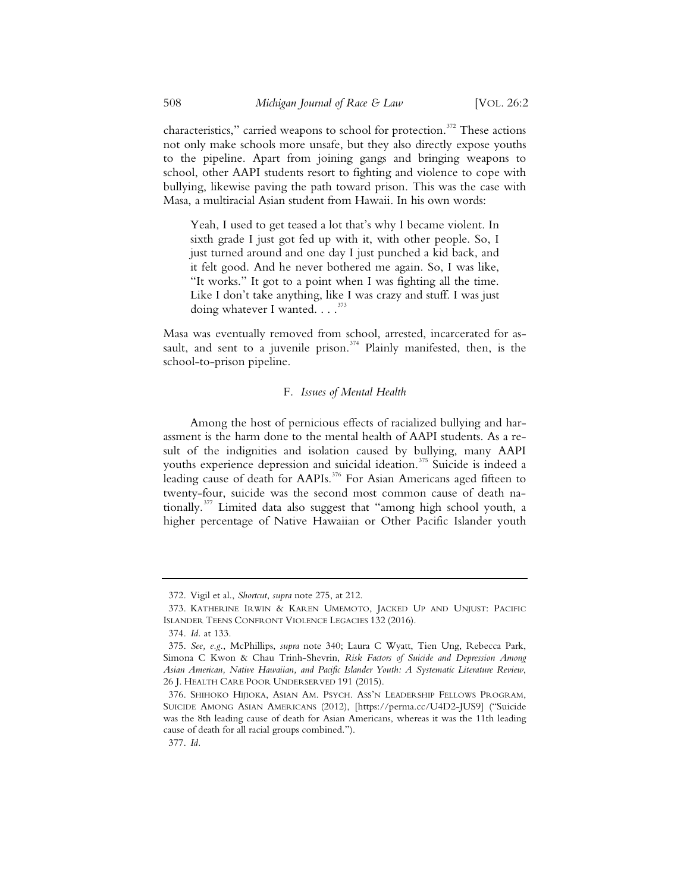characteristics," carried weapons to school for protection.[372] These actions not only make schools more unsafe, but they also directly expose youths to the pipeline. Apart from joining gangs and bringing weapons to school, other AAPI students resort to fighting and violence to cope with bullying, likewise paving the path toward prison. This was the case with Masa, a multiracial Asian student from Hawaii. In his own words:

> Yeah, I used to get teased a lot that's why I became violent. In sixth grade I just got fed up with it, with other people. So, I just turned around and one day I just punched a kid back, and it felt good. And he never bothered me again. So, I was like, "It works." It got to a point when I was fighting all the time. Like I don't take anything, like I was crazy and stuff. I was just doing whatever I wanted. . . .[373]

Masa was eventually removed from school, arrested, incarcerated for assault, and sent to a juvenile prison.[374] Plainly manifested, then, is the school-to-prison pipeline.

### F. *Issues of Mental Health*

Among the host of pernicious effects of racialized bullying and harassment is the harm done to the mental health of AAPI students. As a result of the indignities and isolation caused by bullying, many AAPI youths experience depression and suicidal ideation.[375] Suicide is indeed a leading cause of death for AAPIs.[376] For Asian Americans aged fifteen to twenty-four, suicide was the second most common cause of death nationally.[377] Limited data also suggest that "among high school youth, a higher percentage of Native Hawaiian or Other Pacific Islander youth

---

372. Vigil et al., *Shortcut*, *supra* note 275, at 212.

373. KATHERINE IRWIN & KAREN UMEMOTO, JACKED UP AND UNJUST: PACIFIC ISLANDER TEENS CONFRONT VIOLENCE LEGACIES 132 (2016).

374. *Id.* at 133.

375. *See, e.g.*, McPhillips, *supra* note 340; Laura C Wyatt, Tien Ung, Rebecca Park, Simona C Kwon & Chau Trinh-Shevrin, *Risk Factors of Suicide and Depression Among Asian American, Native Hawaiian, and Pacific Islander Youth: A Systematic Literature Review*, 26 J. HEALTH CARE POOR UNDERSERVED 191 (2015).

376. SHIHOKO HIJIOKA, ASIAN AM. PSYCH. ASS'N LEADERSHIP FELLOWS PROGRAM, SUICIDE AMONG ASIAN AMERICANS (2012), [https://perma.cc/U4D2-JUS9] ("Suicide was the 8th leading cause of death for Asian Americans, whereas it was the 11th leading cause of death for all racial groups combined.").

377. *Id.*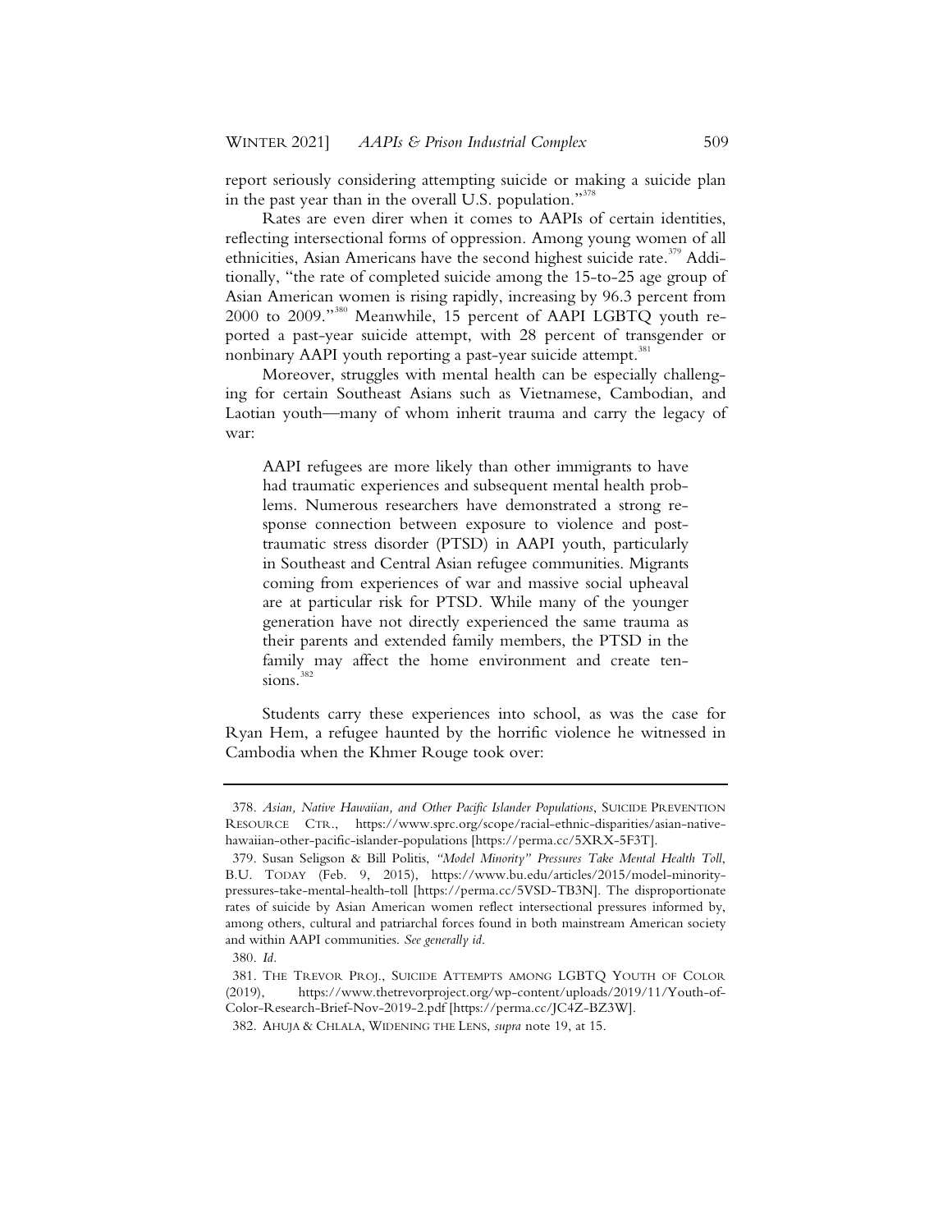report seriously considering attempting suicide or making a suicide plan in the past year than in the overall U.S. population."[378]

Rates are even direr when it comes to AAPIs of certain identities, reflecting intersectional forms of oppression. Among young women of all ethnicities, Asian Americans have the second highest suicide rate.[379] Additionally, "the rate of completed suicide among the 15-to-25 age group of Asian American women is rising rapidly, increasing by 96.3 percent from 2000 to 2009."[380] Meanwhile, 15 percent of AAPI LGBTQ youth reported a past-year suicide attempt, with 28 percent of transgender or nonbinary AAPI youth reporting a past-year suicide attempt.[381]

Moreover, struggles with mental health can be especially challenging for certain Southeast Asians such as Vietnamese, Cambodian, and Laotian youth—many of whom inherit trauma and carry the legacy of war:

> AAPI refugees are more likely than other immigrants to have had traumatic experiences and subsequent mental health problems. Numerous researchers have demonstrated a strong response connection between exposure to violence and post-traumatic stress disorder (PTSD) in AAPI youth, particularly in Southeast and Central Asian refugee communities. Migrants coming from experiences of war and massive social upheaval are at particular risk for PTSD. While many of the younger generation have not directly experienced the same trauma as their parents and extended family members, the PTSD in the family may affect the home environment and create tensions.[382]

Students carry these experiences into school, as was the case for Ryan Hem, a refugee haunted by the horrific violence he witnessed in Cambodia when the Khmer Rouge took over:

---

378. *Asian, Native Hawaiian, and Other Pacific Islander Populations*, SUICIDE PREVENTION RESOURCE CTR., https://www.sprc.org/scope/racial-ethnic-disparities/asian-native-hawaiian-other-pacific-islander-populations [https://perma.cc/5XRX-5F3T].

379. Susan Seligson & Bill Politis, *"Model Minority" Pressures Take Mental Health Toll*, B.U. TODAY (Feb. 9, 2015), https://www.bu.edu/articles/2015/model-minority-pressures-take-mental-health-toll [https://perma.cc/5VSD-TB3N]. The disproportionate rates of suicide by Asian American women reflect intersectional pressures informed by, among others, cultural and patriarchal forces found in both mainstream American society and within AAPI communities. *See generally id.*

380. *Id.*

381. THE TREVOR PROJ., SUICIDE ATTEMPTS AMONG LGBTQ YOUTH OF COLOR (2019), https://www.thetrevorproject.org/wp-content/uploads/2019/11/Youth-of-Color-Research-Brief-Nov-2019-2.pdf [https://perma.cc/JC4Z-BZ3W].

382. AHUJA & CHLALA, WIDENING THE LENS, *supra* note 19, at 15.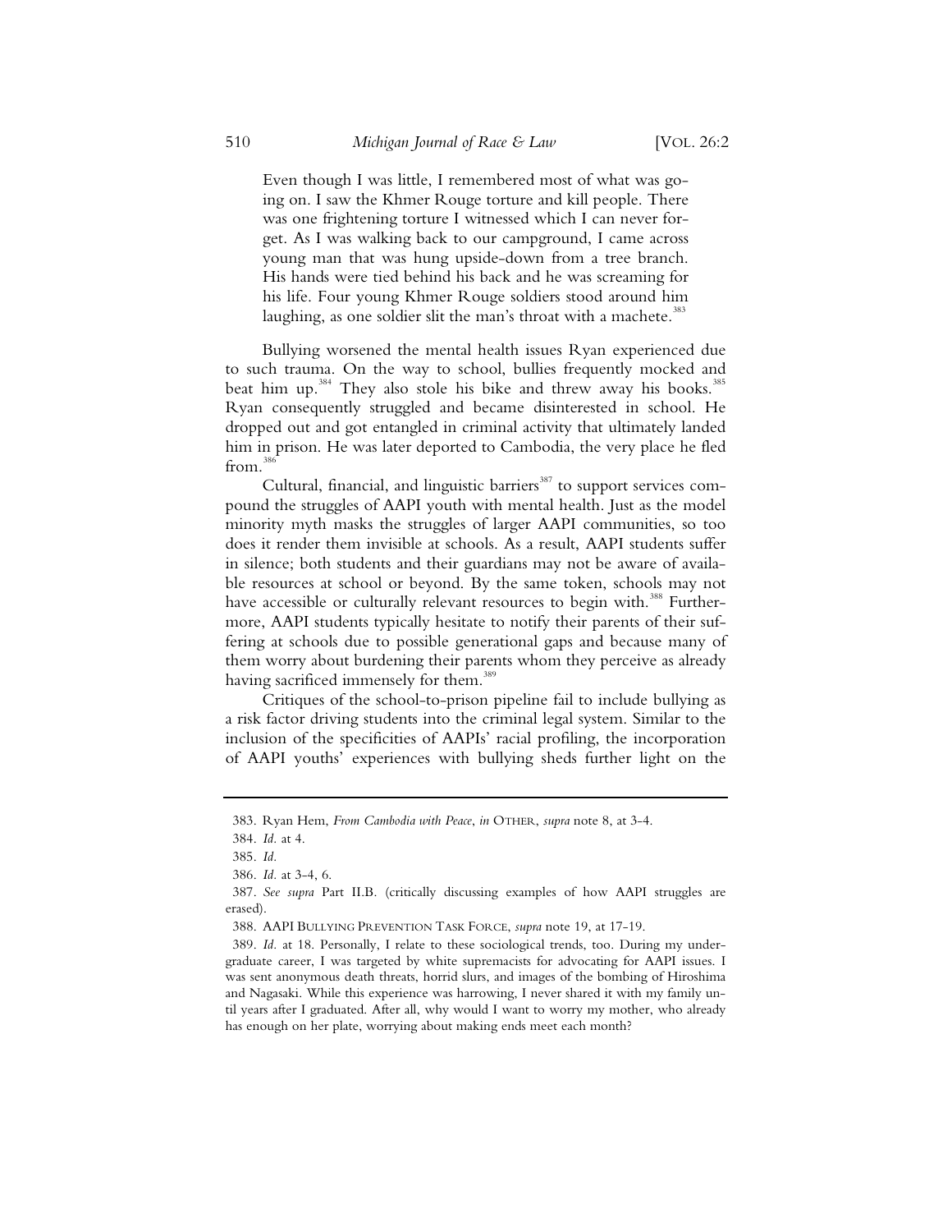> Even though I was little, I remembered most of what was going on. I saw the Khmer Rouge torture and kill people. There was one frightening torture I witnessed which I can never forget. As I was walking back to our campground, I came across young man that was hung upside-down from a tree branch. His hands were tied behind his back and he was screaming for his life. Four young Khmer Rouge soldiers stood around him laughing, as one soldier slit the man's throat with a machete.[383]

Bullying worsened the mental health issues Ryan experienced due to such trauma. On the way to school, bullies frequently mocked and beat him up.[384] They also stole his bike and threw away his books.[385] Ryan consequently struggled and became disinterested in school. He dropped out and got entangled in criminal activity that ultimately landed him in prison. He was later deported to Cambodia, the very place he fled from.[386]

Cultural, financial, and linguistic barriers[387] to support services compound the struggles of AAPI youth with mental health. Just as the model minority myth masks the struggles of larger AAPI communities, so too does it render them invisible at schools. As a result, AAPI students suffer in silence; both students and their guardians may not be aware of available resources at school or beyond. By the same token, schools may not have accessible or culturally relevant resources to begin with.[388] Furthermore, AAPI students typically hesitate to notify their parents of their suffering at schools due to possible generational gaps and because many of them worry about burdening their parents whom they perceive as already having sacrificed immensely for them.[389]

Critiques of the school-to-prison pipeline fail to include bullying as a risk factor driving students into the criminal legal system. Similar to the inclusion of the specificities of AAPIs' racial profiling, the incorporation of AAPI youths' experiences with bullying sheds further light on the

---

383. Ryan Hem, *From Cambodia with Peace*, *in* OTHER, *supra* note 8, at 3-4.

384. *Id.* at 4.

385. *Id.*

386. *Id.* at 3-4, 6.

387. *See supra* Part II.B. (critically discussing examples of how AAPI struggles are erased).

388. AAPI BULLYING PREVENTION TASK FORCE, *supra* note 19, at 17-19.

389. *Id.* at 18. Personally, I relate to these sociological trends, too. During my undergraduate career, I was targeted by white supremacists for advocating for AAPI issues. I was sent anonymous death threats, horrid slurs, and images of the bombing of Hiroshima and Nagasaki. While this experience was harrowing, I never shared it with my family until years after I graduated. After all, why would I want to worry my mother, who already has enough on her plate, worrying about making ends meet each month?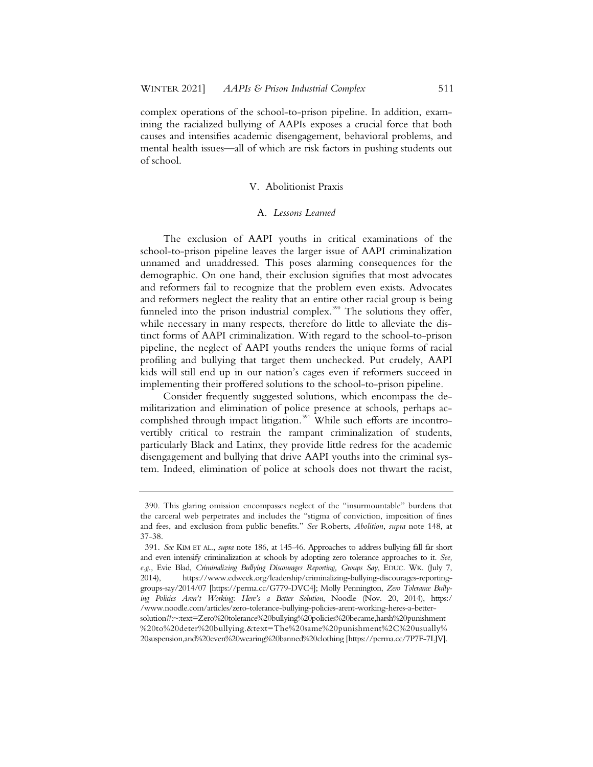complex operations of the school-to-prison pipeline. In addition, examining the racialized bullying of AAPIs exposes a crucial force that both causes and intensifies academic disengagement, behavioral problems, and mental health issues—all of which are risk factors in pushing students out of school.

## V. Abolitionist Praxis

### A. *Lessons Learned*

The exclusion of AAPI youths in critical examinations of the school-to-prison pipeline leaves the larger issue of AAPI criminalization unnamed and unaddressed. This poses alarming consequences for the demographic. On one hand, their exclusion signifies that most advocates and reformers fail to recognize that the problem even exists. Advocates and reformers neglect the reality that an entire other racial group is being funneled into the prison industrial complex.[390] The solutions they offer, while necessary in many respects, therefore do little to alleviate the distinct forms of AAPI criminalization. With regard to the school-to-prison pipeline, the neglect of AAPI youths renders the unique forms of racial profiling and bullying that target them unchecked. Put crudely, AAPI kids will still end up in our nation's cages even if reformers succeed in implementing their proffered solutions to the school-to-prison pipeline.

Consider frequently suggested solutions, which encompass the demilitarization and elimination of police presence at schools, perhaps accomplished through impact litigation.[391] While such efforts are incontrovertibly critical to restrain the rampant criminalization of students, particularly Black and Latinx, they provide little redress for the academic disengagement and bullying that drive AAPI youths into the criminal system. Indeed, elimination of police at schools does not thwart the racist,

---

390. This glaring omission encompasses neglect of the "insurmountable" burdens that the carceral web perpetrates and includes the "stigma of conviction, imposition of fines and fees, and exclusion from public benefits." *See* Roberts, *Abolition*, *supra* note 148, at 37-38.

391. *See* KIM ET AL., *supra* note 186, at 145-46. Approaches to address bullying fall far short and even intensify criminalization at schools by adopting zero tolerance approaches to it. *See, e.g.*, Evie Blad, *Criminalizing Bullying Discourages Reporting, Groups Say*, EDUC. WK. (July 7, 2014), https://www.edweek.org/leadership/criminalizing-bullying-discourages-reporting-groups-say/2014/07 [https://perma.cc/G779-DVC4]; Molly Pennington, *Zero Tolerance Bullying Policies Aren't Working: Here's a Better Solution*, Noodle (Nov. 20, 2014), https://www.noodle.com/articles/zero-tolerance-bullying-policies-arent-working-heres-a-better-solution#:~:text=Zero%20tolerance%20bullying%20policies%20became,harsh%20punishment%20to%20deter%20bullying.&text=The%20same%20punishment%2C%20usually%20suspension,and%20even%20wearing%20banned%20clothing [https://perma.cc/7P7F-7LJV].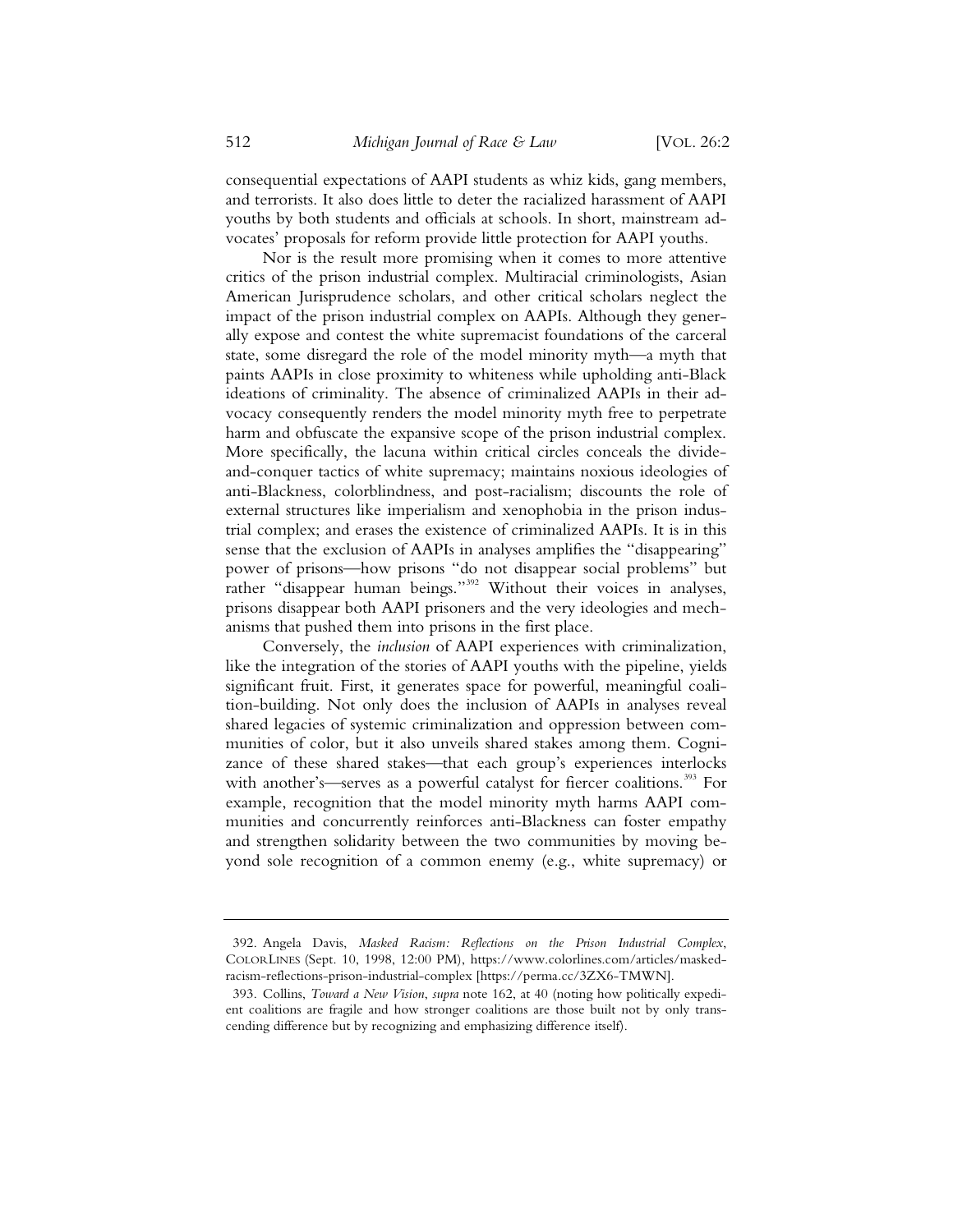consequential expectations of AAPI students as whiz kids, gang members, and terrorists. It also does little to deter the racialized harassment of AAPI youths by both students and officials at schools. In short, mainstream advocates' proposals for reform provide little protection for AAPI youths.

Nor is the result more promising when it comes to more attentive critics of the prison industrial complex. Multiracial criminologists, Asian American Jurisprudence scholars, and other critical scholars neglect the impact of the prison industrial complex on AAPIs. Although they generally expose and contest the white supremacist foundations of the carceral state, some disregard the role of the model minority myth—a myth that paints AAPIs in close proximity to whiteness while upholding anti-Black ideations of criminality. The absence of criminalized AAPIs in their advocacy consequently renders the model minority myth free to perpetrate harm and obfuscate the expansive scope of the prison industrial complex. More specifically, the lacuna within critical circles conceals the divide-and-conquer tactics of white supremacy; maintains noxious ideologies of anti-Blackness, colorblindness, and post-racialism; discounts the role of external structures like imperialism and xenophobia in the prison industrial complex; and erases the existence of criminalized AAPIs. It is in this sense that the exclusion of AAPIs in analyses amplifies the "disappearing" power of prisons—how prisons "do not disappear social problems" but rather "disappear human beings."[392] Without their voices in analyses, prisons disappear both AAPI prisoners and the very ideologies and mechanisms that pushed them into prisons in the first place.

Conversely, the *inclusion* of AAPI experiences with criminalization, like the integration of the stories of AAPI youths with the pipeline, yields significant fruit. First, it generates space for powerful, meaningful coalition-building. Not only does the inclusion of AAPIs in analyses reveal shared legacies of systemic criminalization and oppression between communities of color, but it also unveils shared stakes among them. Cognizance of these shared stakes—that each group's experiences interlocks with another's—serves as a powerful catalyst for fiercer coalitions.[393] For example, recognition that the model minority myth harms AAPI communities and concurrently reinforces anti-Blackness can foster empathy and strengthen solidarity between the two communities by moving beyond sole recognition of a common enemy (e.g., white supremacy) or

---

392. Angela Davis, *Masked Racism: Reflections on the Prison Industrial Complex*, COLORLINES (Sept. 10, 1998, 12:00 PM), https://www.colorlines.com/articles/masked-racism-reflections-prison-industrial-complex [https://perma.cc/3ZX6-TMWN].

393. Collins, *Toward a New Vision*, *supra* note 162, at 40 (noting how politically expedient coalitions are fragile and how stronger coalitions are those built not by only transcending difference but by recognizing and emphasizing difference itself).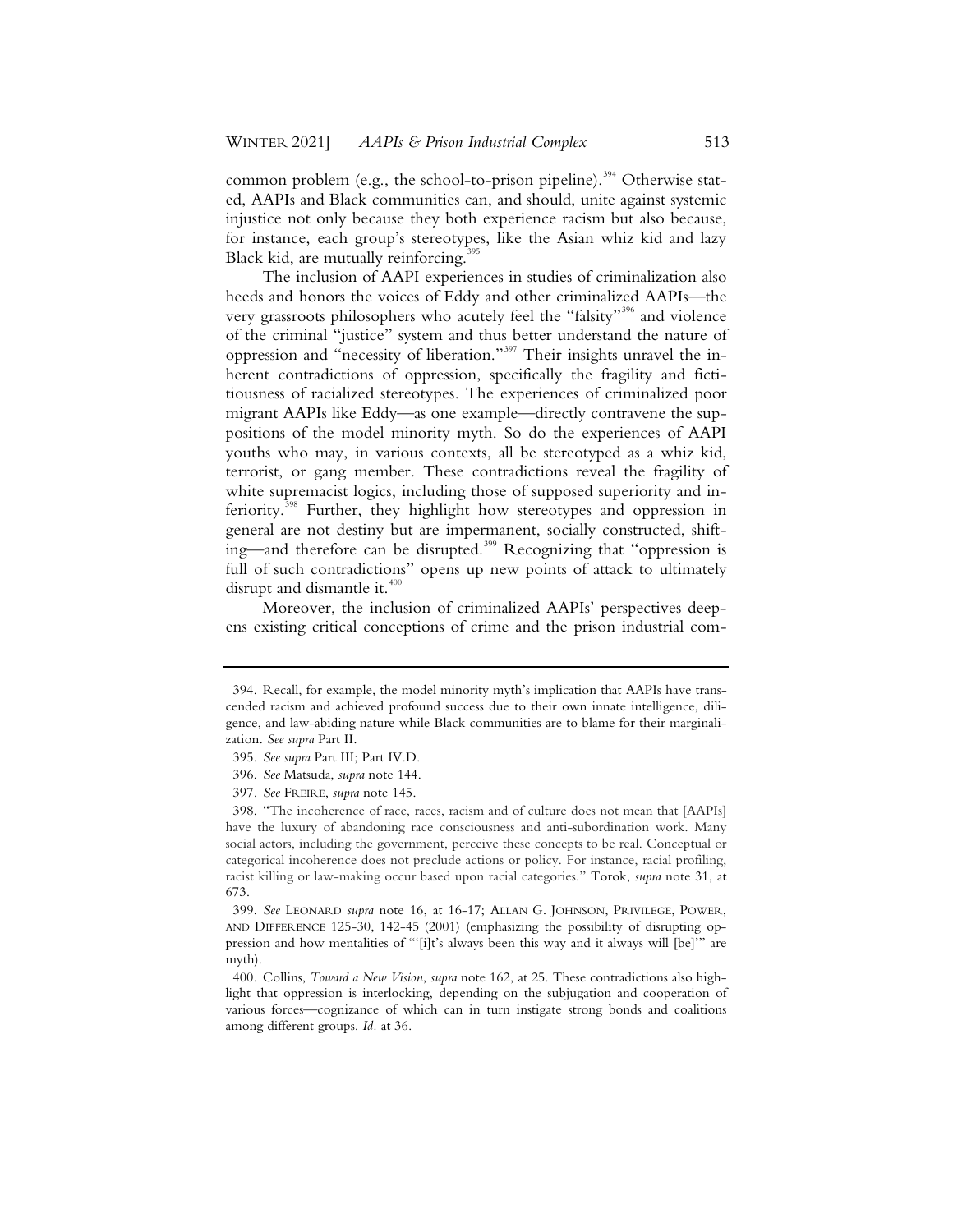common problem (e.g., the school-to-prison pipeline).[394] Otherwise stated, AAPIs and Black communities can, and should, unite against systemic injustice not only because they both experience racism but also because, for instance, each group's stereotypes, like the Asian whiz kid and lazy Black kid, are mutually reinforcing.[395]

The inclusion of AAPI experiences in studies of criminalization also heeds and honors the voices of Eddy and other criminalized AAPIs—the very grassroots philosophers who acutely feel the "falsity"[396] and violence of the criminal "justice" system and thus better understand the nature of oppression and "necessity of liberation."[397] Their insights unravel the inherent contradictions of oppression, specifically the fragility and fictitiousness of racialized stereotypes. The experiences of criminalized poor migrant AAPIs like Eddy—as one example—directly contravene the suppositions of the model minority myth. So do the experiences of AAPI youths who may, in various contexts, all be stereotyped as a whiz kid, terrorist, or gang member. These contradictions reveal the fragility of white supremacist logics, including those of supposed superiority and inferiority.[398] Further, they highlight how stereotypes and oppression in general are not destiny but are impermanent, socially constructed, shifting—and therefore can be disrupted.[399] Recognizing that "oppression is full of such contradictions" opens up new points of attack to ultimately disrupt and dismantle it.[400]

Moreover, the inclusion of criminalized AAPIs' perspectives deepens existing critical conceptions of crime and the prison industrial com-

---

394. Recall, for example, the model minority myth's implication that AAPIs have transcended racism and achieved profound success due to their own innate intelligence, diligence, and law-abiding nature while Black communities are to blame for their marginalization. *See supra* Part II.

395. *See supra* Part III; Part IV.D.

396. *See* Matsuda, *supra* note 144.

397. *See* FREIRE, *supra* note 145.

398. "The incoherence of race, races, racism and of culture does not mean that [AAPIs] have the luxury of abandoning race consciousness and anti-subordination work. Many social actors, including the government, perceive these concepts to be real. Conceptual or categorical incoherence does not preclude actions or policy. For instance, racial profiling, racist killing or law-making occur based upon racial categories." Torok, *supra* note 31, at 673.

399. *See* LEONARD *supra* note 16, at 16-17; ALLAN G. JOHNSON, PRIVILEGE, POWER, AND DIFFERENCE 125-30, 142-45 (2001) (emphasizing the possibility of disrupting oppression and how mentalities of "'[i]t's always been this way and it always will [be]'" are myth).

400. Collins, *Toward a New Vision*, *supra* note 162, at 25. These contradictions also highlight that oppression is interlocking, depending on the subjugation and cooperation of various forces—cognizance of which can in turn instigate strong bonds and coalitions among different groups. *Id.* at 36.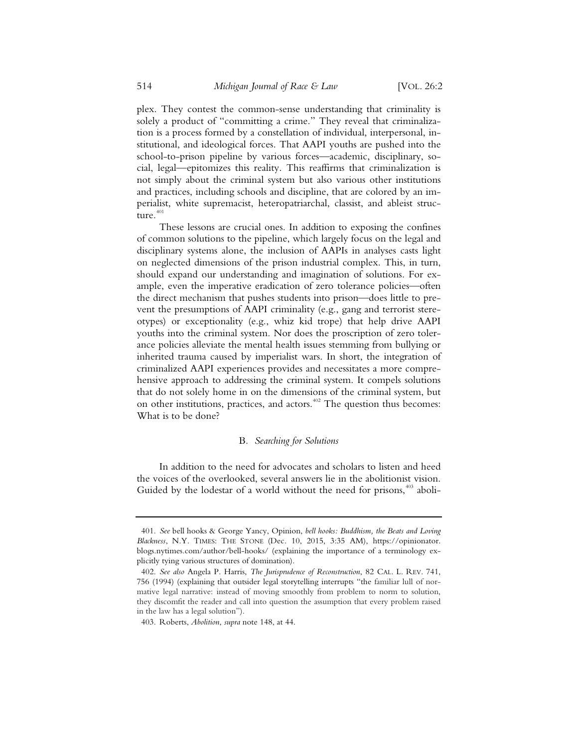plex. They contest the common-sense understanding that criminality is solely a product of "committing a crime." They reveal that criminalization is a process formed by a constellation of individual, interpersonal, institutional, and ideological forces. That AAPI youths are pushed into the school-to-prison pipeline by various forces—academic, disciplinary, social, legal—epitomizes this reality. This reaffirms that criminalization is not simply about the criminal system but also various other institutions and practices, including schools and discipline, that are colored by an imperialist, white supremacist, heteropatriarchal, classist, and ableist structure.[401]

These lessons are crucial ones. In addition to exposing the confines of common solutions to the pipeline, which largely focus on the legal and disciplinary systems alone, the inclusion of AAPIs in analyses casts light on neglected dimensions of the prison industrial complex. This, in turn, should expand our understanding and imagination of solutions. For example, even the imperative eradication of zero tolerance policies—often the direct mechanism that pushes students into prison—does little to prevent the presumptions of AAPI criminality (e.g., gang and terrorist stereotypes) or exceptionality (e.g., whiz kid trope) that help drive AAPI youths into the criminal system. Nor does the proscription of zero tolerance policies alleviate the mental health issues stemming from bullying or inherited trauma caused by imperialist wars. In short, the integration of criminalized AAPI experiences provides and necessitates a more comprehensive approach to addressing the criminal system. It compels solutions that do not solely home in on the dimensions of the criminal system, but on other institutions, practices, and actors.[402] The question thus becomes: What is to be done?

### B. *Searching for Solutions*

In addition to the need for advocates and scholars to listen and heed the voices of the overlooked, several answers lie in the abolitionist vision. Guided by the lodestar of a world without the need for prisons,[403] aboli-

---

401. *See* bell hooks & George Yancy, Opinion, *bell hooks: Buddhism, the Beats and Loving Blackness*, N.Y. TIMES: THE STONE (Dec. 10, 2015, 3:35 AM), https://opinionator.blogs.nytimes.com/author/bell-hooks/ (explaining the importance of a terminology explicitly tying various structures of domination).

402. *See also* Angela P. Harris, *The Jurisprudence of Reconstruction*, 82 CAL. L. REV. 741, 756 (1994) (explaining that outsider legal storytelling interrupts "the familiar lull of normative legal narrative: instead of moving smoothly from problem to norm to solution, they discomfit the reader and call into question the assumption that every problem raised in the law has a legal solution").

403. Roberts, *Abolition*, *supra* note 148, at 44.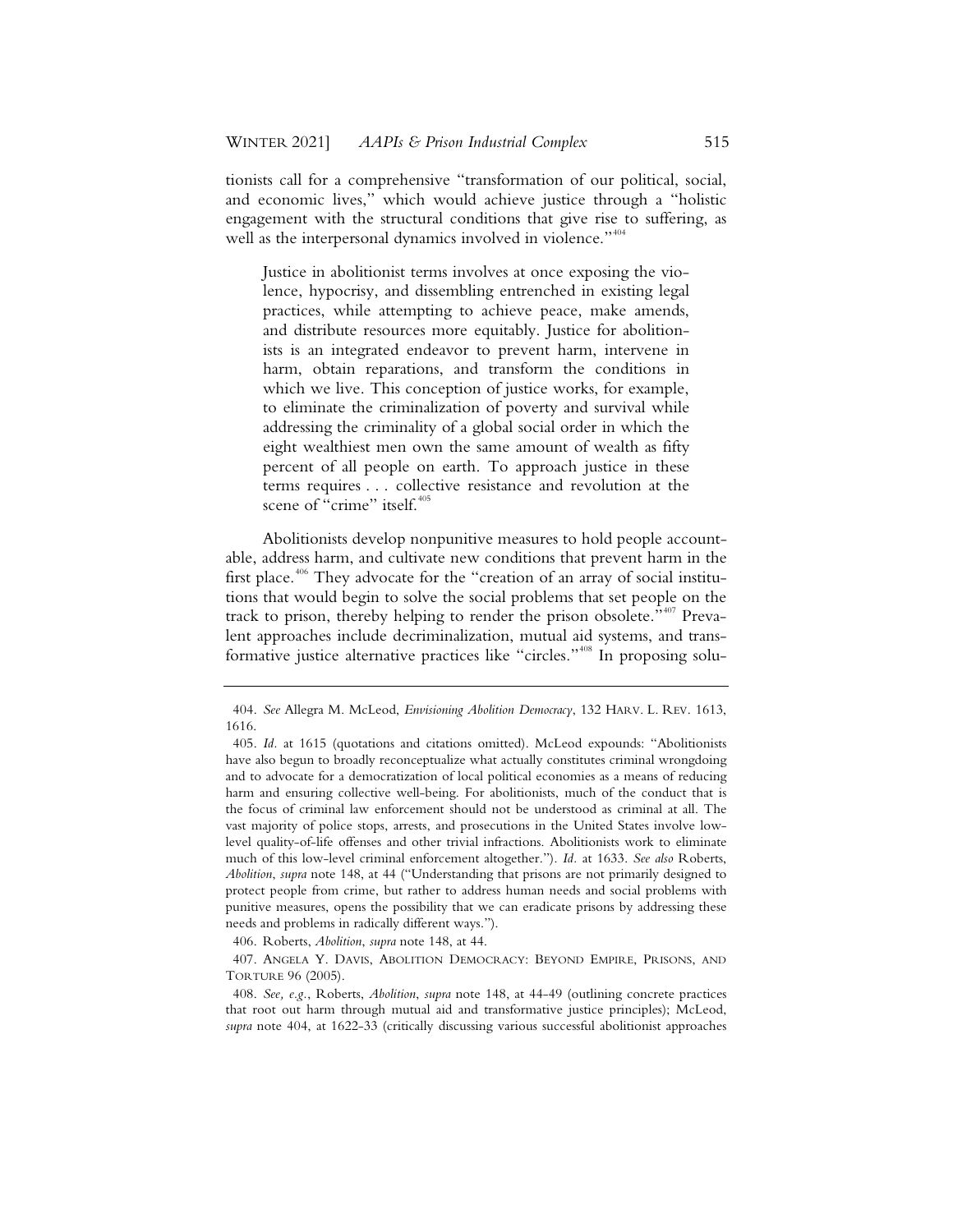tionists call for a comprehensive "transformation of our political, social, and economic lives," which would achieve justice through a "holistic engagement with the structural conditions that give rise to suffering, as well as the interpersonal dynamics involved in violence."[404]

> Justice in abolitionist terms involves at once exposing the violence, hypocrisy, and dissembling entrenched in existing legal practices, while attempting to achieve peace, make amends, and distribute resources more equitably. Justice for abolitionists is an integrated endeavor to prevent harm, intervene in harm, obtain reparations, and transform the conditions in which we live. This conception of justice works, for example, to eliminate the criminalization of poverty and survival while addressing the criminality of a global social order in which the eight wealthiest men own the same amount of wealth as fifty percent of all people on earth. To approach justice in these terms requires . . . collective resistance and revolution at the scene of "crime" itself.[405]

Abolitionists develop nonpunitive measures to hold people accountable, address harm, and cultivate new conditions that prevent harm in the first place.[406] They advocate for the "creation of an array of social institutions that would begin to solve the social problems that set people on the track to prison, thereby helping to render the prison obsolete."[407] Prevalent approaches include decriminalization, mutual aid systems, and transformative justice alternative practices like "circles."[408] In proposing solu-

---

404. *See* Allegra M. McLeod, *Envisioning Abolition Democracy*, 132 HARV. L. REV. 1613, 1616.

405. *Id.* at 1615 (quotations and citations omitted). McLeod expounds: "Abolitionists have also begun to broadly reconceptualize what actually constitutes criminal wrongdoing and to advocate for a democratization of local political economies as a means of reducing harm and ensuring collective well-being. For abolitionists, much of the conduct that is the focus of criminal law enforcement should not be understood as criminal at all. The vast majority of police stops, arrests, and prosecutions in the United States involve low-level quality-of-life offenses and other trivial infractions. Abolitionists work to eliminate much of this low-level criminal enforcement altogether."). *Id.* at 1633. *See also* Roberts, *Abolition*, *supra* note 148, at 44 ("Understanding that prisons are not primarily designed to protect people from crime, but rather to address human needs and social problems with punitive measures, opens the possibility that we can eradicate prisons by addressing these needs and problems in radically different ways.").

406. Roberts, *Abolition*, *supra* note 148, at 44.

407. ANGELA Y. DAVIS, ABOLITION DEMOCRACY: BEYOND EMPIRE, PRISONS, AND TORTURE 96 (2005).

408. *See, e.g.*, Roberts, *Abolition*, *supra* note 148, at 44-49 (outlining concrete practices that root out harm through mutual aid and transformative justice principles); McLeod, *supra* note 404, at 1622-33 (critically discussing various successful abolitionist approaches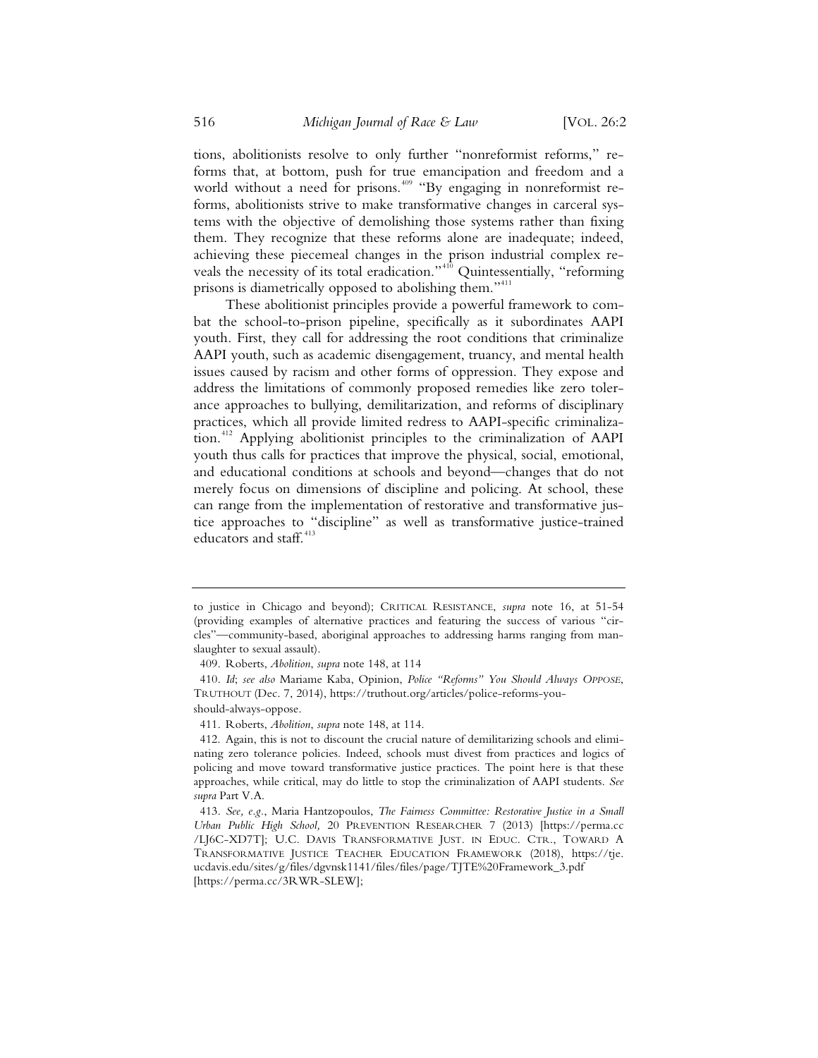tions, abolitionists resolve to only further "nonreformist reforms," reforms that, at bottom, push for true emancipation and freedom and a world without a need for prisons.[409] "By engaging in nonreformist reforms, abolitionists strive to make transformative changes in carceral systems with the objective of demolishing those systems rather than fixing them. They recognize that these reforms alone are inadequate; indeed, achieving these piecemeal changes in the prison industrial complex reveals the necessity of its total eradication."[410] Quintessentially, "reforming prisons is diametrically opposed to abolishing them."[411]

These abolitionist principles provide a powerful framework to combat the school-to-prison pipeline, specifically as it subordinates AAPI youth. First, they call for addressing the root conditions that criminalize AAPI youth, such as academic disengagement, truancy, and mental health issues caused by racism and other forms of oppression. They expose and address the limitations of commonly proposed remedies like zero tolerance approaches to bullying, demilitarization, and reforms of disciplinary practices, which all provide limited redress to AAPI-specific criminalization.[412] Applying abolitionist principles to the criminalization of AAPI youth thus calls for practices that improve the physical, social, emotional, and educational conditions at schools and beyond—changes that do not merely focus on dimensions of discipline and policing. At school, these can range from the implementation of restorative and transformative justice approaches to "discipline" as well as transformative justice-trained educators and staff.[413]

---

to justice in Chicago and beyond); CRITICAL RESISTANCE, *supra* note 16, at 51-54 (providing examples of alternative practices and featuring the success of various "circles"—community-based, aboriginal approaches to addressing harms ranging from manslaughter to sexual assault).

409. Roberts, *Abolition*, *supra* note 148, at 114

410. *Id*; *see also* Mariame Kaba, Opinion, *Police "Reforms" You Should Always OPPOSE*, TRUTHOUT (Dec. 7, 2014), https://truthout.org/articles/police-reforms-you-should-always-oppose.

411. Roberts, *Abolition*, *supra* note 148, at 114.

412. Again, this is not to discount the crucial nature of demilitarizing schools and eliminating zero tolerance policies. Indeed, schools must divest from practices and logics of policing and move toward transformative justice practices. The point here is that these approaches, while critical, may do little to stop the criminalization of AAPI students. *See supra* Part V.A.

413. *See, e.g.*, Maria Hantzopoulos, *The Fairness Committee: Restorative Justice in a Small Urban Public High School,* 20 PREVENTION RESEARCHER 7 (2013) [https://perma.cc/LJ6C-XD7T]; U.C. DAVIS TRANSFORMATIVE JUST. IN EDUC. CTR., TOWARD A TRANSFORMATIVE JUSTICE TEACHER EDUCATION FRAMEWORK (2018), https://tje.ucdavis.edu/sites/g/files/dgvnsk1141/files/files/page/TJTE%20Framework_3.pdf [https://perma.cc/3RWR-SLEW];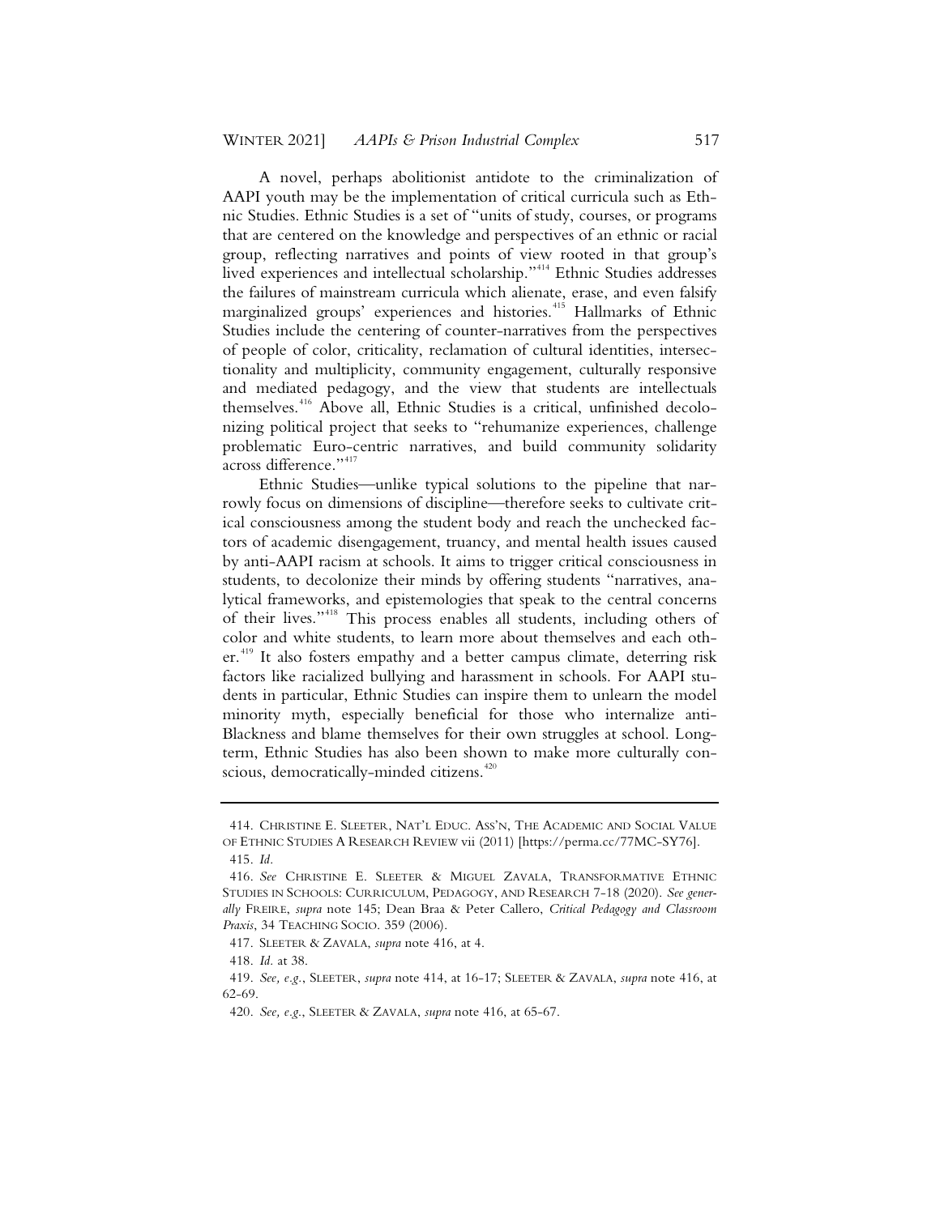A novel, perhaps abolitionist antidote to the criminalization of AAPI youth may be the implementation of critical curricula such as Ethnic Studies. Ethnic Studies is a set of "units of study, courses, or programs that are centered on the knowledge and perspectives of an ethnic or racial group, reflecting narratives and points of view rooted in that group's lived experiences and intellectual scholarship."[414] Ethnic Studies addresses the failures of mainstream curricula which alienate, erase, and even falsify marginalized groups' experiences and histories.[415] Hallmarks of Ethnic Studies include the centering of counter-narratives from the perspectives of people of color, criticality, reclamation of cultural identities, intersectionality and multiplicity, community engagement, culturally responsive and mediated pedagogy, and the view that students are intellectuals themselves.[416] Above all, Ethnic Studies is a critical, unfinished decolonizing political project that seeks to "rehumanize experiences, challenge problematic Euro-centric narratives, and build community solidarity across difference."[417]

Ethnic Studies—unlike typical solutions to the pipeline that narrowly focus on dimensions of discipline—therefore seeks to cultivate critical consciousness among the student body and reach the unchecked factors of academic disengagement, truancy, and mental health issues caused by anti-AAPI racism at schools. It aims to trigger critical consciousness in students, to decolonize their minds by offering students "narratives, analytical frameworks, and epistemologies that speak to the central concerns of their lives."[418] This process enables all students, including others of color and white students, to learn more about themselves and each other.[419] It also fosters empathy and a better campus climate, deterring risk factors like racialized bullying and harassment in schools. For AAPI students in particular, Ethnic Studies can inspire them to unlearn the model minority myth, especially beneficial for those who internalize anti-Blackness and blame themselves for their own struggles at school. Long-term, Ethnic Studies has also been shown to make more culturally conscious, democratically-minded citizens.[420]

---

414. CHRISTINE E. SLEETER, NAT'L EDUC. ASS'N, THE ACADEMIC AND SOCIAL VALUE OF ETHNIC STUDIES A RESEARCH REVIEW vii (2011) [https://perma.cc/77MC-SY76].

415. *Id.*

416. *See* CHRISTINE E. SLEETER & MIGUEL ZAVALA, TRANSFORMATIVE ETHNIC STUDIES IN SCHOOLS: CURRICULUM, PEDAGOGY, AND RESEARCH 7-18 (2020). *See generally* FREIRE, *supra* note 145; Dean Braa & Peter Callero, *Critical Pedagogy and Classroom Praxis*, 34 TEACHING SOCIO. 359 (2006).

417. SLEETER & ZAVALA, *supra* note 416, at 4.

418. *Id.* at 38.

419. *See, e.g.*, SLEETER, *supra* note 414, at 16-17; SLEETER & ZAVALA, *supra* note 416, at 62-69.

420. *See, e.g.*, SLEETER & ZAVALA, *supra* note 416, at 65-67.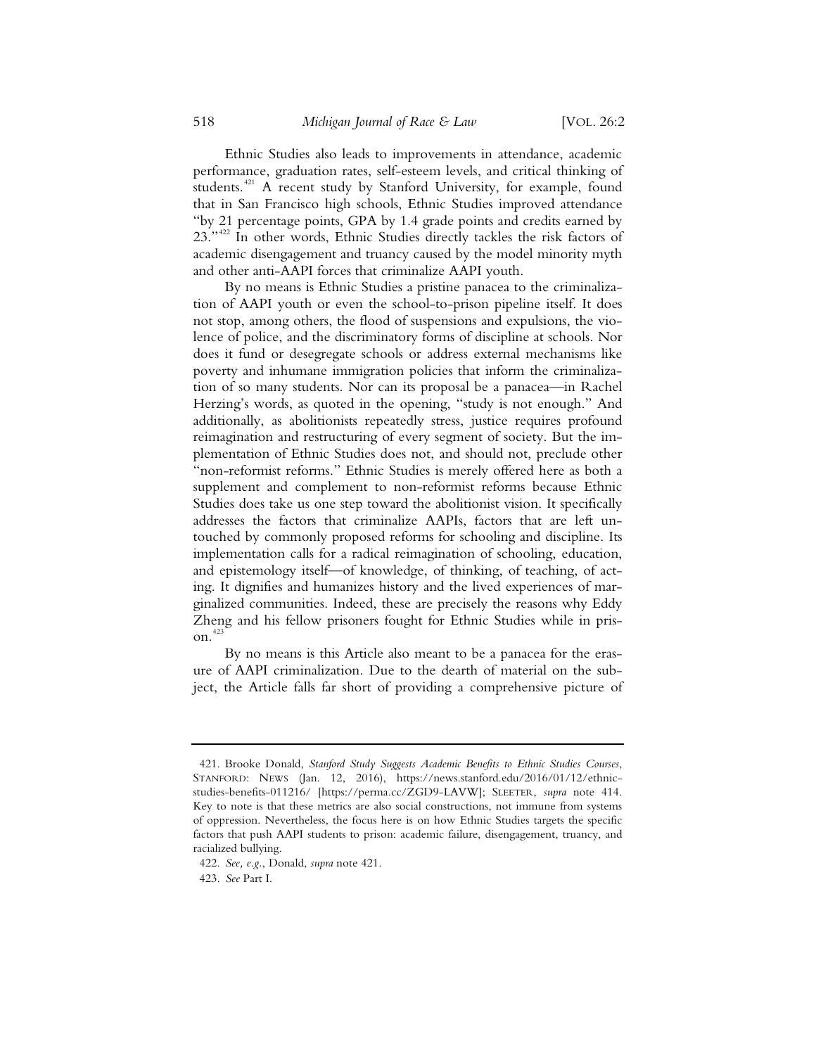Ethnic Studies also leads to improvements in attendance, academic performance, graduation rates, self-esteem levels, and critical thinking of students.[421] A recent study by Stanford University, for example, found that in San Francisco high schools, Ethnic Studies improved attendance "by 21 percentage points, GPA by 1.4 grade points and credits earned by 23."[422] In other words, Ethnic Studies directly tackles the risk factors of academic disengagement and truancy caused by the model minority myth and other anti-AAPI forces that criminalize AAPI youth.

By no means is Ethnic Studies a pristine panacea to the criminalization of AAPI youth or even the school-to-prison pipeline itself. It does not stop, among others, the flood of suspensions and expulsions, the violence of police, and the discriminatory forms of discipline at schools. Nor does it fund or desegregate schools or address external mechanisms like poverty and inhumane immigration policies that inform the criminalization of so many students. Nor can its proposal be a panacea—in Rachel Herzing's words, as quoted in the opening, "study is not enough." And additionally, as abolitionists repeatedly stress, justice requires profound reimagination and restructuring of every segment of society. But the implementation of Ethnic Studies does not, and should not, preclude other "non-reformist reforms." Ethnic Studies is merely offered here as both a supplement and complement to non-reformist reforms because Ethnic Studies does take us one step toward the abolitionist vision. It specifically addresses the factors that criminalize AAPIs, factors that are left untouched by commonly proposed reforms for schooling and discipline. Its implementation calls for a radical reimagination of schooling, education, and epistemology itself—of knowledge, of thinking, of teaching, of acting. It dignifies and humanizes history and the lived experiences of marginalized communities. Indeed, these are precisely the reasons why Eddy Zheng and his fellow prisoners fought for Ethnic Studies while in prison.[423]

By no means is this Article also meant to be a panacea for the erasure of AAPI criminalization. Due to the dearth of material on the subject, the Article falls far short of providing a comprehensive picture of

---

421. Brooke Donald, *Stanford Study Suggests Academic Benefits to Ethnic Studies Courses*, STANFORD: NEWS (Jan. 12, 2016), https://news.stanford.edu/2016/01/12/ethnic-studies-benefits-011216/ [https://perma.cc/ZGD9-LAVW]; SLEETER, *supra* note 414. Key to note is that these metrics are also social constructions, not immune from systems of oppression. Nevertheless, the focus here is on how Ethnic Studies targets the specific factors that push AAPI students to prison: academic failure, disengagement, truancy, and racialized bullying.

422. *See, e.g.*, Donald, *supra* note 421.

423. *See* Part I.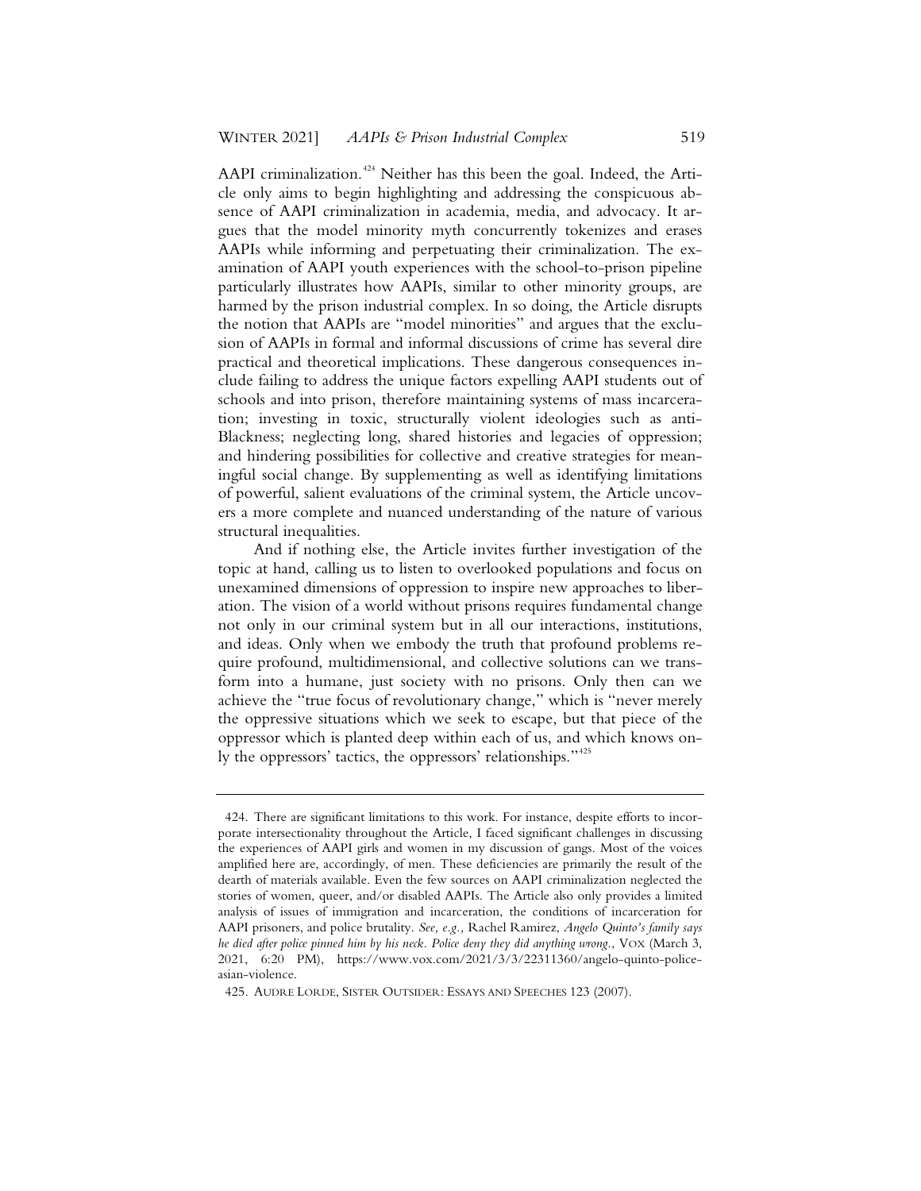AAPI criminalization.[424] Neither has this been the goal. Indeed, the Article only aims to begin highlighting and addressing the conspicuous absence of AAPI criminalization in academia, media, and advocacy. It argues that the model minority myth concurrently tokenizes and erases AAPIs while informing and perpetuating their criminalization. The examination of AAPI youth experiences with the school-to-prison pipeline particularly illustrates how AAPIs, similar to other minority groups, are harmed by the prison industrial complex. In so doing, the Article disrupts the notion that AAPIs are "model minorities" and argues that the exclusion of AAPIs in formal and informal discussions of crime has several dire practical and theoretical implications. These dangerous consequences include failing to address the unique factors expelling AAPI students out of schools and into prison, therefore maintaining systems of mass incarceration; investing in toxic, structurally violent ideologies such as anti-Blackness; neglecting long, shared histories and legacies of oppression; and hindering possibilities for collective and creative strategies for meaningful social change. By supplementing as well as identifying limitations of powerful, salient evaluations of the criminal system, the Article uncovers a more complete and nuanced understanding of the nature of various structural inequalities.

And if nothing else, the Article invites further investigation of the topic at hand, calling us to listen to overlooked populations and focus on unexamined dimensions of oppression to inspire new approaches to liberation. The vision of a world without prisons requires fundamental change not only in our criminal system but in all our interactions, institutions, and ideas. Only when we embody the truth that profound problems require profound, multidimensional, and collective solutions can we transform into a humane, just society with no prisons. Only then can we achieve the "true focus of revolutionary change," which is "never merely the oppressive situations which we seek to escape, but that piece of the oppressor which is planted deep within each of us, and which knows only the oppressors' tactics, the oppressors' relationships."[425]

---

424. There are significant limitations to this work. For instance, despite efforts to incorporate intersectionality throughout the Article, I faced significant challenges in discussing the experiences of AAPI girls and women in my discussion of gangs. Most of the voices amplified here are, accordingly, of men. These deficiencies are primarily the result of the dearth of materials available. Even the few sources on AAPI criminalization neglected the stories of women, queer, and/or disabled AAPIs. The Article also only provides a limited analysis of issues of immigration and incarceration, the conditions of incarceration for AAPI prisoners, and police brutality. *See, e.g.,* Rachel Ramirez, *Angelo Quinto's family says he died after police pinned him by his neck. Police deny they did anything wrong.*, VOX (March 3, 2021, 6:20 PM), https://www.vox.com/2021/3/3/22311360/angelo-quinto-police-asian-violence.

425. AUDRE LORDE, SISTER OUTSIDER: ESSAYS AND SPEECHES 123 (2007).